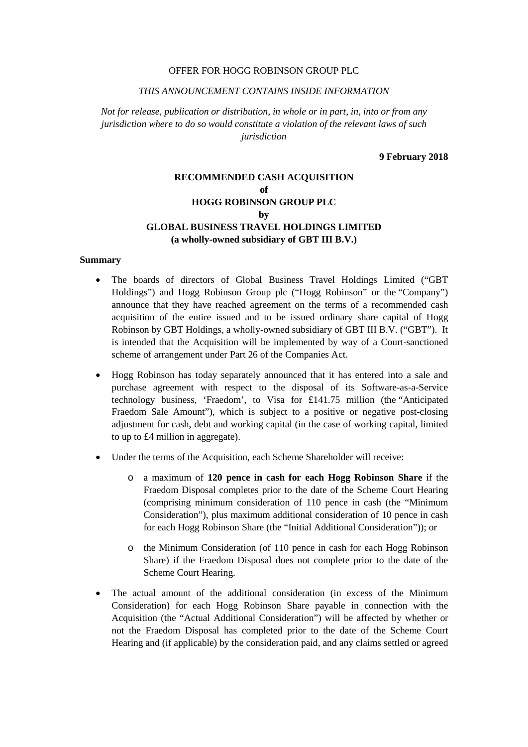OFFER FOR HOGG ROBINSON GROUP PLC

*THIS ANNOUNCEMENT CONTAINS INSIDE INFORMATION*

*Not for release, publication or distribution, in whole or in part, in, into or from any jurisdiction where to do so would constitute a violation of the relevant laws of such jurisdiction*

**9 February 2018**

**RECOMMENDED CASH ACQUISITION**
**of**
**HOGG ROBINSON GROUP PLC**
**by**
**GLOBAL BUSINESS TRAVEL HOLDINGS LIMITED**
**(a wholly-owned subsidiary of GBT III B.V.)**

**Summary**

- The boards of directors of Global Business Travel Holdings Limited ("GBT Holdings") and Hogg Robinson Group plc ("Hogg Robinson" or the "Company") announce that they have reached agreement on the terms of a recommended cash acquisition of the entire issued and to be issued ordinary share capital of Hogg Robinson by GBT Holdings, a wholly-owned subsidiary of GBT III B.V. ("GBT"). It is intended that the Acquisition will be implemented by way of a Court-sanctioned scheme of arrangement under Part 26 of the Companies Act.

- Hogg Robinson has today separately announced that it has entered into a sale and purchase agreement with respect to the disposal of its Software-as-a-Service technology business, 'Fraedom', to Visa for £141.75 million (the "Anticipated Fraedom Sale Amount"), which is subject to a positive or negative post-closing adjustment for cash, debt and working capital (in the case of working capital, limited to up to £4 million in aggregate).

- Under the terms of the Acquisition, each Scheme Shareholder will receive:
  - a maximum of **120 pence in cash for each Hogg Robinson Share** if the Fraedom Disposal completes prior to the date of the Scheme Court Hearing (comprising minimum consideration of 110 pence in cash (the "Minimum Consideration"), plus maximum additional consideration of 10 pence in cash for each Hogg Robinson Share (the "Initial Additional Consideration")); or
  - the Minimum Consideration (of 110 pence in cash for each Hogg Robinson Share) if the Fraedom Disposal does not complete prior to the date of the Scheme Court Hearing.

- The actual amount of the additional consideration (in excess of the Minimum Consideration) for each Hogg Robinson Share payable in connection with the Acquisition (the "Actual Additional Consideration") will be affected by whether or not the Fraedom Disposal has completed prior to the date of the Scheme Court Hearing and (if applicable) by the consideration paid, and any claims settled or agreed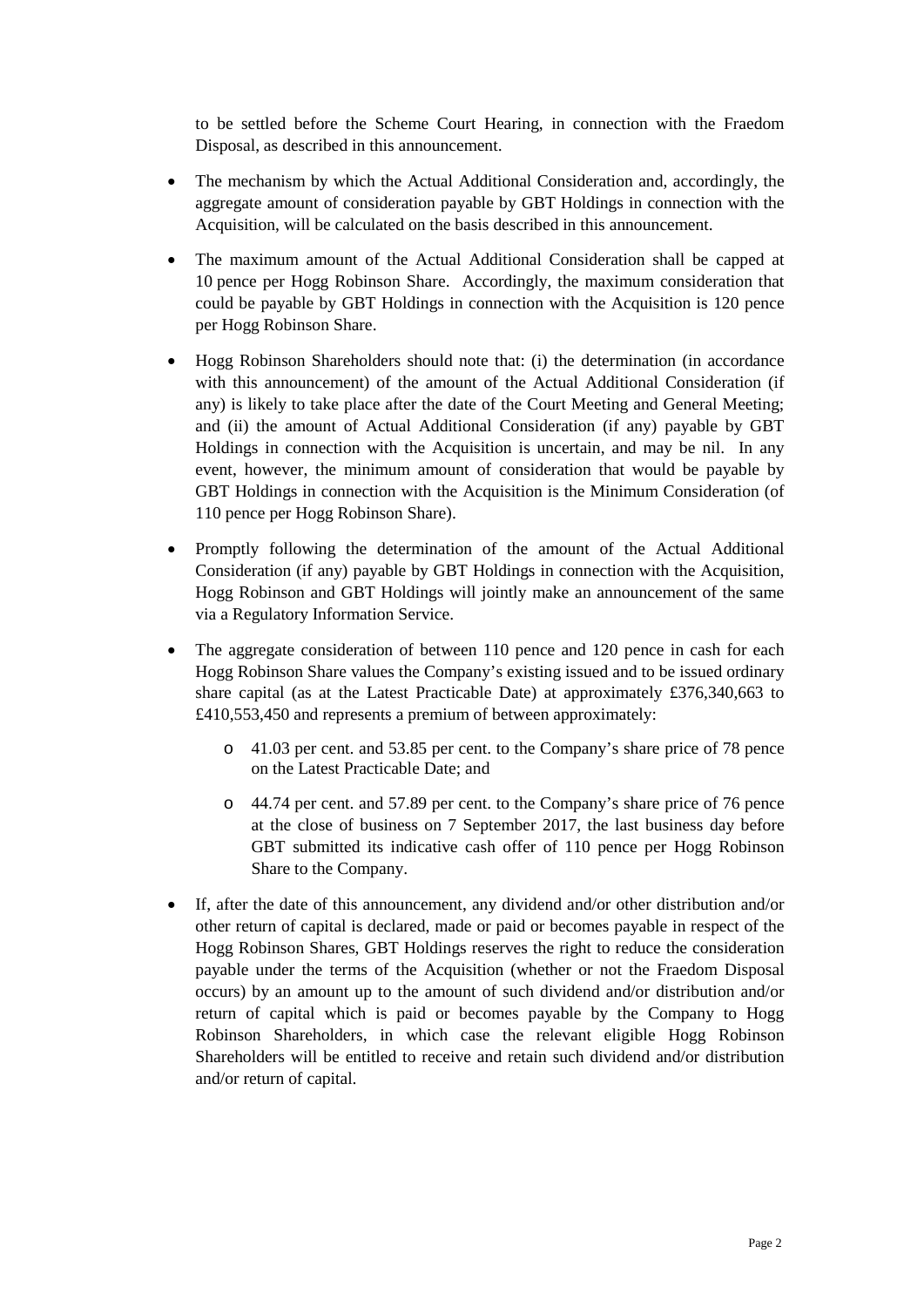to be settled before the Scheme Court Hearing, in connection with the Fraedom Disposal, as described in this announcement.

- The mechanism by which the Actual Additional Consideration and, accordingly, the aggregate amount of consideration payable by GBT Holdings in connection with the Acquisition, will be calculated on the basis described in this announcement.

- The maximum amount of the Actual Additional Consideration shall be capped at 10 pence per Hogg Robinson Share. Accordingly, the maximum consideration that could be payable by GBT Holdings in connection with the Acquisition is 120 pence per Hogg Robinson Share.

- Hogg Robinson Shareholders should note that: (i) the determination (in accordance with this announcement) of the amount of the Actual Additional Consideration (if any) is likely to take place after the date of the Court Meeting and General Meeting; and (ii) the amount of Actual Additional Consideration (if any) payable by GBT Holdings in connection with the Acquisition is uncertain, and may be nil. In any event, however, the minimum amount of consideration that would be payable by GBT Holdings in connection with the Acquisition is the Minimum Consideration (of 110 pence per Hogg Robinson Share).

- Promptly following the determination of the amount of the Actual Additional Consideration (if any) payable by GBT Holdings in connection with the Acquisition, Hogg Robinson and GBT Holdings will jointly make an announcement of the same via a Regulatory Information Service.

- The aggregate consideration of between 110 pence and 120 pence in cash for each Hogg Robinson Share values the Company's existing issued and to be issued ordinary share capital (as at the Latest Practicable Date) at approximately £376,340,663 to £410,553,450 and represents a premium of between approximately:
    - 41.03 per cent. and 53.85 per cent. to the Company's share price of 78 pence on the Latest Practicable Date; and
    - 44.74 per cent. and 57.89 per cent. to the Company's share price of 76 pence at the close of business on 7 September 2017, the last business day before GBT submitted its indicative cash offer of 110 pence per Hogg Robinson Share to the Company.

- If, after the date of this announcement, any dividend and/or other distribution and/or other return of capital is declared, made or paid or becomes payable in respect of the Hogg Robinson Shares, GBT Holdings reserves the right to reduce the consideration payable under the terms of the Acquisition (whether or not the Fraedom Disposal occurs) by an amount up to the amount of such dividend and/or distribution and/or return of capital which is paid or becomes payable by the Company to Hogg Robinson Shareholders, in which case the relevant eligible Hogg Robinson Shareholders will be entitled to receive and retain such dividend and/or distribution and/or return of capital.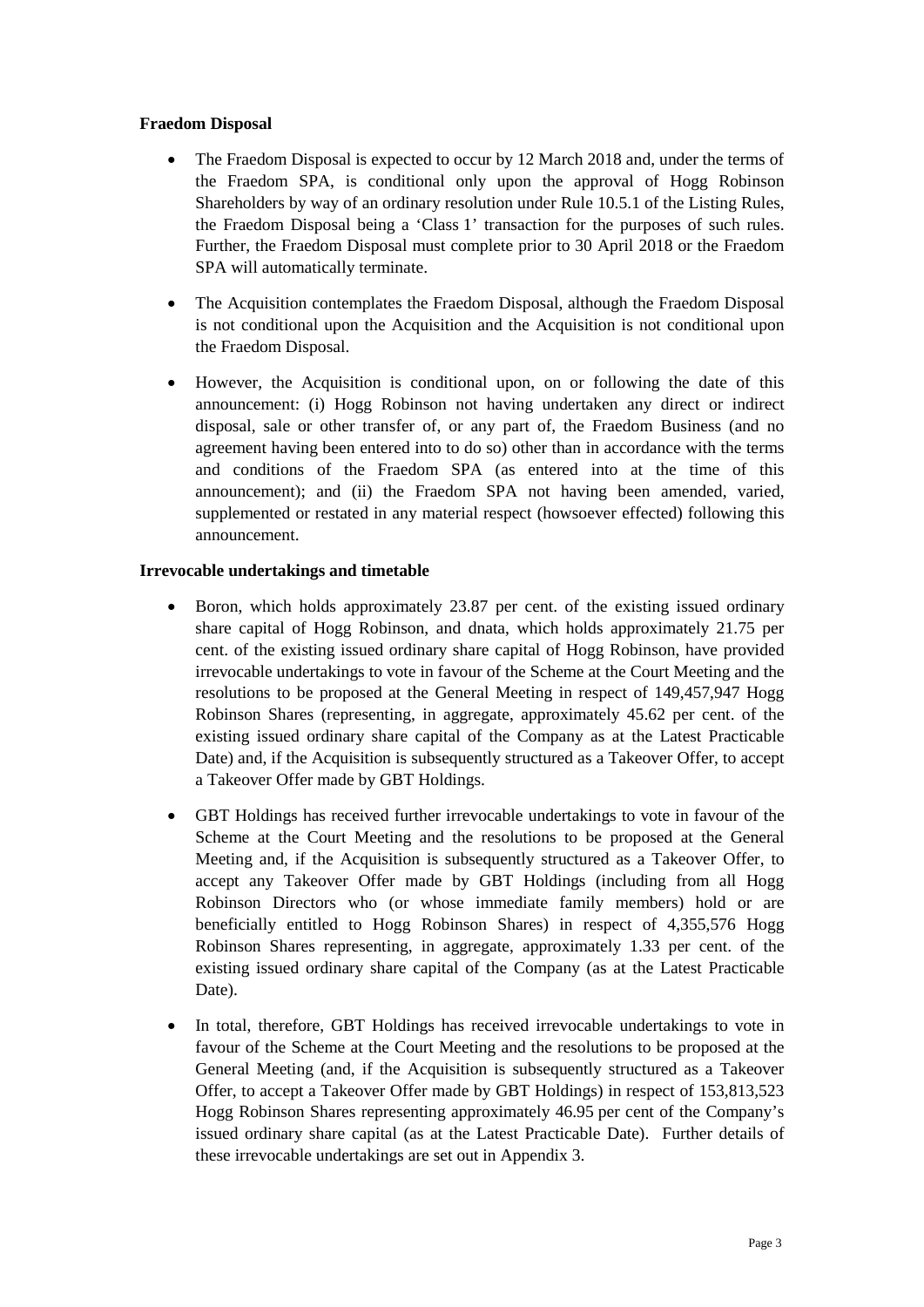**Fraedom Disposal**

- The Fraedom Disposal is expected to occur by 12 March 2018 and, under the terms of the Fraedom SPA, is conditional only upon the approval of Hogg Robinson Shareholders by way of an ordinary resolution under Rule 10.5.1 of the Listing Rules, the Fraedom Disposal being a 'Class 1' transaction for the purposes of such rules. Further, the Fraedom Disposal must complete prior to 30 April 2018 or the Fraedom SPA will automatically terminate.
- The Acquisition contemplates the Fraedom Disposal, although the Fraedom Disposal is not conditional upon the Acquisition and the Acquisition is not conditional upon the Fraedom Disposal.
- However, the Acquisition is conditional upon, on or following the date of this announcement: (i) Hogg Robinson not having undertaken any direct or indirect disposal, sale or other transfer of, or any part of, the Fraedom Business (and no agreement having been entered into to do so) other than in accordance with the terms and conditions of the Fraedom SPA (as entered into at the time of this announcement); and (ii) the Fraedom SPA not having been amended, varied, supplemented or restated in any material respect (howsoever effected) following this announcement.

**Irrevocable undertakings and timetable**

- Boron, which holds approximately 23.87 per cent. of the existing issued ordinary share capital of Hogg Robinson, and dnata, which holds approximately 21.75 per cent. of the existing issued ordinary share capital of Hogg Robinson, have provided irrevocable undertakings to vote in favour of the Scheme at the Court Meeting and the resolutions to be proposed at the General Meeting in respect of 149,457,947 Hogg Robinson Shares (representing, in aggregate, approximately 45.62 per cent. of the existing issued ordinary share capital of the Company as at the Latest Practicable Date) and, if the Acquisition is subsequently structured as a Takeover Offer, to accept a Takeover Offer made by GBT Holdings.
- GBT Holdings has received further irrevocable undertakings to vote in favour of the Scheme at the Court Meeting and the resolutions to be proposed at the General Meeting and, if the Acquisition is subsequently structured as a Takeover Offer, to accept any Takeover Offer made by GBT Holdings (including from all Hogg Robinson Directors who (or whose immediate family members) hold or are beneficially entitled to Hogg Robinson Shares) in respect of 4,355,576 Hogg Robinson Shares representing, in aggregate, approximately 1.33 per cent. of the existing issued ordinary share capital of the Company (as at the Latest Practicable Date).
- In total, therefore, GBT Holdings has received irrevocable undertakings to vote in favour of the Scheme at the Court Meeting and the resolutions to be proposed at the General Meeting (and, if the Acquisition is subsequently structured as a Takeover Offer, to accept a Takeover Offer made by GBT Holdings) in respect of 153,813,523 Hogg Robinson Shares representing approximately 46.95 per cent of the Company's issued ordinary share capital (as at the Latest Practicable Date). Further details of these irrevocable undertakings are set out in Appendix 3.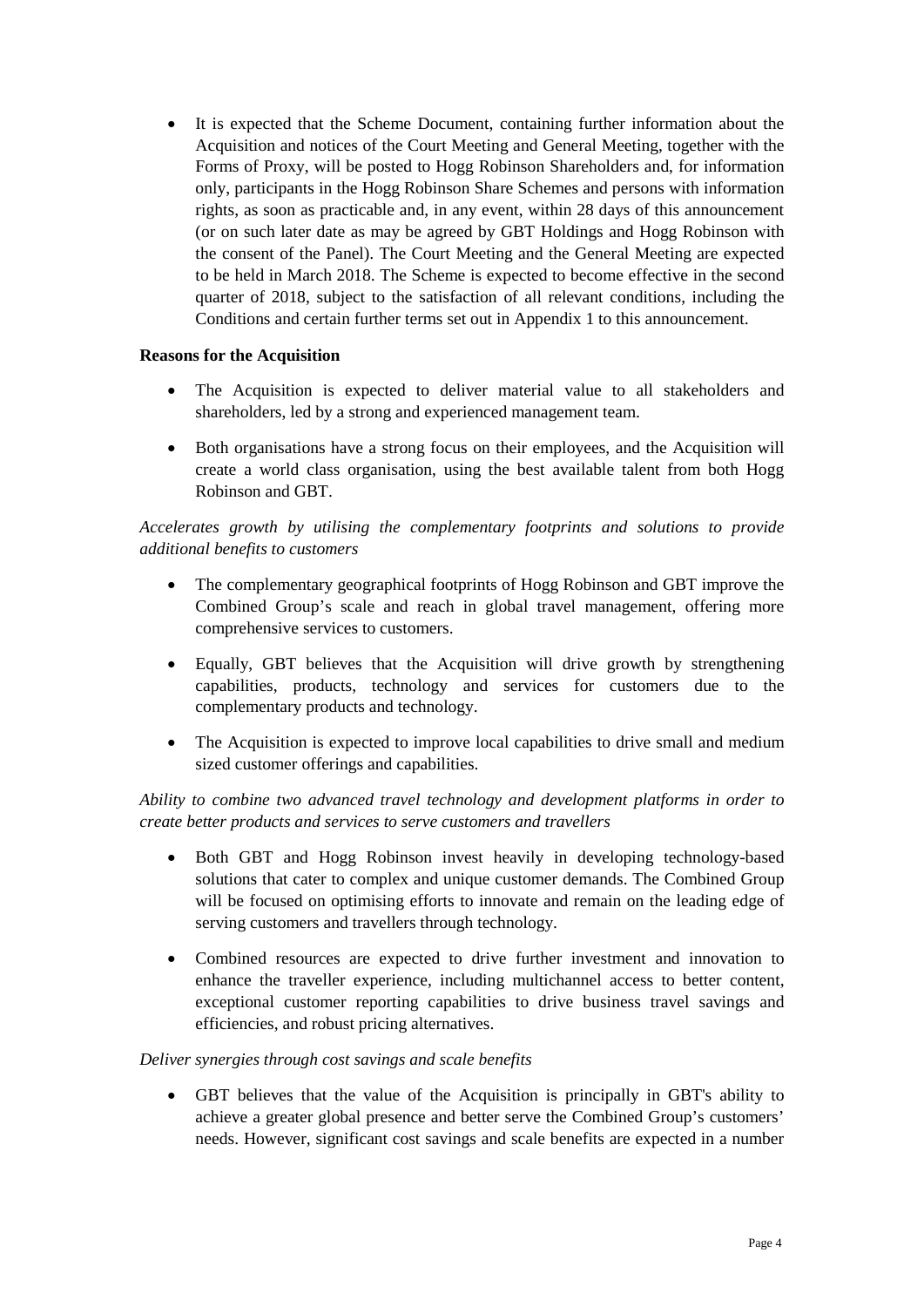- It is expected that the Scheme Document, containing further information about the Acquisition and notices of the Court Meeting and General Meeting, together with the Forms of Proxy, will be posted to Hogg Robinson Shareholders and, for information only, participants in the Hogg Robinson Share Schemes and persons with information rights, as soon as practicable and, in any event, within 28 days of this announcement (or on such later date as may be agreed by GBT Holdings and Hogg Robinson with the consent of the Panel). The Court Meeting and the General Meeting are expected to be held in March 2018. The Scheme is expected to become effective in the second quarter of 2018, subject to the satisfaction of all relevant conditions, including the Conditions and certain further terms set out in Appendix 1 to this announcement.

**Reasons for the Acquisition**

- The Acquisition is expected to deliver material value to all stakeholders and shareholders, led by a strong and experienced management team.
- Both organisations have a strong focus on their employees, and the Acquisition will create a world class organisation, using the best available talent from both Hogg Robinson and GBT.

*Accelerates growth by utilising the complementary footprints and solutions to provide additional benefits to customers*

- The complementary geographical footprints of Hogg Robinson and GBT improve the Combined Group's scale and reach in global travel management, offering more comprehensive services to customers.
- Equally, GBT believes that the Acquisition will drive growth by strengthening capabilities, products, technology and services for customers due to the complementary products and technology.
- The Acquisition is expected to improve local capabilities to drive small and medium sized customer offerings and capabilities.

*Ability to combine two advanced travel technology and development platforms in order to create better products and services to serve customers and travellers*

- Both GBT and Hogg Robinson invest heavily in developing technology-based solutions that cater to complex and unique customer demands. The Combined Group will be focused on optimising efforts to innovate and remain on the leading edge of serving customers and travellers through technology.
- Combined resources are expected to drive further investment and innovation to enhance the traveller experience, including multichannel access to better content, exceptional customer reporting capabilities to drive business travel savings and efficiencies, and robust pricing alternatives.

*Deliver synergies through cost savings and scale benefits*

- GBT believes that the value of the Acquisition is principally in GBT's ability to achieve a greater global presence and better serve the Combined Group's customers' needs. However, significant cost savings and scale benefits are expected in a number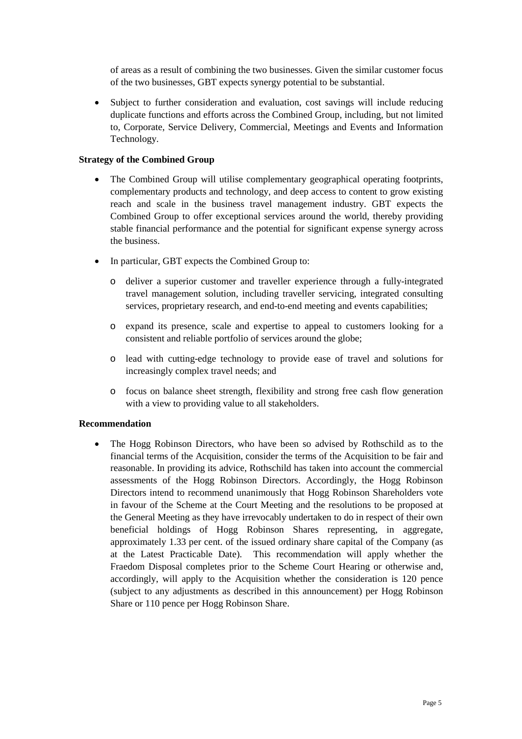of areas as a result of combining the two businesses. Given the similar customer focus of the two businesses, GBT expects synergy potential to be substantial.

- Subject to further consideration and evaluation, cost savings will include reducing duplicate functions and efforts across the Combined Group, including, but not limited to, Corporate, Service Delivery, Commercial, Meetings and Events and Information Technology.

**Strategy of the Combined Group**

- The Combined Group will utilise complementary geographical operating footprints, complementary products and technology, and deep access to content to grow existing reach and scale in the business travel management industry. GBT expects the Combined Group to offer exceptional services around the world, thereby providing stable financial performance and the potential for significant expense synergy across the business.

- In particular, GBT expects the Combined Group to:
  - deliver a superior customer and traveller experience through a fully-integrated travel management solution, including traveller servicing, integrated consulting services, proprietary research, and end-to-end meeting and events capabilities;
  - expand its presence, scale and expertise to appeal to customers looking for a consistent and reliable portfolio of services around the globe;
  - lead with cutting-edge technology to provide ease of travel and solutions for increasingly complex travel needs; and
  - focus on balance sheet strength, flexibility and strong free cash flow generation with a view to providing value to all stakeholders.

**Recommendation**

- The Hogg Robinson Directors, who have been so advised by Rothschild as to the financial terms of the Acquisition, consider the terms of the Acquisition to be fair and reasonable. In providing its advice, Rothschild has taken into account the commercial assessments of the Hogg Robinson Directors. Accordingly, the Hogg Robinson Directors intend to recommend unanimously that Hogg Robinson Shareholders vote in favour of the Scheme at the Court Meeting and the resolutions to be proposed at the General Meeting as they have irrevocably undertaken to do in respect of their own beneficial holdings of Hogg Robinson Shares representing, in aggregate, approximately 1.33 per cent. of the issued ordinary share capital of the Company (as at the Latest Practicable Date). This recommendation will apply whether the Fraedom Disposal completes prior to the Scheme Court Hearing or otherwise and, accordingly, will apply to the Acquisition whether the consideration is 120 pence (subject to any adjustments as described in this announcement) per Hogg Robinson Share or 110 pence per Hogg Robinson Share.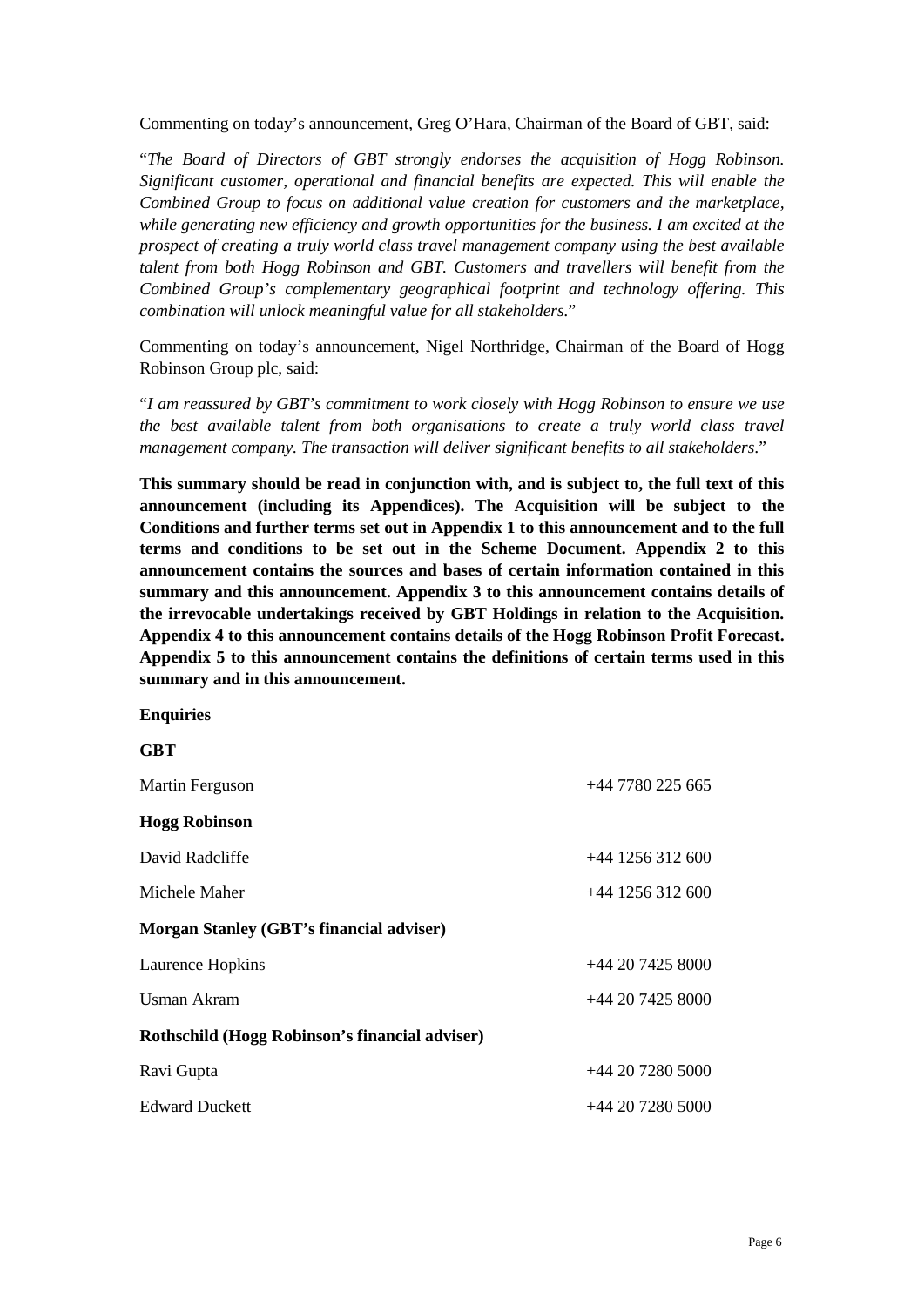Commenting on today's announcement, Greg O'Hara, Chairman of the Board of GBT, said:

"*The Board of Directors of GBT strongly endorses the acquisition of Hogg Robinson. Significant customer, operational and financial benefits are expected. This will enable the Combined Group to focus on additional value creation for customers and the marketplace, while generating new efficiency and growth opportunities for the business. I am excited at the prospect of creating a truly world class travel management company using the best available talent from both Hogg Robinson and GBT. Customers and travellers will benefit from the Combined Group's complementary geographical footprint and technology offering. This combination will unlock meaningful value for all stakeholders.*"

Commenting on today's announcement, Nigel Northridge, Chairman of the Board of Hogg Robinson Group plc, said:

"*I am reassured by GBT's commitment to work closely with Hogg Robinson to ensure we use the best available talent from both organisations to create a truly world class travel management company. The transaction will deliver significant benefits to all stakeholders.*"

**This summary should be read in conjunction with, and is subject to, the full text of this announcement (including its Appendices). The Acquisition will be subject to the Conditions and further terms set out in Appendix 1 to this announcement and to the full terms and conditions to be set out in the Scheme Document. Appendix 2 to this announcement contains the sources and bases of certain information contained in this summary and this announcement. Appendix 3 to this announcement contains details of the irrevocable undertakings received by GBT Holdings in relation to the Acquisition. Appendix 4 to this announcement contains details of the Hogg Robinson Profit Forecast. Appendix 5 to this announcement contains the definitions of certain terms used in this summary and in this announcement.**

**Enquiries**

**GBT**

| | |
|---|---|
| Martin Ferguson | +44 7780 225 665 |
| **Hogg Robinson** | |
| David Radcliffe | +44 1256 312 600 |
| Michele Maher | +44 1256 312 600 |
| **Morgan Stanley (GBT's financial adviser)** | |
| Laurence Hopkins | +44 20 7425 8000 |
| Usman Akram | +44 20 7425 8000 |
| **Rothschild (Hogg Robinson's financial adviser)** | |
| Ravi Gupta | +44 20 7280 5000 |
| Edward Duckett | +44 20 7280 5000 |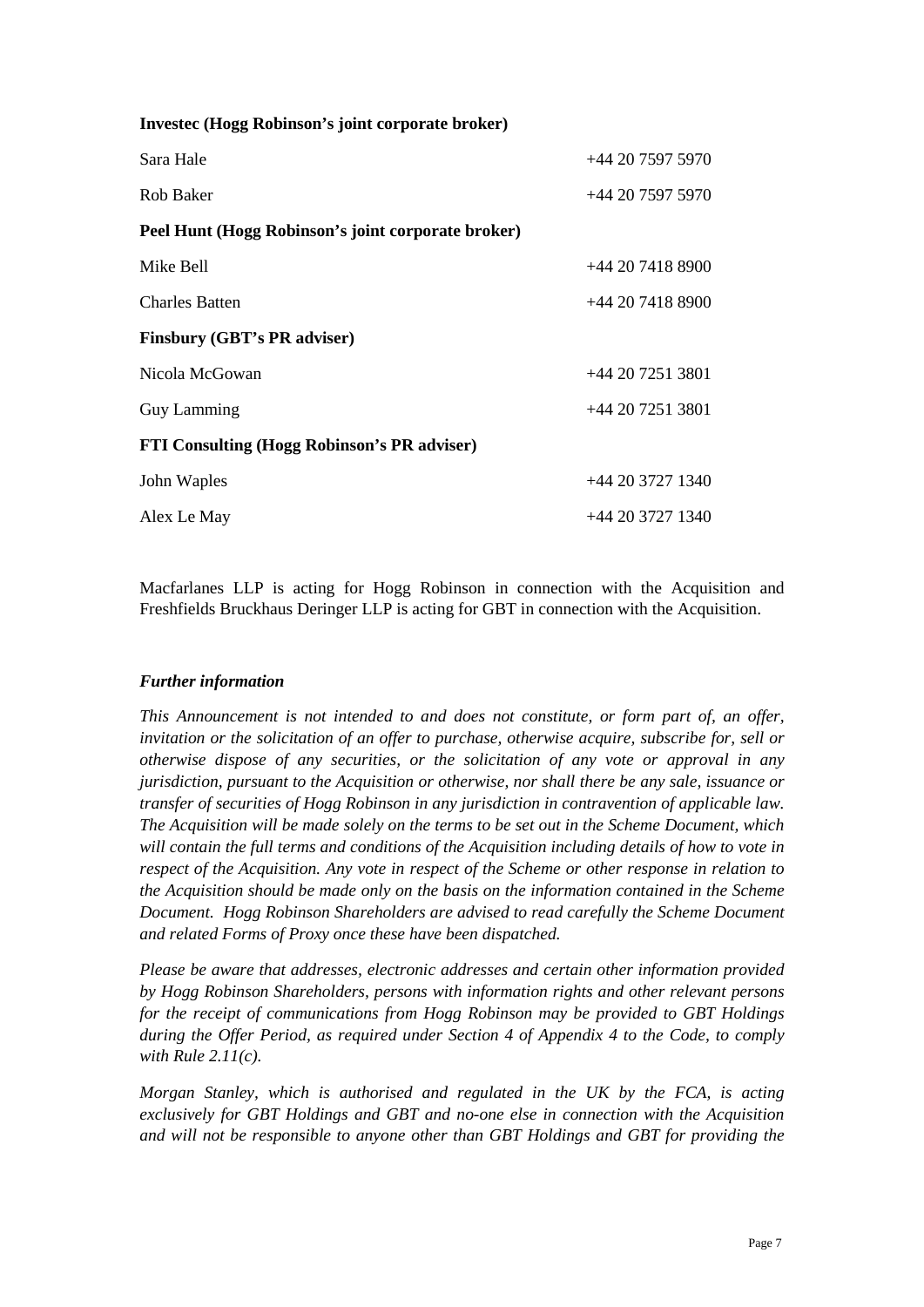**Investec (Hogg Robinson's joint corporate broker)**

| | |
|---|---|
| Sara Hale | +44 20 7597 5970 |
| Rob Baker | +44 20 7597 5970 |

**Peel Hunt (Hogg Robinson's joint corporate broker)**

| | |
|---|---|
| Mike Bell | +44 20 7418 8900 |
| Charles Batten | +44 20 7418 8900 |

**Finsbury (GBT's PR adviser)**

| | |
|---|---|
| Nicola McGowan | +44 20 7251 3801 |
| Guy Lamming | +44 20 7251 3801 |

**FTI Consulting (Hogg Robinson's PR adviser)**

| | |
|---|---|
| John Waples | +44 20 3727 1340 |
| Alex Le May | +44 20 3727 1340 |

Macfarlanes LLP is acting for Hogg Robinson in connection with the Acquisition and Freshfields Bruckhaus Deringer LLP is acting for GBT in connection with the Acquisition.

***Further information***

*This Announcement is not intended to and does not constitute, or form part of, an offer, invitation or the solicitation of an offer to purchase, otherwise acquire, subscribe for, sell or otherwise dispose of any securities, or the solicitation of any vote or approval in any jurisdiction, pursuant to the Acquisition or otherwise, nor shall there be any sale, issuance or transfer of securities of Hogg Robinson in any jurisdiction in contravention of applicable law. The Acquisition will be made solely on the terms to be set out in the Scheme Document, which will contain the full terms and conditions of the Acquisition including details of how to vote in respect of the Acquisition. Any vote in respect of the Scheme or other response in relation to the Acquisition should be made only on the basis on the information contained in the Scheme Document. Hogg Robinson Shareholders are advised to read carefully the Scheme Document and related Forms of Proxy once these have been dispatched.*

*Please be aware that addresses, electronic addresses and certain other information provided by Hogg Robinson Shareholders, persons with information rights and other relevant persons for the receipt of communications from Hogg Robinson may be provided to GBT Holdings during the Offer Period, as required under Section 4 of Appendix 4 to the Code, to comply with Rule 2.11(c).*

*Morgan Stanley, which is authorised and regulated in the UK by the FCA, is acting exclusively for GBT Holdings and GBT and no-one else in connection with the Acquisition and will not be responsible to anyone other than GBT Holdings and GBT for providing the*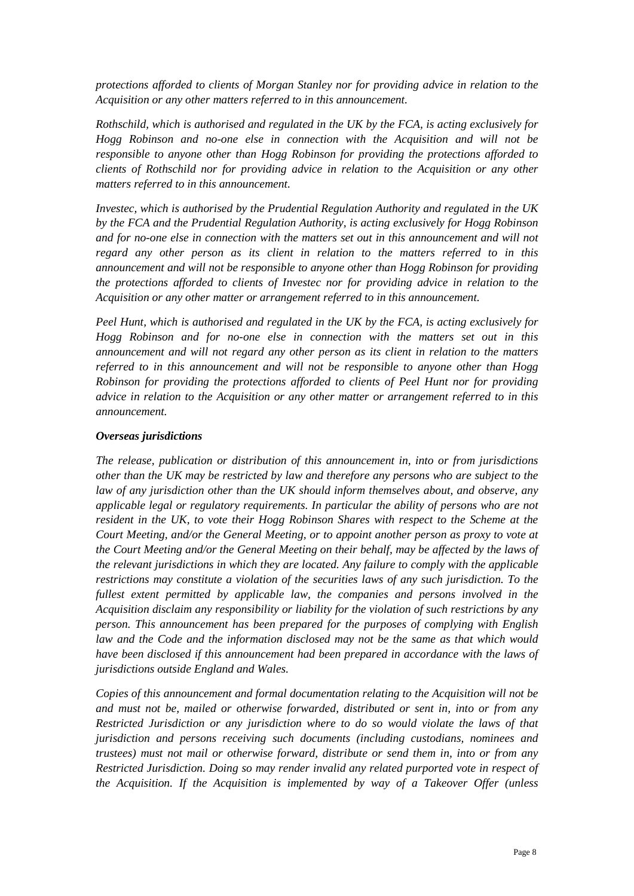*protections afforded to clients of Morgan Stanley nor for providing advice in relation to the Acquisition or any other matters referred to in this announcement.*

*Rothschild, which is authorised and regulated in the UK by the FCA, is acting exclusively for Hogg Robinson and no-one else in connection with the Acquisition and will not be responsible to anyone other than Hogg Robinson for providing the protections afforded to clients of Rothschild nor for providing advice in relation to the Acquisition or any other matters referred to in this announcement.*

*Investec, which is authorised by the Prudential Regulation Authority and regulated in the UK by the FCA and the Prudential Regulation Authority, is acting exclusively for Hogg Robinson and for no-one else in connection with the matters set out in this announcement and will not regard any other person as its client in relation to the matters referred to in this announcement and will not be responsible to anyone other than Hogg Robinson for providing the protections afforded to clients of Investec nor for providing advice in relation to the Acquisition or any other matter or arrangement referred to in this announcement.*

*Peel Hunt, which is authorised and regulated in the UK by the FCA, is acting exclusively for Hogg Robinson and for no-one else in connection with the matters set out in this announcement and will not regard any other person as its client in relation to the matters referred to in this announcement and will not be responsible to anyone other than Hogg Robinson for providing the protections afforded to clients of Peel Hunt nor for providing advice in relation to the Acquisition or any other matter or arrangement referred to in this announcement.*

***Overseas jurisdictions***

*The release, publication or distribution of this announcement in, into or from jurisdictions other than the UK may be restricted by law and therefore any persons who are subject to the law of any jurisdiction other than the UK should inform themselves about, and observe, any applicable legal or regulatory requirements. In particular the ability of persons who are not resident in the UK, to vote their Hogg Robinson Shares with respect to the Scheme at the Court Meeting, and/or the General Meeting, or to appoint another person as proxy to vote at the Court Meeting and/or the General Meeting on their behalf, may be affected by the laws of the relevant jurisdictions in which they are located. Any failure to comply with the applicable restrictions may constitute a violation of the securities laws of any such jurisdiction. To the fullest extent permitted by applicable law, the companies and persons involved in the Acquisition disclaim any responsibility or liability for the violation of such restrictions by any person. This announcement has been prepared for the purposes of complying with English law and the Code and the information disclosed may not be the same as that which would have been disclosed if this announcement had been prepared in accordance with the laws of jurisdictions outside England and Wales.*

*Copies of this announcement and formal documentation relating to the Acquisition will not be and must not be, mailed or otherwise forwarded, distributed or sent in, into or from any Restricted Jurisdiction or any jurisdiction where to do so would violate the laws of that jurisdiction and persons receiving such documents (including custodians, nominees and trustees) must not mail or otherwise forward, distribute or send them in, into or from any Restricted Jurisdiction. Doing so may render invalid any related purported vote in respect of the Acquisition. If the Acquisition is implemented by way of a Takeover Offer (unless*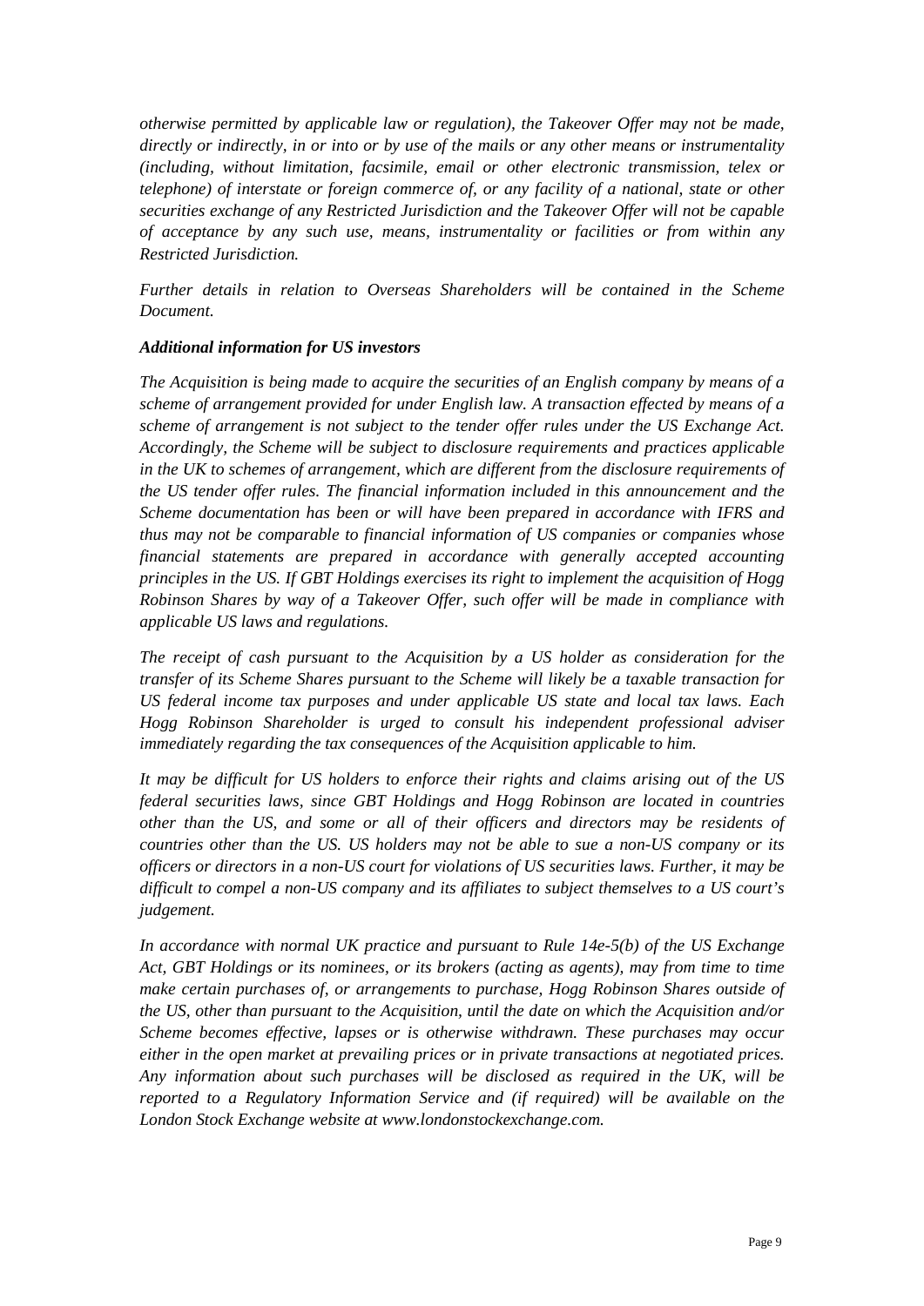*otherwise permitted by applicable law or regulation), the Takeover Offer may not be made, directly or indirectly, in or into or by use of the mails or any other means or instrumentality (including, without limitation, facsimile, email or other electronic transmission, telex or telephone) of interstate or foreign commerce of, or any facility of a national, state or other securities exchange of any Restricted Jurisdiction and the Takeover Offer will not be capable of acceptance by any such use, means, instrumentality or facilities or from within any Restricted Jurisdiction.*

*Further details in relation to Overseas Shareholders will be contained in the Scheme Document.*

***Additional information for US investors***

*The Acquisition is being made to acquire the securities of an English company by means of a scheme of arrangement provided for under English law. A transaction effected by means of a scheme of arrangement is not subject to the tender offer rules under the US Exchange Act. Accordingly, the Scheme will be subject to disclosure requirements and practices applicable in the UK to schemes of arrangement, which are different from the disclosure requirements of the US tender offer rules. The financial information included in this announcement and the Scheme documentation has been or will have been prepared in accordance with IFRS and thus may not be comparable to financial information of US companies or companies whose financial statements are prepared in accordance with generally accepted accounting principles in the US. If GBT Holdings exercises its right to implement the acquisition of Hogg Robinson Shares by way of a Takeover Offer, such offer will be made in compliance with applicable US laws and regulations.*

*The receipt of cash pursuant to the Acquisition by a US holder as consideration for the transfer of its Scheme Shares pursuant to the Scheme will likely be a taxable transaction for US federal income tax purposes and under applicable US state and local tax laws. Each Hogg Robinson Shareholder is urged to consult his independent professional adviser immediately regarding the tax consequences of the Acquisition applicable to him.*

*It may be difficult for US holders to enforce their rights and claims arising out of the US federal securities laws, since GBT Holdings and Hogg Robinson are located in countries other than the US, and some or all of their officers and directors may be residents of countries other than the US. US holders may not be able to sue a non-US company or its officers or directors in a non-US court for violations of US securities laws. Further, it may be difficult to compel a non-US company and its affiliates to subject themselves to a US court's judgement.*

*In accordance with normal UK practice and pursuant to Rule 14e-5(b) of the US Exchange Act, GBT Holdings or its nominees, or its brokers (acting as agents), may from time to time make certain purchases of, or arrangements to purchase, Hogg Robinson Shares outside of the US, other than pursuant to the Acquisition, until the date on which the Acquisition and/or Scheme becomes effective, lapses or is otherwise withdrawn. These purchases may occur either in the open market at prevailing prices or in private transactions at negotiated prices. Any information about such purchases will be disclosed as required in the UK, will be reported to a Regulatory Information Service and (if required) will be available on the London Stock Exchange website at www.londonstockexchange.com.*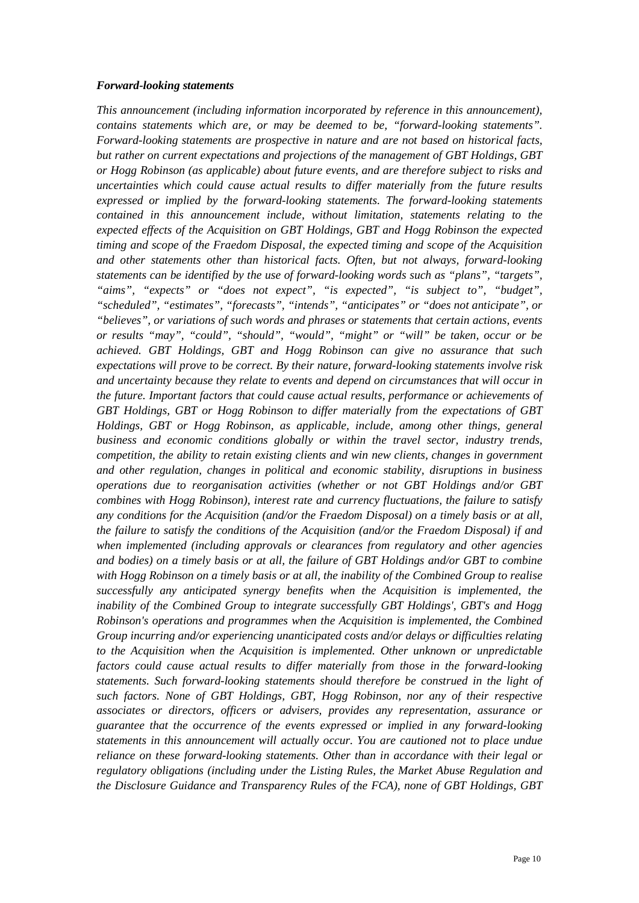***Forward-looking statements***

*This announcement (including information incorporated by reference in this announcement), contains statements which are, or may be deemed to be, "forward-looking statements". Forward-looking statements are prospective in nature and are not based on historical facts, but rather on current expectations and projections of the management of GBT Holdings, GBT or Hogg Robinson (as applicable) about future events, and are therefore subject to risks and uncertainties which could cause actual results to differ materially from the future results expressed or implied by the forward-looking statements. The forward-looking statements contained in this announcement include, without limitation, statements relating to the expected effects of the Acquisition on GBT Holdings, GBT and Hogg Robinson the expected timing and scope of the Fraedom Disposal, the expected timing and scope of the Acquisition and other statements other than historical facts. Often, but not always, forward-looking statements can be identified by the use of forward-looking words such as "plans", "targets", "aims", "expects" or "does not expect", "is expected", "is subject to", "budget", "scheduled", "estimates", "forecasts", "intends", "anticipates" or "does not anticipate", or "believes", or variations of such words and phrases or statements that certain actions, events or results "may", "could", "should", "would", "might" or "will" be taken, occur or be achieved. GBT Holdings, GBT and Hogg Robinson can give no assurance that such expectations will prove to be correct. By their nature, forward-looking statements involve risk and uncertainty because they relate to events and depend on circumstances that will occur in the future. Important factors that could cause actual results, performance or achievements of GBT Holdings, GBT or Hogg Robinson to differ materially from the expectations of GBT Holdings, GBT or Hogg Robinson, as applicable, include, among other things, general business and economic conditions globally or within the travel sector, industry trends, competition, the ability to retain existing clients and win new clients, changes in government and other regulation, changes in political and economic stability, disruptions in business operations due to reorganisation activities (whether or not GBT Holdings and/or GBT combines with Hogg Robinson), interest rate and currency fluctuations, the failure to satisfy any conditions for the Acquisition (and/or the Fraedom Disposal) on a timely basis or at all, the failure to satisfy the conditions of the Acquisition (and/or the Fraedom Disposal) if and when implemented (including approvals or clearances from regulatory and other agencies and bodies) on a timely basis or at all, the failure of GBT Holdings and/or GBT to combine with Hogg Robinson on a timely basis or at all, the inability of the Combined Group to realise successfully any anticipated synergy benefits when the Acquisition is implemented, the inability of the Combined Group to integrate successfully GBT Holdings', GBT's and Hogg Robinson's operations and programmes when the Acquisition is implemented, the Combined Group incurring and/or experiencing unanticipated costs and/or delays or difficulties relating to the Acquisition when the Acquisition is implemented. Other unknown or unpredictable factors could cause actual results to differ materially from those in the forward-looking statements. Such forward-looking statements should therefore be construed in the light of such factors. None of GBT Holdings, GBT, Hogg Robinson, nor any of their respective associates or directors, officers or advisers, provides any representation, assurance or guarantee that the occurrence of the events expressed or implied in any forward-looking statements in this announcement will actually occur. You are cautioned not to place undue reliance on these forward-looking statements. Other than in accordance with their legal or regulatory obligations (including under the Listing Rules, the Market Abuse Regulation and the Disclosure Guidance and Transparency Rules of the FCA), none of GBT Holdings, GBT*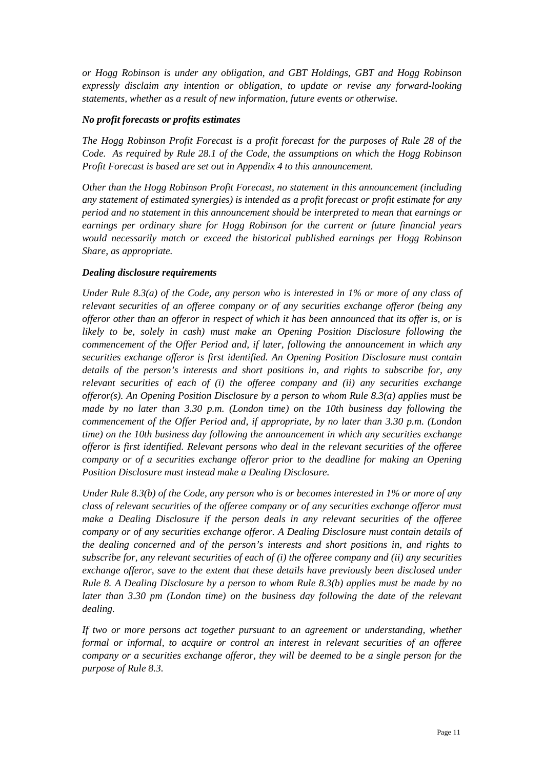*or Hogg Robinson is under any obligation, and GBT Holdings, GBT and Hogg Robinson expressly disclaim any intention or obligation, to update or revise any forward-looking statements, whether as a result of new information, future events or otherwise.*

***No profit forecasts or profits estimates***

*The Hogg Robinson Profit Forecast is a profit forecast for the purposes of Rule 28 of the Code. As required by Rule 28.1 of the Code, the assumptions on which the Hogg Robinson Profit Forecast is based are set out in Appendix 4 to this announcement.*

*Other than the Hogg Robinson Profit Forecast, no statement in this announcement (including any statement of estimated synergies) is intended as a profit forecast or profit estimate for any period and no statement in this announcement should be interpreted to mean that earnings or earnings per ordinary share for Hogg Robinson for the current or future financial years would necessarily match or exceed the historical published earnings per Hogg Robinson Share, as appropriate.*

***Dealing disclosure requirements***

*Under Rule 8.3(a) of the Code, any person who is interested in 1% or more of any class of relevant securities of an offeree company or of any securities exchange offeror (being any offeror other than an offeror in respect of which it has been announced that its offer is, or is likely to be, solely in cash) must make an Opening Position Disclosure following the commencement of the Offer Period and, if later, following the announcement in which any securities exchange offeror is first identified. An Opening Position Disclosure must contain details of the person's interests and short positions in, and rights to subscribe for, any relevant securities of each of (i) the offeree company and (ii) any securities exchange offeror(s). An Opening Position Disclosure by a person to whom Rule 8.3(a) applies must be made by no later than 3.30 p.m. (London time) on the 10th business day following the commencement of the Offer Period and, if appropriate, by no later than 3.30 p.m. (London time) on the 10th business day following the announcement in which any securities exchange offeror is first identified. Relevant persons who deal in the relevant securities of the offeree company or of a securities exchange offeror prior to the deadline for making an Opening Position Disclosure must instead make a Dealing Disclosure.*

*Under Rule 8.3(b) of the Code, any person who is or becomes interested in 1% or more of any class of relevant securities of the offeree company or of any securities exchange offeror must make a Dealing Disclosure if the person deals in any relevant securities of the offeree company or of any securities exchange offeror. A Dealing Disclosure must contain details of the dealing concerned and of the person's interests and short positions in, and rights to subscribe for, any relevant securities of each of (i) the offeree company and (ii) any securities exchange offeror, save to the extent that these details have previously been disclosed under Rule 8. A Dealing Disclosure by a person to whom Rule 8.3(b) applies must be made by no later than 3.30 pm (London time) on the business day following the date of the relevant dealing.*

*If two or more persons act together pursuant to an agreement or understanding, whether formal or informal, to acquire or control an interest in relevant securities of an offeree company or a securities exchange offeror, they will be deemed to be a single person for the purpose of Rule 8.3.*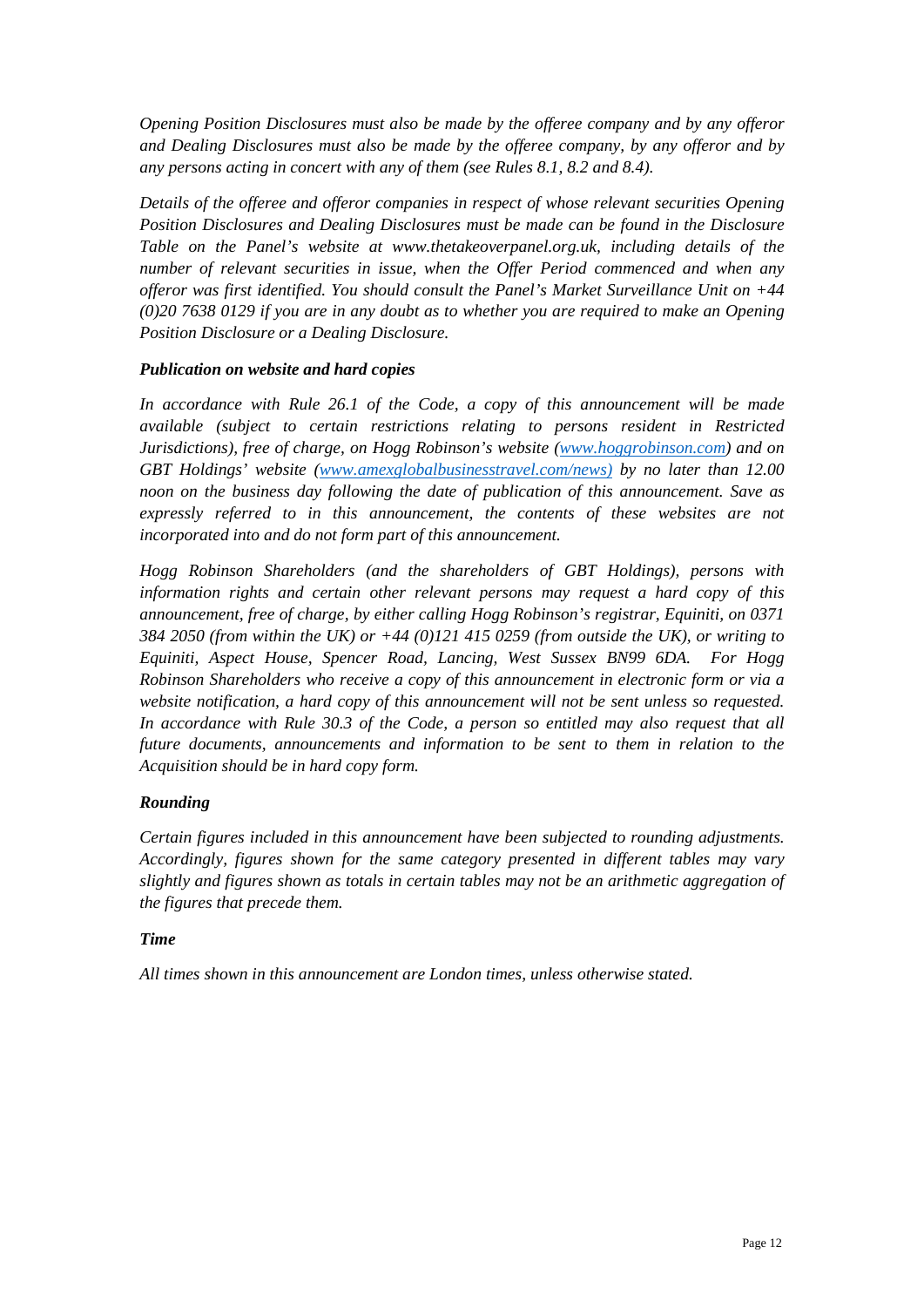*Opening Position Disclosures must also be made by the offeree company and by any offeror and Dealing Disclosures must also be made by the offeree company, by any offeror and by any persons acting in concert with any of them (see Rules 8.1, 8.2 and 8.4).*

*Details of the offeree and offeror companies in respect of whose relevant securities Opening Position Disclosures and Dealing Disclosures must be made can be found in the Disclosure Table on the Panel's website at www.thetakeoverpanel.org.uk, including details of the number of relevant securities in issue, when the Offer Period commenced and when any offeror was first identified. You should consult the Panel's Market Surveillance Unit on +44 (0)20 7638 0129 if you are in any doubt as to whether you are required to make an Opening Position Disclosure or a Dealing Disclosure.*

***Publication on website and hard copies***

*In accordance with Rule 26.1 of the Code, a copy of this announcement will be made available (subject to certain restrictions relating to persons resident in Restricted Jurisdictions), free of charge, on Hogg Robinson's website ([www.hoggrobinson.com](www.hoggrobinson.com)) and on GBT Holdings' website ([www.amexglobalbusinesstravel.com/news)](www.amexglobalbusinesstravel.com/news) by no later than 12.00 noon on the business day following the date of publication of this announcement. Save as expressly referred to in this announcement, the contents of these websites are not incorporated into and do not form part of this announcement.*

*Hogg Robinson Shareholders (and the shareholders of GBT Holdings), persons with information rights and certain other relevant persons may request a hard copy of this announcement, free of charge, by either calling Hogg Robinson's registrar, Equiniti, on 0371 384 2050 (from within the UK) or +44 (0)121 415 0259 (from outside the UK), or writing to Equiniti, Aspect House, Spencer Road, Lancing, West Sussex BN99 6DA. For Hogg Robinson Shareholders who receive a copy of this announcement in electronic form or via a website notification, a hard copy of this announcement will not be sent unless so requested. In accordance with Rule 30.3 of the Code, a person so entitled may also request that all future documents, announcements and information to be sent to them in relation to the Acquisition should be in hard copy form.*

***Rounding***

*Certain figures included in this announcement have been subjected to rounding adjustments. Accordingly, figures shown for the same category presented in different tables may vary slightly and figures shown as totals in certain tables may not be an arithmetic aggregation of the figures that precede them.*

***Time***

*All times shown in this announcement are London times, unless otherwise stated.*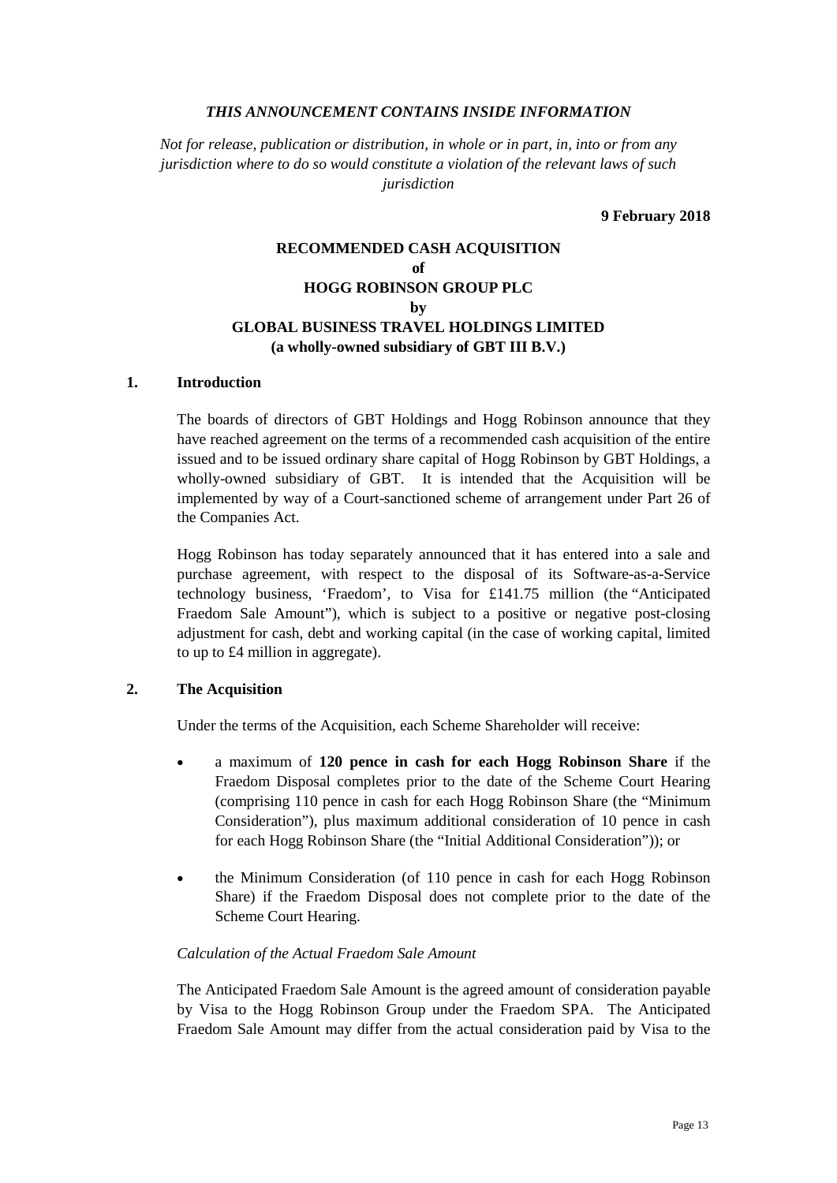*THIS ANNOUNCEMENT CONTAINS INSIDE INFORMATION*

*Not for release, publication or distribution, in whole or in part, in, into or from any jurisdiction where to do so would constitute a violation of the relevant laws of such jurisdiction*

**9 February 2018**

**RECOMMENDED CASH ACQUISITION**
**of**
**HOGG ROBINSON GROUP PLC**
**by**
**GLOBAL BUSINESS TRAVEL HOLDINGS LIMITED**
**(a wholly-owned subsidiary of GBT III B.V.)**

## 1. Introduction

The boards of directors of GBT Holdings and Hogg Robinson announce that they have reached agreement on the terms of a recommended cash acquisition of the entire issued and to be issued ordinary share capital of Hogg Robinson by GBT Holdings, a wholly-owned subsidiary of GBT. It is intended that the Acquisition will be implemented by way of a Court-sanctioned scheme of arrangement under Part 26 of the Companies Act.

Hogg Robinson has today separately announced that it has entered into a sale and purchase agreement, with respect to the disposal of its Software-as-a-Service technology business, 'Fraedom', to Visa for £141.75 million (the "Anticipated Fraedom Sale Amount"), which is subject to a positive or negative post-closing adjustment for cash, debt and working capital (in the case of working capital, limited to up to £4 million in aggregate).

## 2. The Acquisition

Under the terms of the Acquisition, each Scheme Shareholder will receive:

- a maximum of **120 pence in cash for each Hogg Robinson Share** if the Fraedom Disposal completes prior to the date of the Scheme Court Hearing (comprising 110 pence in cash for each Hogg Robinson Share (the "Minimum Consideration"), plus maximum additional consideration of 10 pence in cash for each Hogg Robinson Share (the "Initial Additional Consideration")); or
- the Minimum Consideration (of 110 pence in cash for each Hogg Robinson Share) if the Fraedom Disposal does not complete prior to the date of the Scheme Court Hearing.

*Calculation of the Actual Fraedom Sale Amount*

The Anticipated Fraedom Sale Amount is the agreed amount of consideration payable by Visa to the Hogg Robinson Group under the Fraedom SPA. The Anticipated Fraedom Sale Amount may differ from the actual consideration paid by Visa to the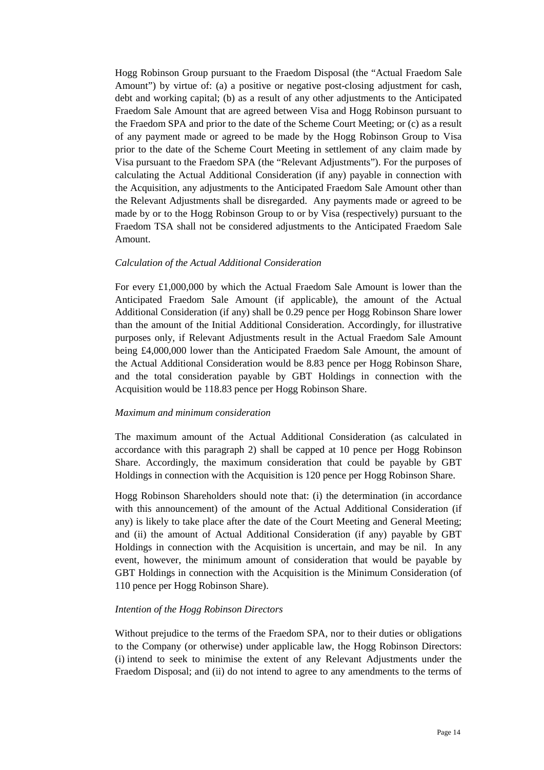Hogg Robinson Group pursuant to the Fraedom Disposal (the "Actual Fraedom Sale Amount") by virtue of: (a) a positive or negative post-closing adjustment for cash, debt and working capital; (b) as a result of any other adjustments to the Anticipated Fraedom Sale Amount that are agreed between Visa and Hogg Robinson pursuant to the Fraedom SPA and prior to the date of the Scheme Court Meeting; or (c) as a result of any payment made or agreed to be made by the Hogg Robinson Group to Visa prior to the date of the Scheme Court Meeting in settlement of any claim made by Visa pursuant to the Fraedom SPA (the "Relevant Adjustments"). For the purposes of calculating the Actual Additional Consideration (if any) payable in connection with the Acquisition, any adjustments to the Anticipated Fraedom Sale Amount other than the Relevant Adjustments shall be disregarded. Any payments made or agreed to be made by or to the Hogg Robinson Group to or by Visa (respectively) pursuant to the Fraedom TSA shall not be considered adjustments to the Anticipated Fraedom Sale Amount.

*Calculation of the Actual Additional Consideration*

For every £1,000,000 by which the Actual Fraedom Sale Amount is lower than the Anticipated Fraedom Sale Amount (if applicable), the amount of the Actual Additional Consideration (if any) shall be 0.29 pence per Hogg Robinson Share lower than the amount of the Initial Additional Consideration. Accordingly, for illustrative purposes only, if Relevant Adjustments result in the Actual Fraedom Sale Amount being £4,000,000 lower than the Anticipated Fraedom Sale Amount, the amount of the Actual Additional Consideration would be 8.83 pence per Hogg Robinson Share, and the total consideration payable by GBT Holdings in connection with the Acquisition would be 118.83 pence per Hogg Robinson Share.

*Maximum and minimum consideration*

The maximum amount of the Actual Additional Consideration (as calculated in accordance with this paragraph 2) shall be capped at 10 pence per Hogg Robinson Share. Accordingly, the maximum consideration that could be payable by GBT Holdings in connection with the Acquisition is 120 pence per Hogg Robinson Share.

Hogg Robinson Shareholders should note that: (i) the determination (in accordance with this announcement) of the amount of the Actual Additional Consideration (if any) is likely to take place after the date of the Court Meeting and General Meeting; and (ii) the amount of Actual Additional Consideration (if any) payable by GBT Holdings in connection with the Acquisition is uncertain, and may be nil. In any event, however, the minimum amount of consideration that would be payable by GBT Holdings in connection with the Acquisition is the Minimum Consideration (of 110 pence per Hogg Robinson Share).

*Intention of the Hogg Robinson Directors*

Without prejudice to the terms of the Fraedom SPA, nor to their duties or obligations to the Company (or otherwise) under applicable law, the Hogg Robinson Directors: (i) intend to seek to minimise the extent of any Relevant Adjustments under the Fraedom Disposal; and (ii) do not intend to agree to any amendments to the terms of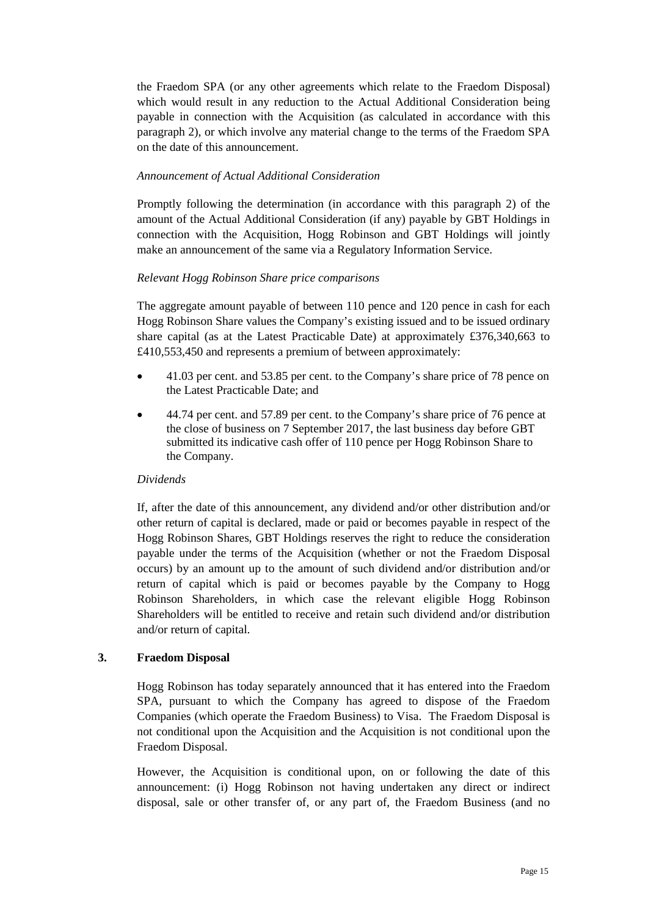the Fraedom SPA (or any other agreements which relate to the Fraedom Disposal) which would result in any reduction to the Actual Additional Consideration being payable in connection with the Acquisition (as calculated in accordance with this paragraph 2), or which involve any material change to the terms of the Fraedom SPA on the date of this announcement.

*Announcement of Actual Additional Consideration*

Promptly following the determination (in accordance with this paragraph 2) of the amount of the Actual Additional Consideration (if any) payable by GBT Holdings in connection with the Acquisition, Hogg Robinson and GBT Holdings will jointly make an announcement of the same via a Regulatory Information Service.

*Relevant Hogg Robinson Share price comparisons*

The aggregate amount payable of between 110 pence and 120 pence in cash for each Hogg Robinson Share values the Company's existing issued and to be issued ordinary share capital (as at the Latest Practicable Date) at approximately £376,340,663 to £410,553,450 and represents a premium of between approximately:

- 41.03 per cent. and 53.85 per cent. to the Company's share price of 78 pence on the Latest Practicable Date; and
- 44.74 per cent. and 57.89 per cent. to the Company's share price of 76 pence at the close of business on 7 September 2017, the last business day before GBT submitted its indicative cash offer of 110 pence per Hogg Robinson Share to the Company.

*Dividends*

If, after the date of this announcement, any dividend and/or other distribution and/or other return of capital is declared, made or paid or becomes payable in respect of the Hogg Robinson Shares, GBT Holdings reserves the right to reduce the consideration payable under the terms of the Acquisition (whether or not the Fraedom Disposal occurs) by an amount up to the amount of such dividend and/or distribution and/or return of capital which is paid or becomes payable by the Company to Hogg Robinson Shareholders, in which case the relevant eligible Hogg Robinson Shareholders will be entitled to receive and retain such dividend and/or distribution and/or return of capital.

## 3. Fraedom Disposal

Hogg Robinson has today separately announced that it has entered into the Fraedom SPA, pursuant to which the Company has agreed to dispose of the Fraedom Companies (which operate the Fraedom Business) to Visa. The Fraedom Disposal is not conditional upon the Acquisition and the Acquisition is not conditional upon the Fraedom Disposal.

However, the Acquisition is conditional upon, on or following the date of this announcement: (i) Hogg Robinson not having undertaken any direct or indirect disposal, sale or other transfer of, or any part of, the Fraedom Business (and no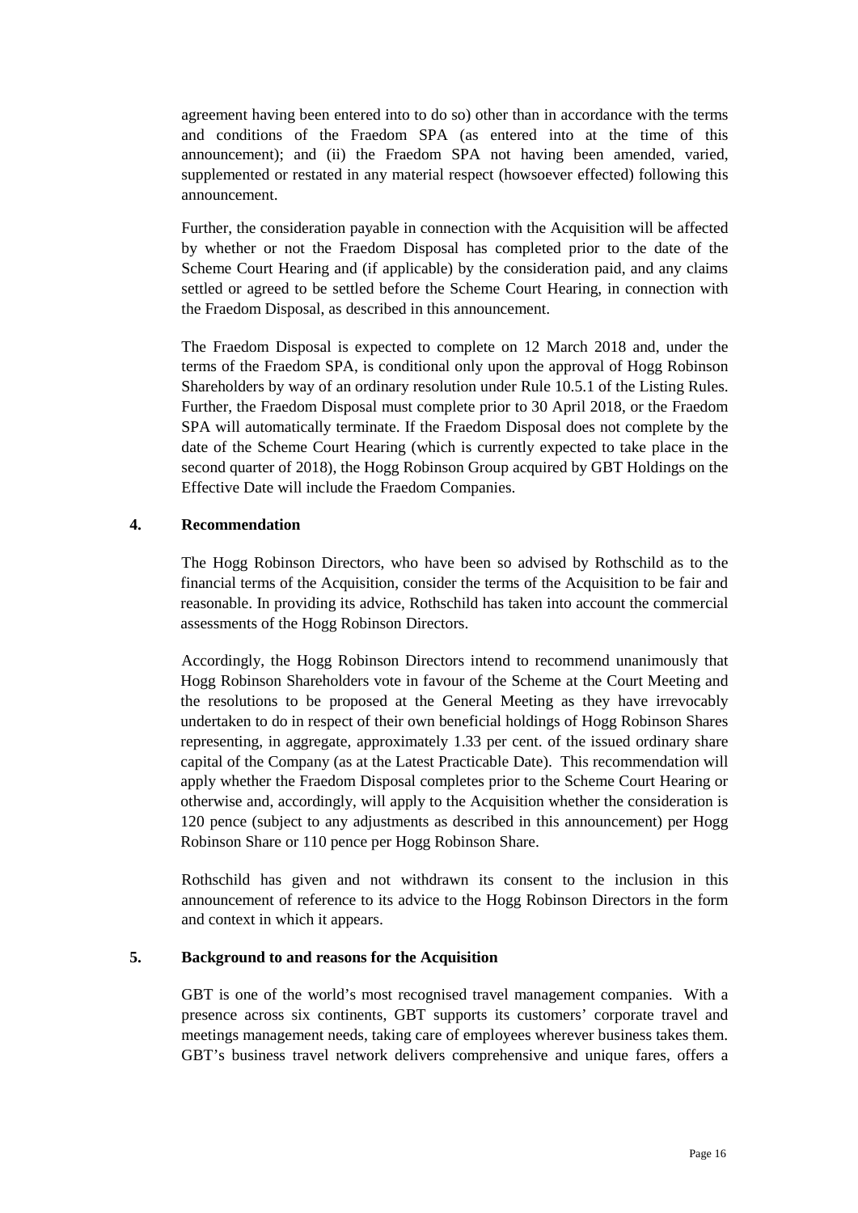agreement having been entered into to do so) other than in accordance with the terms and conditions of the Fraedom SPA (as entered into at the time of this announcement); and (ii) the Fraedom SPA not having been amended, varied, supplemented or restated in any material respect (howsoever effected) following this announcement.

Further, the consideration payable in connection with the Acquisition will be affected by whether or not the Fraedom Disposal has completed prior to the date of the Scheme Court Hearing and (if applicable) by the consideration paid, and any claims settled or agreed to be settled before the Scheme Court Hearing, in connection with the Fraedom Disposal, as described in this announcement.

The Fraedom Disposal is expected to complete on 12 March 2018 and, under the terms of the Fraedom SPA, is conditional only upon the approval of Hogg Robinson Shareholders by way of an ordinary resolution under Rule 10.5.1 of the Listing Rules. Further, the Fraedom Disposal must complete prior to 30 April 2018, or the Fraedom SPA will automatically terminate. If the Fraedom Disposal does not complete by the date of the Scheme Court Hearing (which is currently expected to take place in the second quarter of 2018), the Hogg Robinson Group acquired by GBT Holdings on the Effective Date will include the Fraedom Companies.

## 4. Recommendation

The Hogg Robinson Directors, who have been so advised by Rothschild as to the financial terms of the Acquisition, consider the terms of the Acquisition to be fair and reasonable. In providing its advice, Rothschild has taken into account the commercial assessments of the Hogg Robinson Directors.

Accordingly, the Hogg Robinson Directors intend to recommend unanimously that Hogg Robinson Shareholders vote in favour of the Scheme at the Court Meeting and the resolutions to be proposed at the General Meeting as they have irrevocably undertaken to do in respect of their own beneficial holdings of Hogg Robinson Shares representing, in aggregate, approximately 1.33 per cent. of the issued ordinary share capital of the Company (as at the Latest Practicable Date). This recommendation will apply whether the Fraedom Disposal completes prior to the Scheme Court Hearing or otherwise and, accordingly, will apply to the Acquisition whether the consideration is 120 pence (subject to any adjustments as described in this announcement) per Hogg Robinson Share or 110 pence per Hogg Robinson Share.

Rothschild has given and not withdrawn its consent to the inclusion in this announcement of reference to its advice to the Hogg Robinson Directors in the form and context in which it appears.

## 5. Background to and reasons for the Acquisition

GBT is one of the world's most recognised travel management companies. With a presence across six continents, GBT supports its customers' corporate travel and meetings management needs, taking care of employees wherever business takes them. GBT's business travel network delivers comprehensive and unique fares, offers a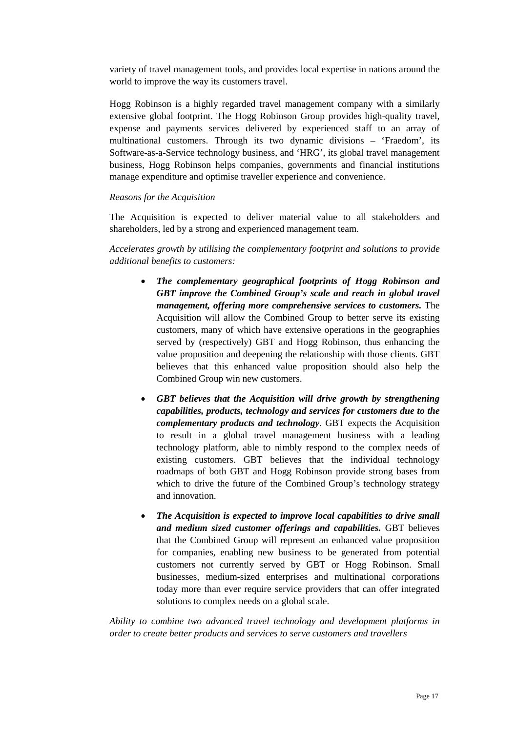variety of travel management tools, and provides local expertise in nations around the world to improve the way its customers travel.

Hogg Robinson is a highly regarded travel management company with a similarly extensive global footprint. The Hogg Robinson Group provides high-quality travel, expense and payments services delivered by experienced staff to an array of multinational customers. Through its two dynamic divisions – 'Fraedom', its Software-as-a-Service technology business, and 'HRG', its global travel management business, Hogg Robinson helps companies, governments and financial institutions manage expenditure and optimise traveller experience and convenience.

*Reasons for the Acquisition*

The Acquisition is expected to deliver material value to all stakeholders and shareholders, led by a strong and experienced management team.

*Accelerates growth by utilising the complementary footprint and solutions to provide additional benefits to customers:*

- ***The complementary geographical footprints of Hogg Robinson and GBT improve the Combined Group's scale and reach in global travel management, offering more comprehensive services to customers.*** The Acquisition will allow the Combined Group to better serve its existing customers, many of which have extensive operations in the geographies served by (respectively) GBT and Hogg Robinson, thus enhancing the value proposition and deepening the relationship with those clients. GBT believes that this enhanced value proposition should also help the Combined Group win new customers.
- ***GBT believes that the Acquisition will drive growth by strengthening capabilities, products, technology and services for customers due to the complementary products and technology***. GBT expects the Acquisition to result in a global travel management business with a leading technology platform, able to nimbly respond to the complex needs of existing customers. GBT believes that the individual technology roadmaps of both GBT and Hogg Robinson provide strong bases from which to drive the future of the Combined Group's technology strategy and innovation.
- ***The Acquisition is expected to improve local capabilities to drive small and medium sized customer offerings and capabilities.*** GBT believes that the Combined Group will represent an enhanced value proposition for companies, enabling new business to be generated from potential customers not currently served by GBT or Hogg Robinson. Small businesses, medium-sized enterprises and multinational corporations today more than ever require service providers that can offer integrated solutions to complex needs on a global scale.

*Ability to combine two advanced travel technology and development platforms in order to create better products and services to serve customers and travellers*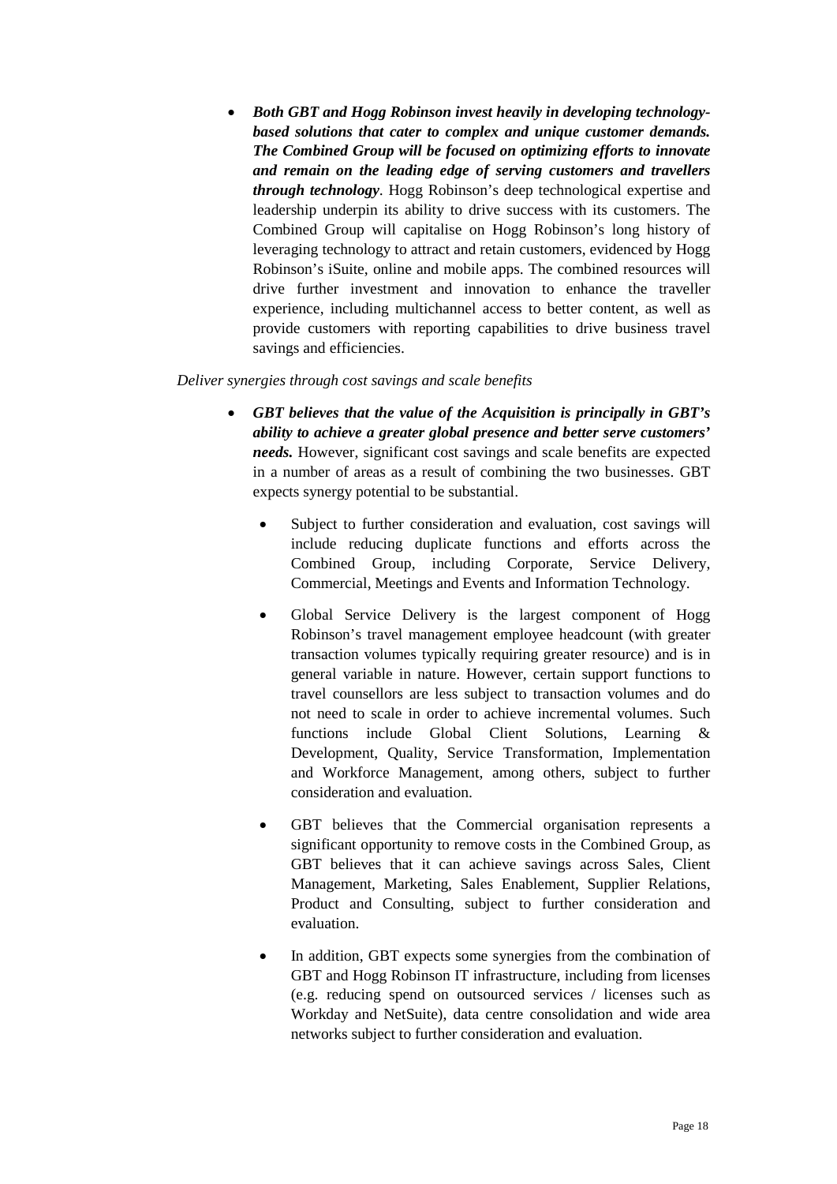- ***Both GBT and Hogg Robinson invest heavily in developing technology-based solutions that cater to complex and unique customer demands. The Combined Group will be focused on optimizing efforts to innovate and remain on the leading edge of serving customers and travellers through technology***. Hogg Robinson's deep technological expertise and leadership underpin its ability to drive success with its customers. The Combined Group will capitalise on Hogg Robinson's long history of leveraging technology to attract and retain customers, evidenced by Hogg Robinson's iSuite, online and mobile apps. The combined resources will drive further investment and innovation to enhance the traveller experience, including multichannel access to better content, as well as provide customers with reporting capabilities to drive business travel savings and efficiencies.

*Deliver synergies through cost savings and scale benefits*

- ***GBT believes that the value of the Acquisition is principally in GBT's ability to achieve a greater global presence and better serve customers' needs.*** However, significant cost savings and scale benefits are expected in a number of areas as a result of combining the two businesses. GBT expects synergy potential to be substantial.
  - Subject to further consideration and evaluation, cost savings will include reducing duplicate functions and efforts across the Combined Group, including Corporate, Service Delivery, Commercial, Meetings and Events and Information Technology.
  - Global Service Delivery is the largest component of Hogg Robinson's travel management employee headcount (with greater transaction volumes typically requiring greater resource) and is in general variable in nature. However, certain support functions to travel counsellors are less subject to transaction volumes and do not need to scale in order to achieve incremental volumes. Such functions include Global Client Solutions, Learning & Development, Quality, Service Transformation, Implementation and Workforce Management, among others, subject to further consideration and evaluation.
  - GBT believes that the Commercial organisation represents a significant opportunity to remove costs in the Combined Group, as GBT believes that it can achieve savings across Sales, Client Management, Marketing, Sales Enablement, Supplier Relations, Product and Consulting, subject to further consideration and evaluation.
  - In addition, GBT expects some synergies from the combination of GBT and Hogg Robinson IT infrastructure, including from licenses (e.g. reducing spend on outsourced services / licenses such as Workday and NetSuite), data centre consolidation and wide area networks subject to further consideration and evaluation.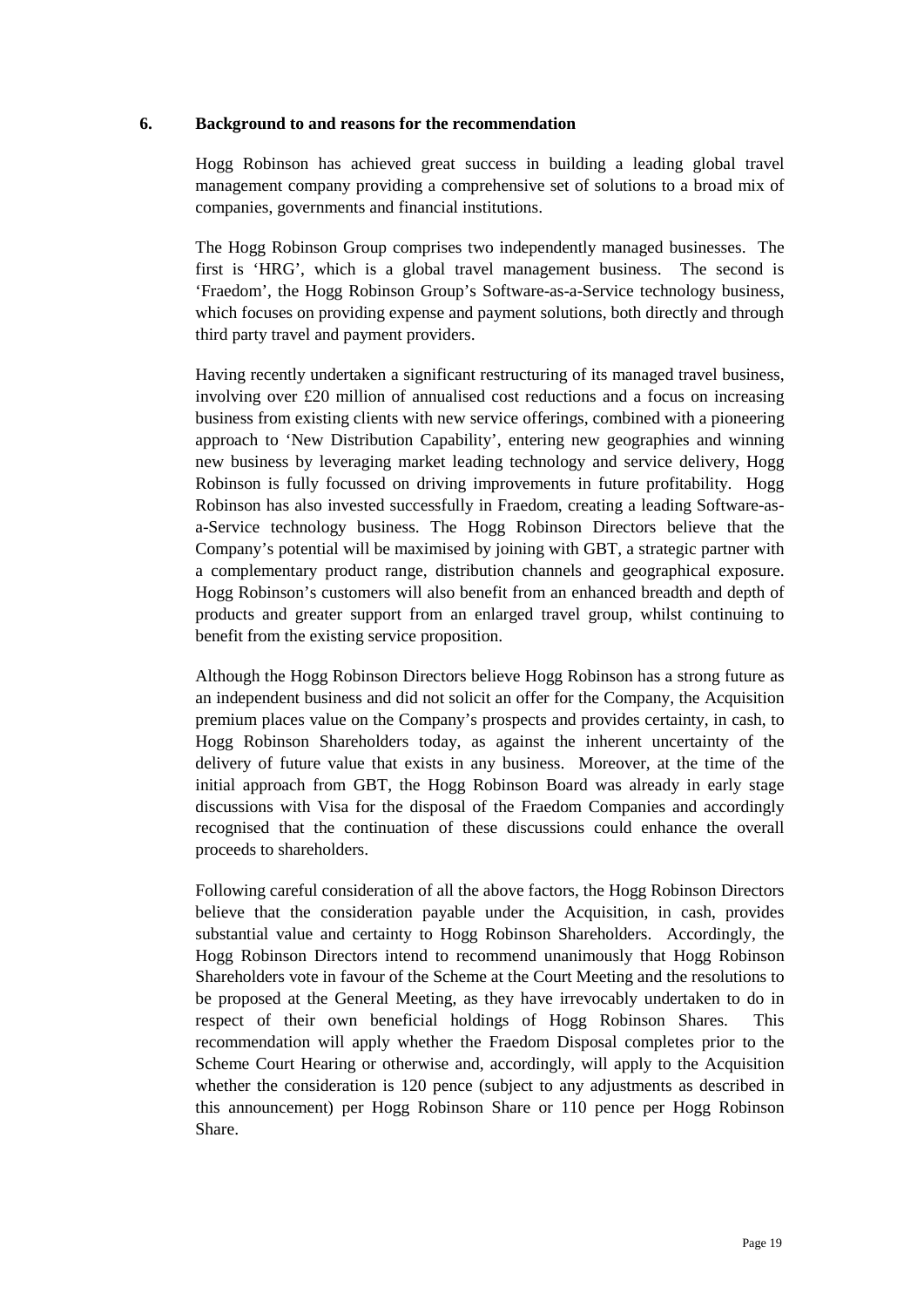## 6. Background to and reasons for the recommendation

Hogg Robinson has achieved great success in building a leading global travel management company providing a comprehensive set of solutions to a broad mix of companies, governments and financial institutions.

The Hogg Robinson Group comprises two independently managed businesses. The first is 'HRG', which is a global travel management business. The second is 'Fraedom', the Hogg Robinson Group's Software-as-a-Service technology business, which focuses on providing expense and payment solutions, both directly and through third party travel and payment providers.

Having recently undertaken a significant restructuring of its managed travel business, involving over £20 million of annualised cost reductions and a focus on increasing business from existing clients with new service offerings, combined with a pioneering approach to 'New Distribution Capability', entering new geographies and winning new business by leveraging market leading technology and service delivery, Hogg Robinson is fully focussed on driving improvements in future profitability. Hogg Robinson has also invested successfully in Fraedom, creating a leading Software-as-a-Service technology business. The Hogg Robinson Directors believe that the Company's potential will be maximised by joining with GBT, a strategic partner with a complementary product range, distribution channels and geographical exposure. Hogg Robinson's customers will also benefit from an enhanced breadth and depth of products and greater support from an enlarged travel group, whilst continuing to benefit from the existing service proposition.

Although the Hogg Robinson Directors believe Hogg Robinson has a strong future as an independent business and did not solicit an offer for the Company, the Acquisition premium places value on the Company's prospects and provides certainty, in cash, to Hogg Robinson Shareholders today, as against the inherent uncertainty of the delivery of future value that exists in any business. Moreover, at the time of the initial approach from GBT, the Hogg Robinson Board was already in early stage discussions with Visa for the disposal of the Fraedom Companies and accordingly recognised that the continuation of these discussions could enhance the overall proceeds to shareholders.

Following careful consideration of all the above factors, the Hogg Robinson Directors believe that the consideration payable under the Acquisition, in cash, provides substantial value and certainty to Hogg Robinson Shareholders. Accordingly, the Hogg Robinson Directors intend to recommend unanimously that Hogg Robinson Shareholders vote in favour of the Scheme at the Court Meeting and the resolutions to be proposed at the General Meeting, as they have irrevocably undertaken to do in respect of their own beneficial holdings of Hogg Robinson Shares. This recommendation will apply whether the Fraedom Disposal completes prior to the Scheme Court Hearing or otherwise and, accordingly, will apply to the Acquisition whether the consideration is 120 pence (subject to any adjustments as described in this announcement) per Hogg Robinson Share or 110 pence per Hogg Robinson Share.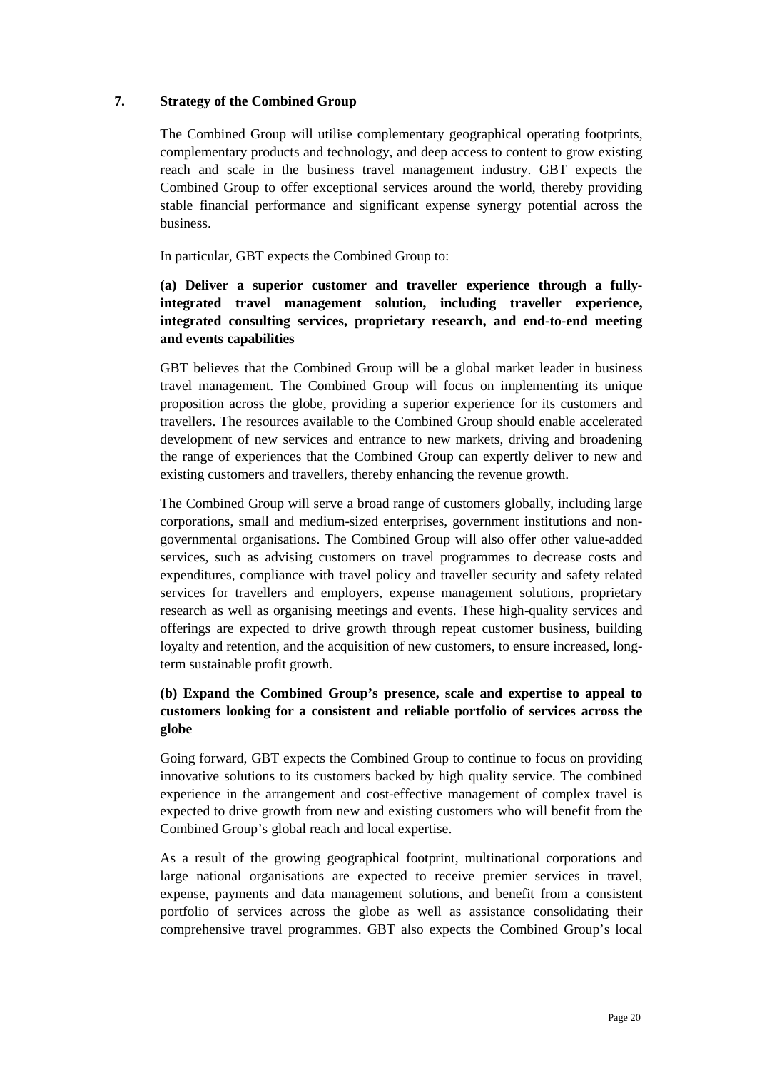## 7. Strategy of the Combined Group

The Combined Group will utilise complementary geographical operating footprints, complementary products and technology, and deep access to content to grow existing reach and scale in the business travel management industry. GBT expects the Combined Group to offer exceptional services around the world, thereby providing stable financial performance and significant expense synergy potential across the business.

In particular, GBT expects the Combined Group to:

**(a) Deliver a superior customer and traveller experience through a fully-integrated travel management solution, including traveller experience, integrated consulting services, proprietary research, and end-to-end meeting and events capabilities**

GBT believes that the Combined Group will be a global market leader in business travel management. The Combined Group will focus on implementing its unique proposition across the globe, providing a superior experience for its customers and travellers. The resources available to the Combined Group should enable accelerated development of new services and entrance to new markets, driving and broadening the range of experiences that the Combined Group can expertly deliver to new and existing customers and travellers, thereby enhancing the revenue growth.

The Combined Group will serve a broad range of customers globally, including large corporations, small and medium-sized enterprises, government institutions and non-governmental organisations. The Combined Group will also offer other value-added services, such as advising customers on travel programmes to decrease costs and expenditures, compliance with travel policy and traveller security and safety related services for travellers and employers, expense management solutions, proprietary research as well as organising meetings and events. These high-quality services and offerings are expected to drive growth through repeat customer business, building loyalty and retention, and the acquisition of new customers, to ensure increased, long-term sustainable profit growth.

**(b) Expand the Combined Group's presence, scale and expertise to appeal to customers looking for a consistent and reliable portfolio of services across the globe**

Going forward, GBT expects the Combined Group to continue to focus on providing innovative solutions to its customers backed by high quality service. The combined experience in the arrangement and cost-effective management of complex travel is expected to drive growth from new and existing customers who will benefit from the Combined Group's global reach and local expertise.

As a result of the growing geographical footprint, multinational corporations and large national organisations are expected to receive premier services in travel, expense, payments and data management solutions, and benefit from a consistent portfolio of services across the globe as well as assistance consolidating their comprehensive travel programmes. GBT also expects the Combined Group's local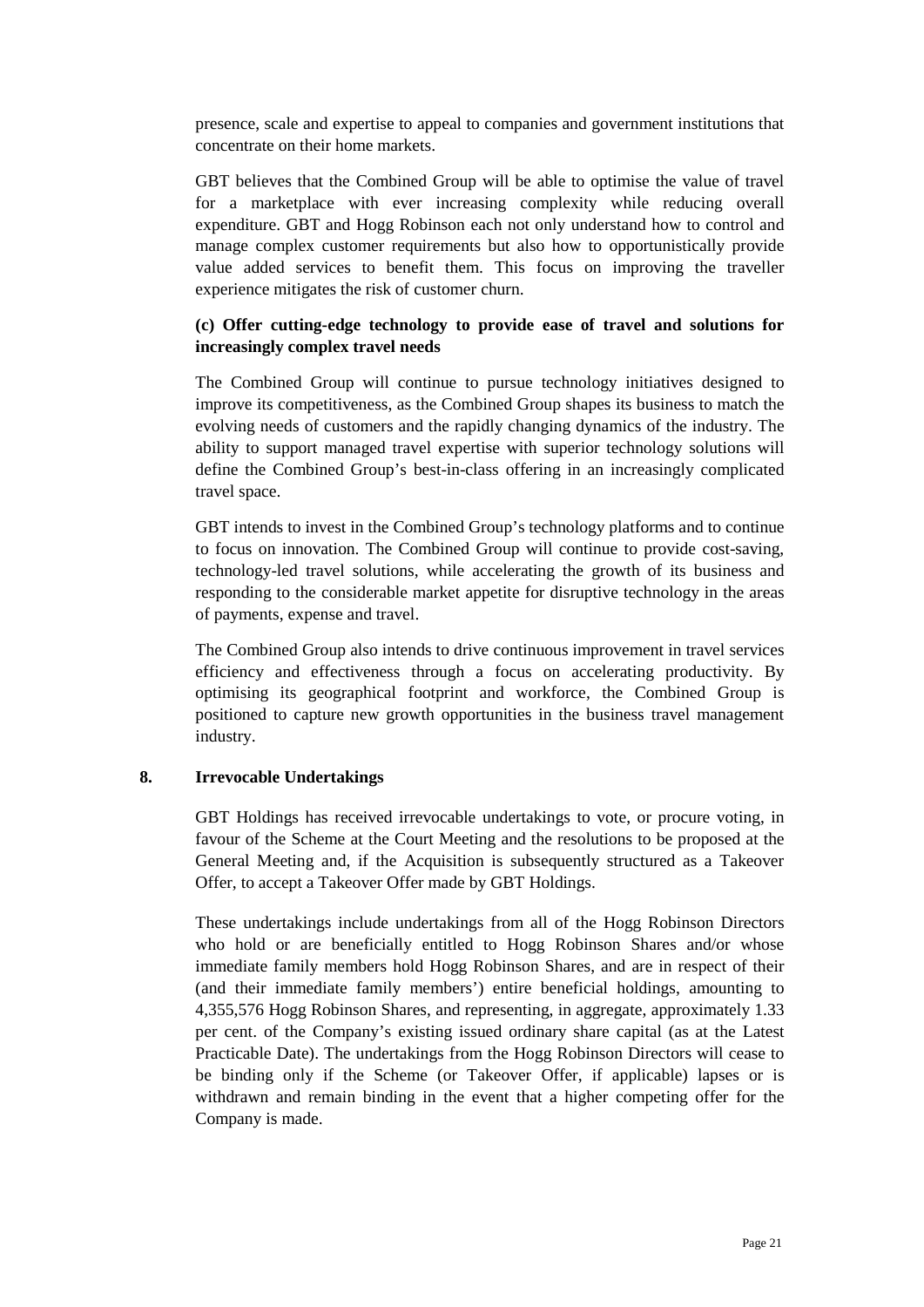presence, scale and expertise to appeal to companies and government institutions that concentrate on their home markets.

GBT believes that the Combined Group will be able to optimise the value of travel for a marketplace with ever increasing complexity while reducing overall expenditure. GBT and Hogg Robinson each not only understand how to control and manage complex customer requirements but also how to opportunistically provide value added services to benefit them. This focus on improving the traveller experience mitigates the risk of customer churn.

**(c) Offer cutting-edge technology to provide ease of travel and solutions for increasingly complex travel needs**

The Combined Group will continue to pursue technology initiatives designed to improve its competitiveness, as the Combined Group shapes its business to match the evolving needs of customers and the rapidly changing dynamics of the industry. The ability to support managed travel expertise with superior technology solutions will define the Combined Group's best-in-class offering in an increasingly complicated travel space.

GBT intends to invest in the Combined Group's technology platforms and to continue to focus on innovation. The Combined Group will continue to provide cost-saving, technology-led travel solutions, while accelerating the growth of its business and responding to the considerable market appetite for disruptive technology in the areas of payments, expense and travel.

The Combined Group also intends to drive continuous improvement in travel services efficiency and effectiveness through a focus on accelerating productivity. By optimising its geographical footprint and workforce, the Combined Group is positioned to capture new growth opportunities in the business travel management industry.

## 8. Irrevocable Undertakings

GBT Holdings has received irrevocable undertakings to vote, or procure voting, in favour of the Scheme at the Court Meeting and the resolutions to be proposed at the General Meeting and, if the Acquisition is subsequently structured as a Takeover Offer, to accept a Takeover Offer made by GBT Holdings.

These undertakings include undertakings from all of the Hogg Robinson Directors who hold or are beneficially entitled to Hogg Robinson Shares and/or whose immediate family members hold Hogg Robinson Shares, and are in respect of their (and their immediate family members') entire beneficial holdings, amounting to 4,355,576 Hogg Robinson Shares, and representing, in aggregate, approximately 1.33 per cent. of the Company's existing issued ordinary share capital (as at the Latest Practicable Date). The undertakings from the Hogg Robinson Directors will cease to be binding only if the Scheme (or Takeover Offer, if applicable) lapses or is withdrawn and remain binding in the event that a higher competing offer for the Company is made.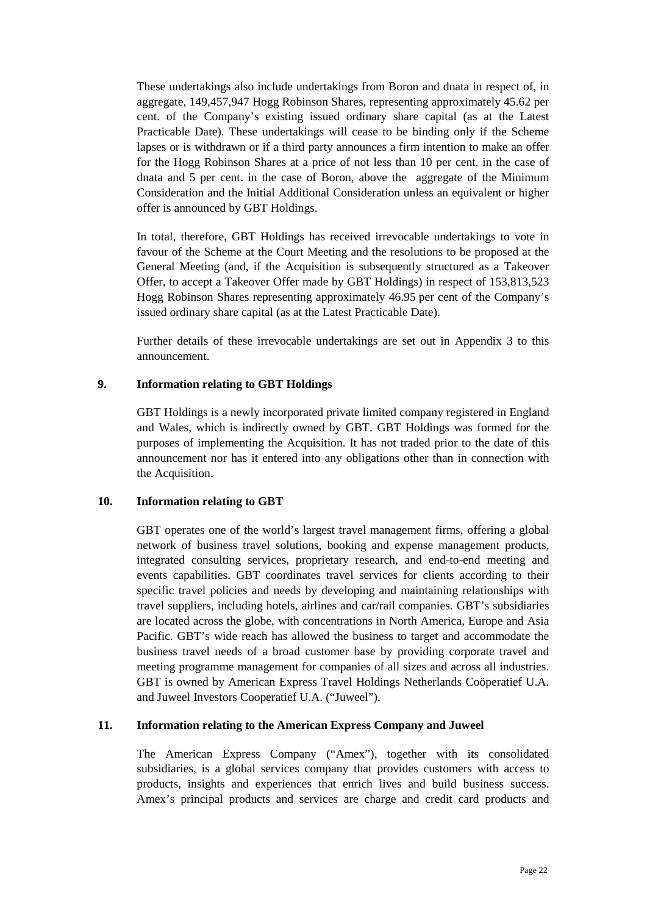These undertakings also include undertakings from Boron and dnata in respect of, in aggregate, 149,457,947 Hogg Robinson Shares, representing approximately 45.62 per cent. of the Company's existing issued ordinary share capital (as at the Latest Practicable Date). These undertakings will cease to be binding only if the Scheme lapses or is withdrawn or if a third party announces a firm intention to make an offer for the Hogg Robinson Shares at a price of not less than 10 per cent. in the case of dnata and 5 per cent. in the case of Boron, above the aggregate of the Minimum Consideration and the Initial Additional Consideration unless an equivalent or higher offer is announced by GBT Holdings.

In total, therefore, GBT Holdings has received irrevocable undertakings to vote in favour of the Scheme at the Court Meeting and the resolutions to be proposed at the General Meeting (and, if the Acquisition is subsequently structured as a Takeover Offer, to accept a Takeover Offer made by GBT Holdings) in respect of 153,813,523 Hogg Robinson Shares representing approximately 46.95 per cent of the Company's issued ordinary share capital (as at the Latest Practicable Date).

Further details of these irrevocable undertakings are set out in Appendix 3 to this announcement.

## 9. Information relating to GBT Holdings

GBT Holdings is a newly incorporated private limited company registered in England and Wales, which is indirectly owned by GBT. GBT Holdings was formed for the purposes of implementing the Acquisition. It has not traded prior to the date of this announcement nor has it entered into any obligations other than in connection with the Acquisition.

## 10. Information relating to GBT

GBT operates one of the world's largest travel management firms, offering a global network of business travel solutions, booking and expense management products, integrated consulting services, proprietary research, and end-to-end meeting and events capabilities. GBT coordinates travel services for clients according to their specific travel policies and needs by developing and maintaining relationships with travel suppliers, including hotels, airlines and car/rail companies. GBT's subsidiaries are located across the globe, with concentrations in North America, Europe and Asia Pacific. GBT's wide reach has allowed the business to target and accommodate the business travel needs of a broad customer base by providing corporate travel and meeting programme management for companies of all sizes and across all industries. GBT is owned by American Express Travel Holdings Netherlands Coöperatief U.A. and Juweel Investors Cooperatief U.A. ("Juweel").

## 11. Information relating to the American Express Company and Juweel

The American Express Company ("Amex"), together with its consolidated subsidiaries, is a global services company that provides customers with access to products, insights and experiences that enrich lives and build business success. Amex's principal products and services are charge and credit card products and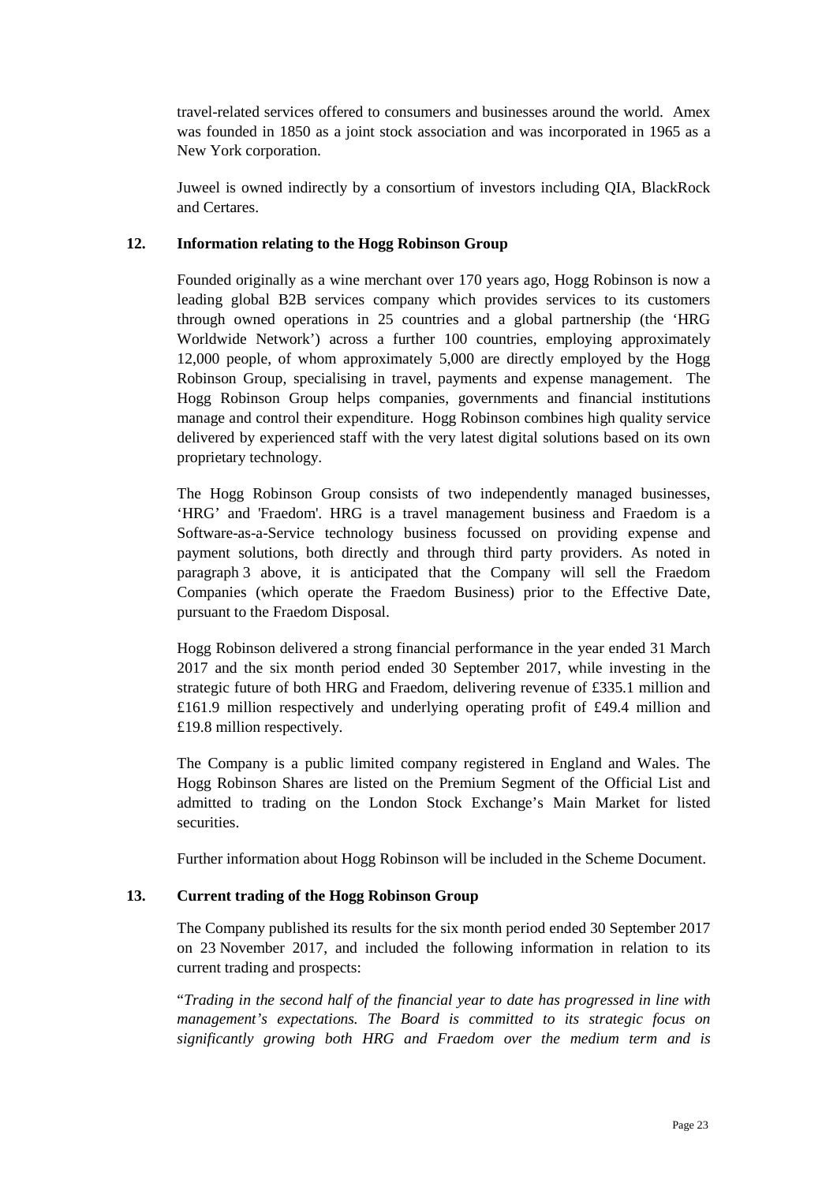travel-related services offered to consumers and businesses around the world. Amex was founded in 1850 as a joint stock association and was incorporated in 1965 as a New York corporation.

Juweel is owned indirectly by a consortium of investors including QIA, BlackRock and Certares.

## 12. Information relating to the Hogg Robinson Group

Founded originally as a wine merchant over 170 years ago, Hogg Robinson is now a leading global B2B services company which provides services to its customers through owned operations in 25 countries and a global partnership (the 'HRG Worldwide Network') across a further 100 countries, employing approximately 12,000 people, of whom approximately 5,000 are directly employed by the Hogg Robinson Group, specialising in travel, payments and expense management. The Hogg Robinson Group helps companies, governments and financial institutions manage and control their expenditure. Hogg Robinson combines high quality service delivered by experienced staff with the very latest digital solutions based on its own proprietary technology.

The Hogg Robinson Group consists of two independently managed businesses, 'HRG' and 'Fraedom'. HRG is a travel management business and Fraedom is a Software-as-a-Service technology business focussed on providing expense and payment solutions, both directly and through third party providers. As noted in paragraph 3 above, it is anticipated that the Company will sell the Fraedom Companies (which operate the Fraedom Business) prior to the Effective Date, pursuant to the Fraedom Disposal.

Hogg Robinson delivered a strong financial performance in the year ended 31 March 2017 and the six month period ended 30 September 2017, while investing in the strategic future of both HRG and Fraedom, delivering revenue of £335.1 million and £161.9 million respectively and underlying operating profit of £49.4 million and £19.8 million respectively.

The Company is a public limited company registered in England and Wales. The Hogg Robinson Shares are listed on the Premium Segment of the Official List and admitted to trading on the London Stock Exchange's Main Market for listed securities.

Further information about Hogg Robinson will be included in the Scheme Document.

## 13. Current trading of the Hogg Robinson Group

The Company published its results for the six month period ended 30 September 2017 on 23 November 2017, and included the following information in relation to its current trading and prospects:

"*Trading in the second half of the financial year to date has progressed in line with management's expectations. The Board is committed to its strategic focus on significantly growing both HRG and Fraedom over the medium term and is*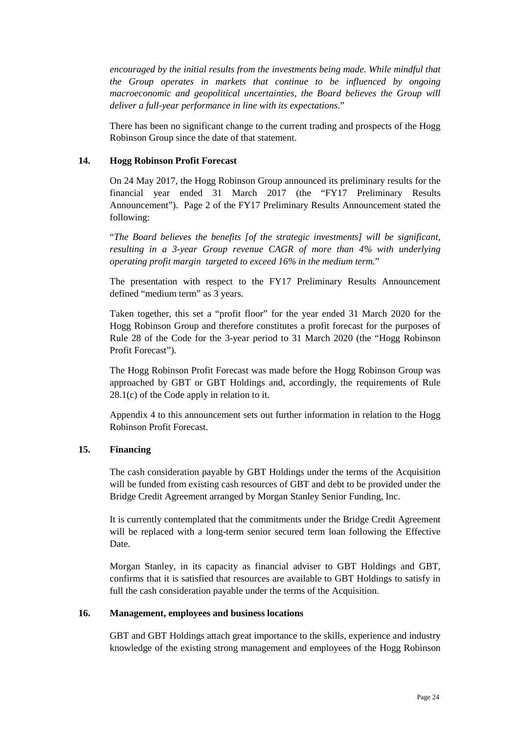*encouraged by the initial results from the investments being made. While mindful that the Group operates in markets that continue to be influenced by ongoing macroeconomic and geopolitical uncertainties, the Board believes the Group will deliver a full-year performance in line with its expectations.*"

There has been no significant change to the current trading and prospects of the Hogg Robinson Group since the date of that statement.

## 14. Hogg Robinson Profit Forecast

On 24 May 2017, the Hogg Robinson Group announced its preliminary results for the financial year ended 31 March 2017 (the "FY17 Preliminary Results Announcement"). Page 2 of the FY17 Preliminary Results Announcement stated the following:

"*The Board believes the benefits [of the strategic investments] will be significant, resulting in a 3-year Group revenue CAGR of more than 4% with underlying operating profit margin targeted to exceed 16% in the medium term.*"

The presentation with respect to the FY17 Preliminary Results Announcement defined "medium term" as 3 years.

Taken together, this set a "profit floor" for the year ended 31 March 2020 for the Hogg Robinson Group and therefore constitutes a profit forecast for the purposes of Rule 28 of the Code for the 3-year period to 31 March 2020 (the "Hogg Robinson Profit Forecast").

The Hogg Robinson Profit Forecast was made before the Hogg Robinson Group was approached by GBT or GBT Holdings and, accordingly, the requirements of Rule 28.1(c) of the Code apply in relation to it.

Appendix 4 to this announcement sets out further information in relation to the Hogg Robinson Profit Forecast.

## 15. Financing

The cash consideration payable by GBT Holdings under the terms of the Acquisition will be funded from existing cash resources of GBT and debt to be provided under the Bridge Credit Agreement arranged by Morgan Stanley Senior Funding, Inc.

It is currently contemplated that the commitments under the Bridge Credit Agreement will be replaced with a long-term senior secured term loan following the Effective Date.

Morgan Stanley, in its capacity as financial adviser to GBT Holdings and GBT, confirms that it is satisfied that resources are available to GBT Holdings to satisfy in full the cash consideration payable under the terms of the Acquisition.

## 16. Management, employees and business locations

GBT and GBT Holdings attach great importance to the skills, experience and industry knowledge of the existing strong management and employees of the Hogg Robinson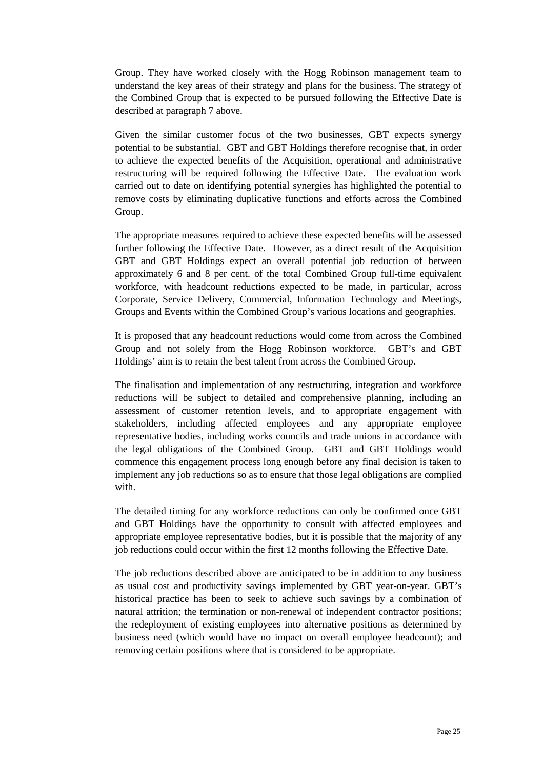Group. They have worked closely with the Hogg Robinson management team to understand the key areas of their strategy and plans for the business. The strategy of the Combined Group that is expected to be pursued following the Effective Date is described at paragraph 7 above.

Given the similar customer focus of the two businesses, GBT expects synergy potential to be substantial. GBT and GBT Holdings therefore recognise that, in order to achieve the expected benefits of the Acquisition, operational and administrative restructuring will be required following the Effective Date. The evaluation work carried out to date on identifying potential synergies has highlighted the potential to remove costs by eliminating duplicative functions and efforts across the Combined Group.

The appropriate measures required to achieve these expected benefits will be assessed further following the Effective Date. However, as a direct result of the Acquisition GBT and GBT Holdings expect an overall potential job reduction of between approximately 6 and 8 per cent. of the total Combined Group full-time equivalent workforce, with headcount reductions expected to be made, in particular, across Corporate, Service Delivery, Commercial, Information Technology and Meetings, Groups and Events within the Combined Group's various locations and geographies.

It is proposed that any headcount reductions would come from across the Combined Group and not solely from the Hogg Robinson workforce. GBT's and GBT Holdings' aim is to retain the best talent from across the Combined Group.

The finalisation and implementation of any restructuring, integration and workforce reductions will be subject to detailed and comprehensive planning, including an assessment of customer retention levels, and to appropriate engagement with stakeholders, including affected employees and any appropriate employee representative bodies, including works councils and trade unions in accordance with the legal obligations of the Combined Group. GBT and GBT Holdings would commence this engagement process long enough before any final decision is taken to implement any job reductions so as to ensure that those legal obligations are complied with.

The detailed timing for any workforce reductions can only be confirmed once GBT and GBT Holdings have the opportunity to consult with affected employees and appropriate employee representative bodies, but it is possible that the majority of any job reductions could occur within the first 12 months following the Effective Date.

The job reductions described above are anticipated to be in addition to any business as usual cost and productivity savings implemented by GBT year-on-year. GBT's historical practice has been to seek to achieve such savings by a combination of natural attrition; the termination or non-renewal of independent contractor positions; the redeployment of existing employees into alternative positions as determined by business need (which would have no impact on overall employee headcount); and removing certain positions where that is considered to be appropriate.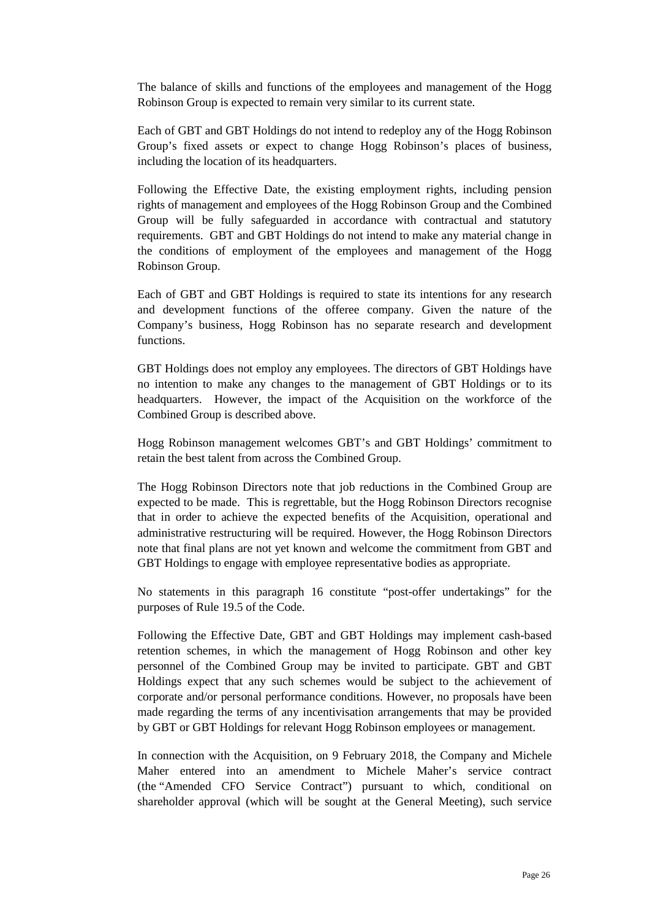The balance of skills and functions of the employees and management of the Hogg Robinson Group is expected to remain very similar to its current state.

Each of GBT and GBT Holdings do not intend to redeploy any of the Hogg Robinson Group's fixed assets or expect to change Hogg Robinson's places of business, including the location of its headquarters.

Following the Effective Date, the existing employment rights, including pension rights of management and employees of the Hogg Robinson Group and the Combined Group will be fully safeguarded in accordance with contractual and statutory requirements. GBT and GBT Holdings do not intend to make any material change in the conditions of employment of the employees and management of the Hogg Robinson Group.

Each of GBT and GBT Holdings is required to state its intentions for any research and development functions of the offeree company. Given the nature of the Company's business, Hogg Robinson has no separate research and development functions.

GBT Holdings does not employ any employees. The directors of GBT Holdings have no intention to make any changes to the management of GBT Holdings or to its headquarters. However, the impact of the Acquisition on the workforce of the Combined Group is described above.

Hogg Robinson management welcomes GBT's and GBT Holdings' commitment to retain the best talent from across the Combined Group.

The Hogg Robinson Directors note that job reductions in the Combined Group are expected to be made. This is regrettable, but the Hogg Robinson Directors recognise that in order to achieve the expected benefits of the Acquisition, operational and administrative restructuring will be required. However, the Hogg Robinson Directors note that final plans are not yet known and welcome the commitment from GBT and GBT Holdings to engage with employee representative bodies as appropriate.

No statements in this paragraph 16 constitute "post-offer undertakings" for the purposes of Rule 19.5 of the Code.

Following the Effective Date, GBT and GBT Holdings may implement cash-based retention schemes, in which the management of Hogg Robinson and other key personnel of the Combined Group may be invited to participate. GBT and GBT Holdings expect that any such schemes would be subject to the achievement of corporate and/or personal performance conditions. However, no proposals have been made regarding the terms of any incentivisation arrangements that may be provided by GBT or GBT Holdings for relevant Hogg Robinson employees or management.

In connection with the Acquisition, on 9 February 2018, the Company and Michele Maher entered into an amendment to Michele Maher's service contract (the "Amended CFO Service Contract") pursuant to which, conditional on shareholder approval (which will be sought at the General Meeting), such service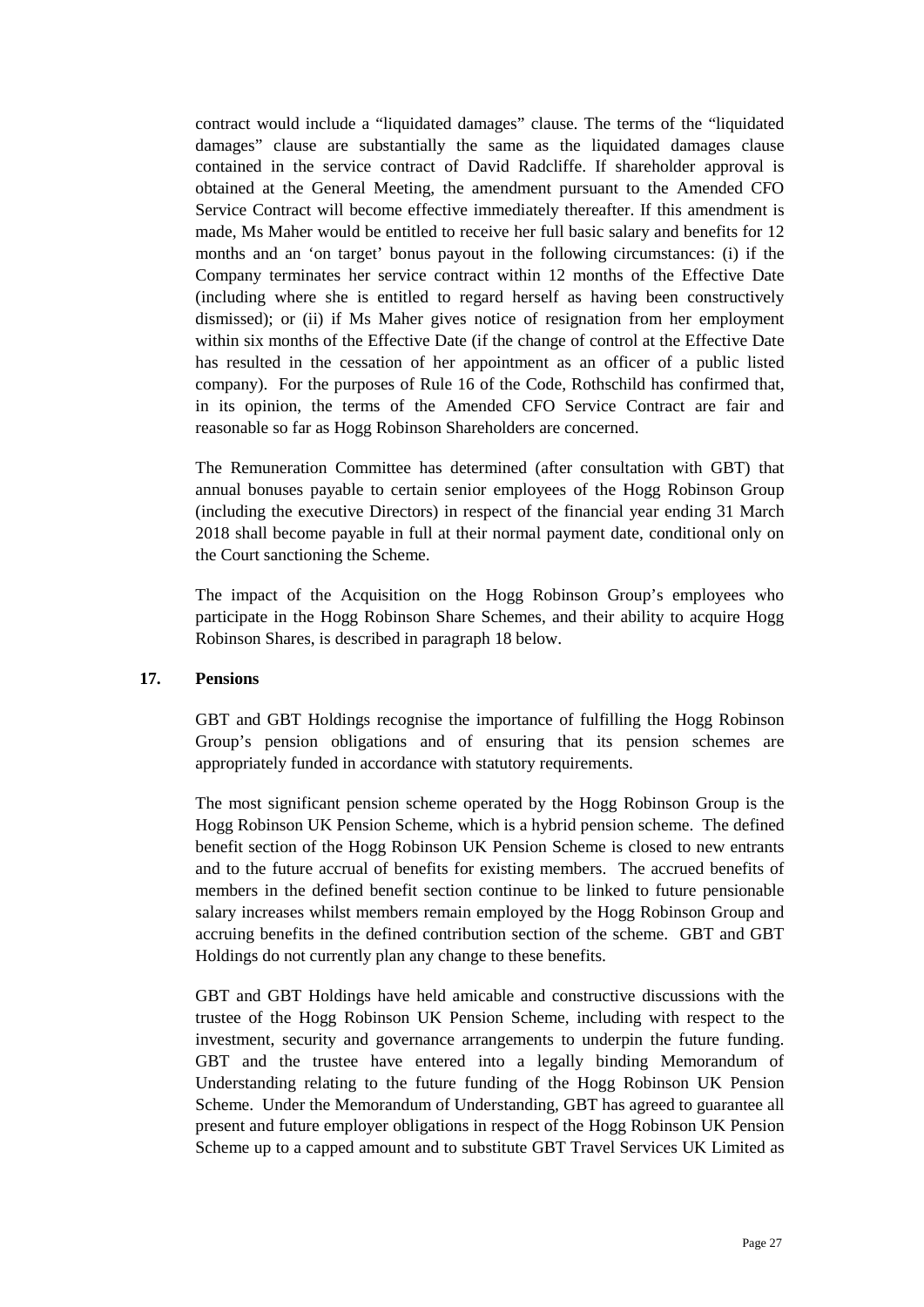contract would include a "liquidated damages" clause. The terms of the "liquidated damages" clause are substantially the same as the liquidated damages clause contained in the service contract of David Radcliffe. If shareholder approval is obtained at the General Meeting, the amendment pursuant to the Amended CFO Service Contract will become effective immediately thereafter. If this amendment is made, Ms Maher would be entitled to receive her full basic salary and benefits for 12 months and an 'on target' bonus payout in the following circumstances: (i) if the Company terminates her service contract within 12 months of the Effective Date (including where she is entitled to regard herself as having been constructively dismissed); or (ii) if Ms Maher gives notice of resignation from her employment within six months of the Effective Date (if the change of control at the Effective Date has resulted in the cessation of her appointment as an officer of a public listed company). For the purposes of Rule 16 of the Code, Rothschild has confirmed that, in its opinion, the terms of the Amended CFO Service Contract are fair and reasonable so far as Hogg Robinson Shareholders are concerned.

The Remuneration Committee has determined (after consultation with GBT) that annual bonuses payable to certain senior employees of the Hogg Robinson Group (including the executive Directors) in respect of the financial year ending 31 March 2018 shall become payable in full at their normal payment date, conditional only on the Court sanctioning the Scheme.

The impact of the Acquisition on the Hogg Robinson Group's employees who participate in the Hogg Robinson Share Schemes, and their ability to acquire Hogg Robinson Shares, is described in paragraph 18 below.

**17. Pensions**

GBT and GBT Holdings recognise the importance of fulfilling the Hogg Robinson Group's pension obligations and of ensuring that its pension schemes are appropriately funded in accordance with statutory requirements.

The most significant pension scheme operated by the Hogg Robinson Group is the Hogg Robinson UK Pension Scheme, which is a hybrid pension scheme. The defined benefit section of the Hogg Robinson UK Pension Scheme is closed to new entrants and to the future accrual of benefits for existing members. The accrued benefits of members in the defined benefit section continue to be linked to future pensionable salary increases whilst members remain employed by the Hogg Robinson Group and accruing benefits in the defined contribution section of the scheme. GBT and GBT Holdings do not currently plan any change to these benefits.

GBT and GBT Holdings have held amicable and constructive discussions with the trustee of the Hogg Robinson UK Pension Scheme, including with respect to the investment, security and governance arrangements to underpin the future funding. GBT and the trustee have entered into a legally binding Memorandum of Understanding relating to the future funding of the Hogg Robinson UK Pension Scheme. Under the Memorandum of Understanding, GBT has agreed to guarantee all present and future employer obligations in respect of the Hogg Robinson UK Pension Scheme up to a capped amount and to substitute GBT Travel Services UK Limited as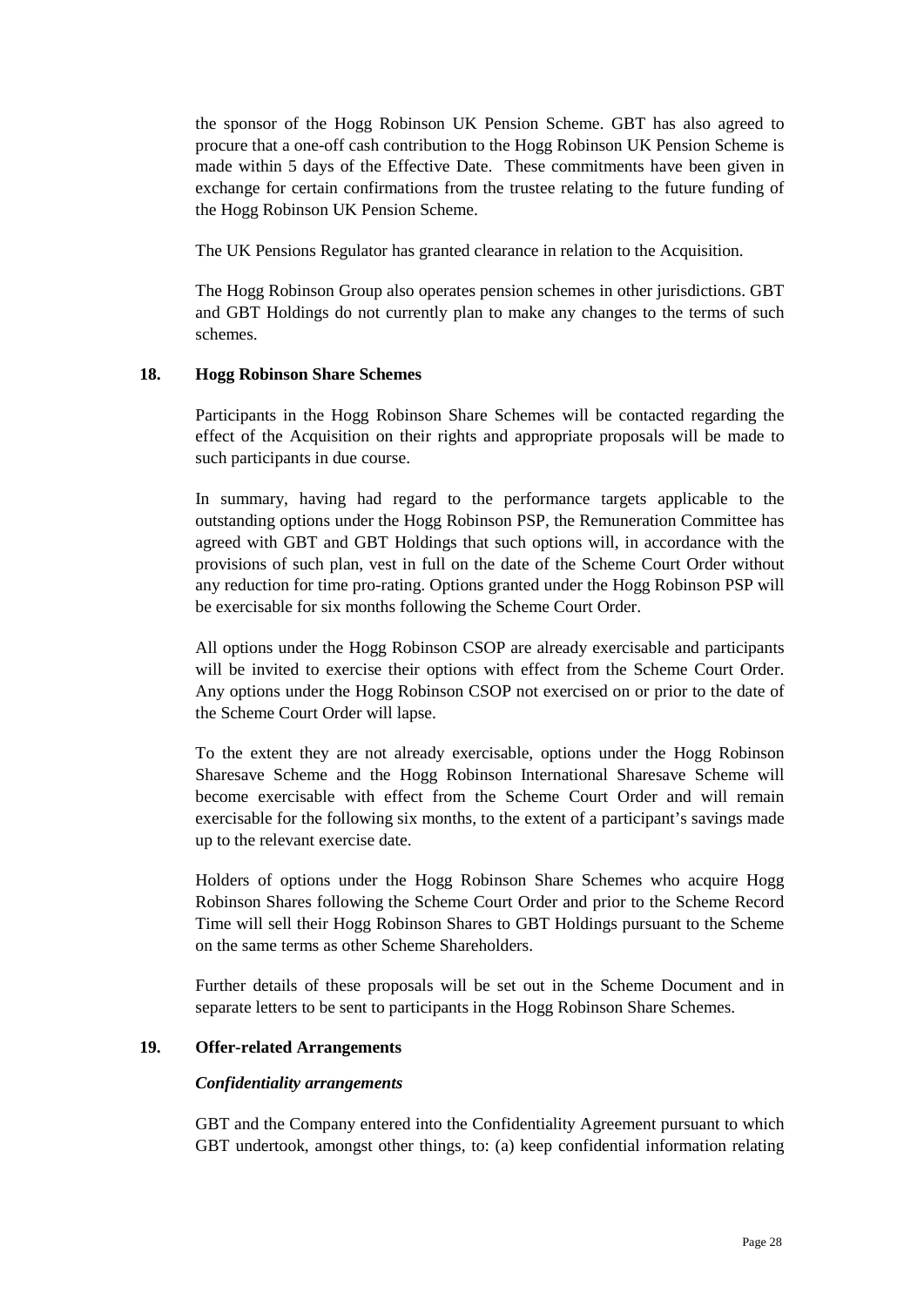the sponsor of the Hogg Robinson UK Pension Scheme. GBT has also agreed to procure that a one-off cash contribution to the Hogg Robinson UK Pension Scheme is made within 5 days of the Effective Date. These commitments have been given in exchange for certain confirmations from the trustee relating to the future funding of the Hogg Robinson UK Pension Scheme.

The UK Pensions Regulator has granted clearance in relation to the Acquisition.

The Hogg Robinson Group also operates pension schemes in other jurisdictions. GBT and GBT Holdings do not currently plan to make any changes to the terms of such schemes.

## 18. Hogg Robinson Share Schemes

Participants in the Hogg Robinson Share Schemes will be contacted regarding the effect of the Acquisition on their rights and appropriate proposals will be made to such participants in due course.

In summary, having had regard to the performance targets applicable to the outstanding options under the Hogg Robinson PSP, the Remuneration Committee has agreed with GBT and GBT Holdings that such options will, in accordance with the provisions of such plan, vest in full on the date of the Scheme Court Order without any reduction for time pro-rating. Options granted under the Hogg Robinson PSP will be exercisable for six months following the Scheme Court Order.

All options under the Hogg Robinson CSOP are already exercisable and participants will be invited to exercise their options with effect from the Scheme Court Order. Any options under the Hogg Robinson CSOP not exercised on or prior to the date of the Scheme Court Order will lapse.

To the extent they are not already exercisable, options under the Hogg Robinson Sharesave Scheme and the Hogg Robinson International Sharesave Scheme will become exercisable with effect from the Scheme Court Order and will remain exercisable for the following six months, to the extent of a participant's savings made up to the relevant exercise date.

Holders of options under the Hogg Robinson Share Schemes who acquire Hogg Robinson Shares following the Scheme Court Order and prior to the Scheme Record Time will sell their Hogg Robinson Shares to GBT Holdings pursuant to the Scheme on the same terms as other Scheme Shareholders.

Further details of these proposals will be set out in the Scheme Document and in separate letters to be sent to participants in the Hogg Robinson Share Schemes.

## 19. Offer-related Arrangements

***Confidentiality arrangements***

GBT and the Company entered into the Confidentiality Agreement pursuant to which GBT undertook, amongst other things, to: (a) keep confidential information relating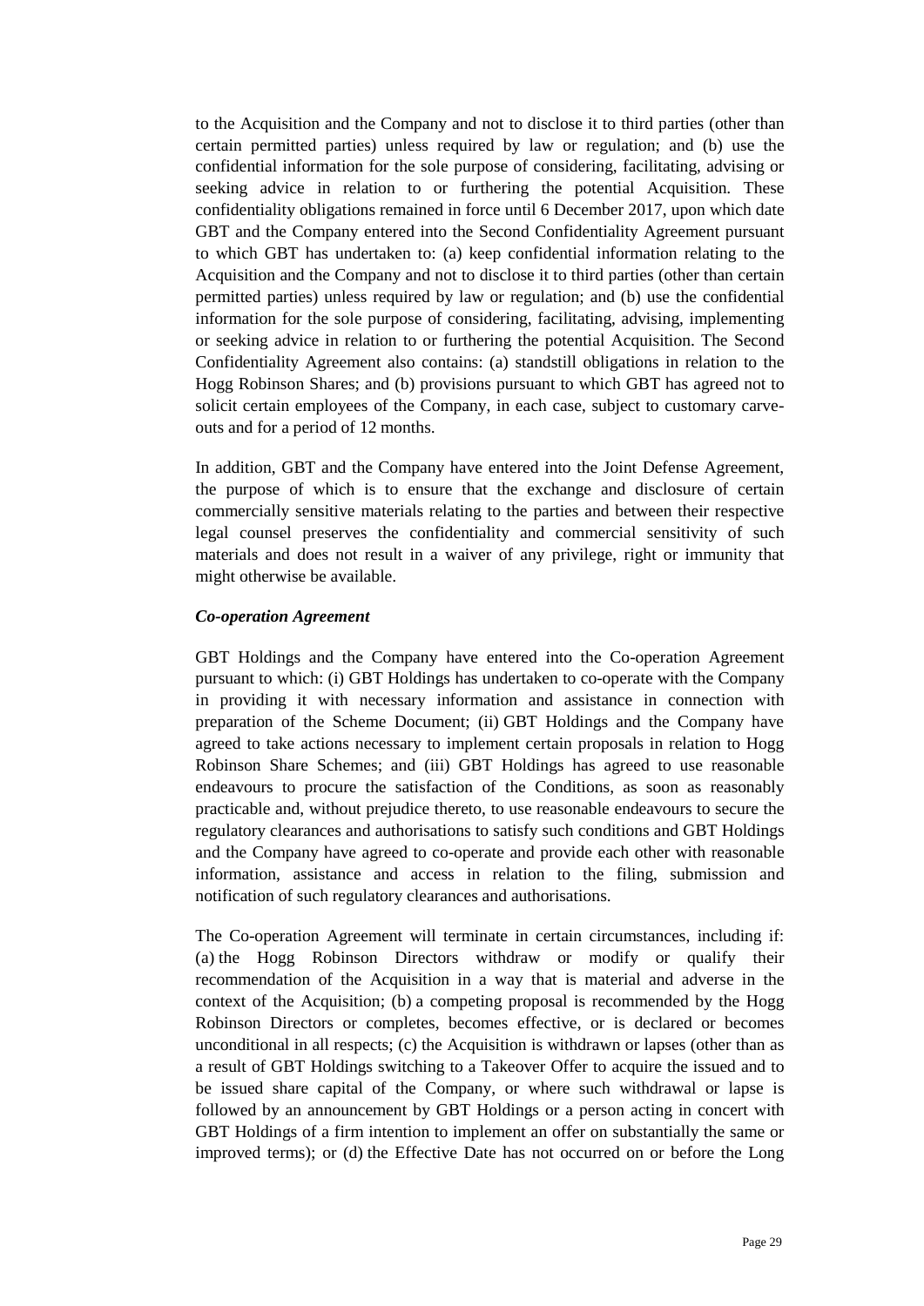to the Acquisition and the Company and not to disclose it to third parties (other than certain permitted parties) unless required by law or regulation; and (b) use the confidential information for the sole purpose of considering, facilitating, advising or seeking advice in relation to or furthering the potential Acquisition. These confidentiality obligations remained in force until 6 December 2017, upon which date GBT and the Company entered into the Second Confidentiality Agreement pursuant to which GBT has undertaken to: (a) keep confidential information relating to the Acquisition and the Company and not to disclose it to third parties (other than certain permitted parties) unless required by law or regulation; and (b) use the confidential information for the sole purpose of considering, facilitating, advising, implementing or seeking advice in relation to or furthering the potential Acquisition. The Second Confidentiality Agreement also contains: (a) standstill obligations in relation to the Hogg Robinson Shares; and (b) provisions pursuant to which GBT has agreed not to solicit certain employees of the Company, in each case, subject to customary carve-outs and for a period of 12 months.

In addition, GBT and the Company have entered into the Joint Defense Agreement, the purpose of which is to ensure that the exchange and disclosure of certain commercially sensitive materials relating to the parties and between their respective legal counsel preserves the confidentiality and commercial sensitivity of such materials and does not result in a waiver of any privilege, right or immunity that might otherwise be available.

***Co-operation Agreement***

GBT Holdings and the Company have entered into the Co-operation Agreement pursuant to which: (i) GBT Holdings has undertaken to co-operate with the Company in providing it with necessary information and assistance in connection with preparation of the Scheme Document; (ii) GBT Holdings and the Company have agreed to take actions necessary to implement certain proposals in relation to Hogg Robinson Share Schemes; and (iii) GBT Holdings has agreed to use reasonable endeavours to procure the satisfaction of the Conditions, as soon as reasonably practicable and, without prejudice thereto, to use reasonable endeavours to secure the regulatory clearances and authorisations to satisfy such conditions and GBT Holdings and the Company have agreed to co-operate and provide each other with reasonable information, assistance and access in relation to the filing, submission and notification of such regulatory clearances and authorisations.

The Co-operation Agreement will terminate in certain circumstances, including if: (a) the Hogg Robinson Directors withdraw or modify or qualify their recommendation of the Acquisition in a way that is material and adverse in the context of the Acquisition; (b) a competing proposal is recommended by the Hogg Robinson Directors or completes, becomes effective, or is declared or becomes unconditional in all respects; (c) the Acquisition is withdrawn or lapses (other than as a result of GBT Holdings switching to a Takeover Offer to acquire the issued and to be issued share capital of the Company, or where such withdrawal or lapse is followed by an announcement by GBT Holdings or a person acting in concert with GBT Holdings of a firm intention to implement an offer on substantially the same or improved terms); or (d) the Effective Date has not occurred on or before the Long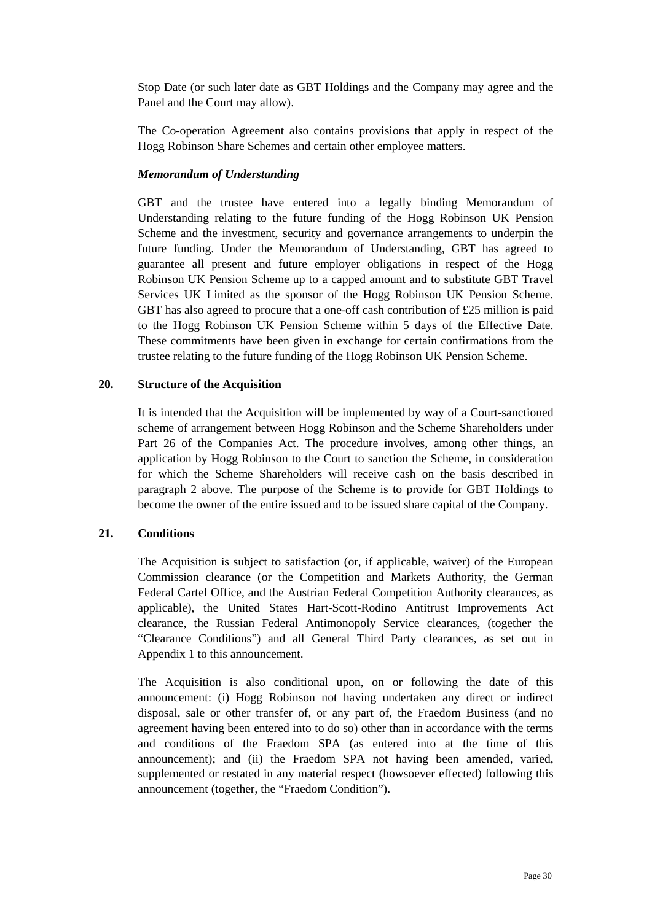Stop Date (or such later date as GBT Holdings and the Company may agree and the Panel and the Court may allow).

The Co-operation Agreement also contains provisions that apply in respect of the Hogg Robinson Share Schemes and certain other employee matters.

***Memorandum of Understanding***

GBT and the trustee have entered into a legally binding Memorandum of Understanding relating to the future funding of the Hogg Robinson UK Pension Scheme and the investment, security and governance arrangements to underpin the future funding. Under the Memorandum of Understanding, GBT has agreed to guarantee all present and future employer obligations in respect of the Hogg Robinson UK Pension Scheme up to a capped amount and to substitute GBT Travel Services UK Limited as the sponsor of the Hogg Robinson UK Pension Scheme. GBT has also agreed to procure that a one-off cash contribution of £25 million is paid to the Hogg Robinson UK Pension Scheme within 5 days of the Effective Date. These commitments have been given in exchange for certain confirmations from the trustee relating to the future funding of the Hogg Robinson UK Pension Scheme.

## 20. Structure of the Acquisition

It is intended that the Acquisition will be implemented by way of a Court-sanctioned scheme of arrangement between Hogg Robinson and the Scheme Shareholders under Part 26 of the Companies Act. The procedure involves, among other things, an application by Hogg Robinson to the Court to sanction the Scheme, in consideration for which the Scheme Shareholders will receive cash on the basis described in paragraph 2 above. The purpose of the Scheme is to provide for GBT Holdings to become the owner of the entire issued and to be issued share capital of the Company.

## 21. Conditions

The Acquisition is subject to satisfaction (or, if applicable, waiver) of the European Commission clearance (or the Competition and Markets Authority, the German Federal Cartel Office, and the Austrian Federal Competition Authority clearances, as applicable), the United States Hart-Scott-Rodino Antitrust Improvements Act clearance, the Russian Federal Antimonopoly Service clearances, (together the "Clearance Conditions") and all General Third Party clearances, as set out in Appendix 1 to this announcement.

The Acquisition is also conditional upon, on or following the date of this announcement: (i) Hogg Robinson not having undertaken any direct or indirect disposal, sale or other transfer of, or any part of, the Fraedom Business (and no agreement having been entered into to do so) other than in accordance with the terms and conditions of the Fraedom SPA (as entered into at the time of this announcement); and (ii) the Fraedom SPA not having been amended, varied, supplemented or restated in any material respect (howsoever effected) following this announcement (together, the "Fraedom Condition").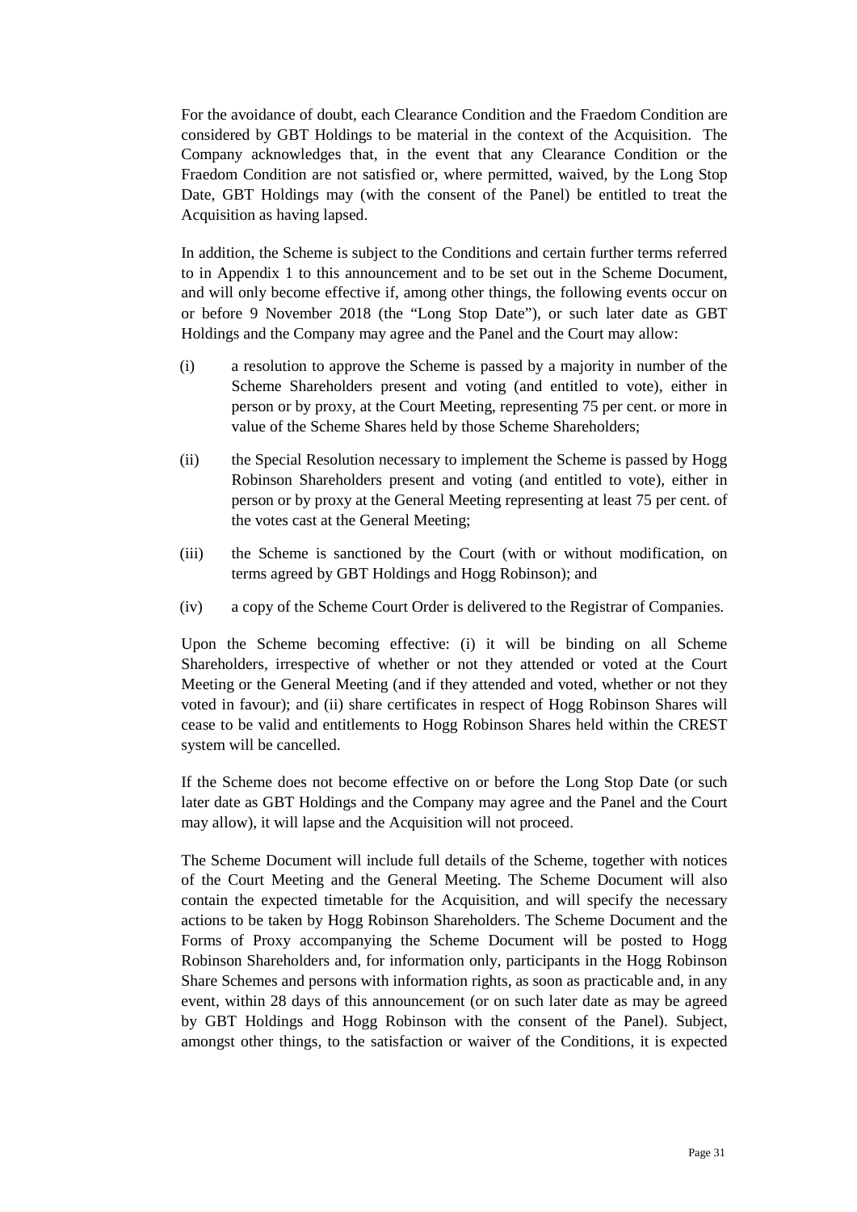For the avoidance of doubt, each Clearance Condition and the Fraedom Condition are considered by GBT Holdings to be material in the context of the Acquisition. The Company acknowledges that, in the event that any Clearance Condition or the Fraedom Condition are not satisfied or, where permitted, waived, by the Long Stop Date, GBT Holdings may (with the consent of the Panel) be entitled to treat the Acquisition as having lapsed.

In addition, the Scheme is subject to the Conditions and certain further terms referred to in Appendix 1 to this announcement and to be set out in the Scheme Document, and will only become effective if, among other things, the following events occur on or before 9 November 2018 (the "Long Stop Date"), or such later date as GBT Holdings and the Company may agree and the Panel and the Court may allow:

(i) a resolution to approve the Scheme is passed by a majority in number of the Scheme Shareholders present and voting (and entitled to vote), either in person or by proxy, at the Court Meeting, representing 75 per cent. or more in value of the Scheme Shares held by those Scheme Shareholders;

(ii) the Special Resolution necessary to implement the Scheme is passed by Hogg Robinson Shareholders present and voting (and entitled to vote), either in person or by proxy at the General Meeting representing at least 75 per cent. of the votes cast at the General Meeting;

(iii) the Scheme is sanctioned by the Court (with or without modification, on terms agreed by GBT Holdings and Hogg Robinson); and

(iv) a copy of the Scheme Court Order is delivered to the Registrar of Companies.

Upon the Scheme becoming effective: (i) it will be binding on all Scheme Shareholders, irrespective of whether or not they attended or voted at the Court Meeting or the General Meeting (and if they attended and voted, whether or not they voted in favour); and (ii) share certificates in respect of Hogg Robinson Shares will cease to be valid and entitlements to Hogg Robinson Shares held within the CREST system will be cancelled.

If the Scheme does not become effective on or before the Long Stop Date (or such later date as GBT Holdings and the Company may agree and the Panel and the Court may allow), it will lapse and the Acquisition will not proceed.

The Scheme Document will include full details of the Scheme, together with notices of the Court Meeting and the General Meeting. The Scheme Document will also contain the expected timetable for the Acquisition, and will specify the necessary actions to be taken by Hogg Robinson Shareholders. The Scheme Document and the Forms of Proxy accompanying the Scheme Document will be posted to Hogg Robinson Shareholders and, for information only, participants in the Hogg Robinson Share Schemes and persons with information rights, as soon as practicable and, in any event, within 28 days of this announcement (or on such later date as may be agreed by GBT Holdings and Hogg Robinson with the consent of the Panel). Subject, amongst other things, to the satisfaction or waiver of the Conditions, it is expected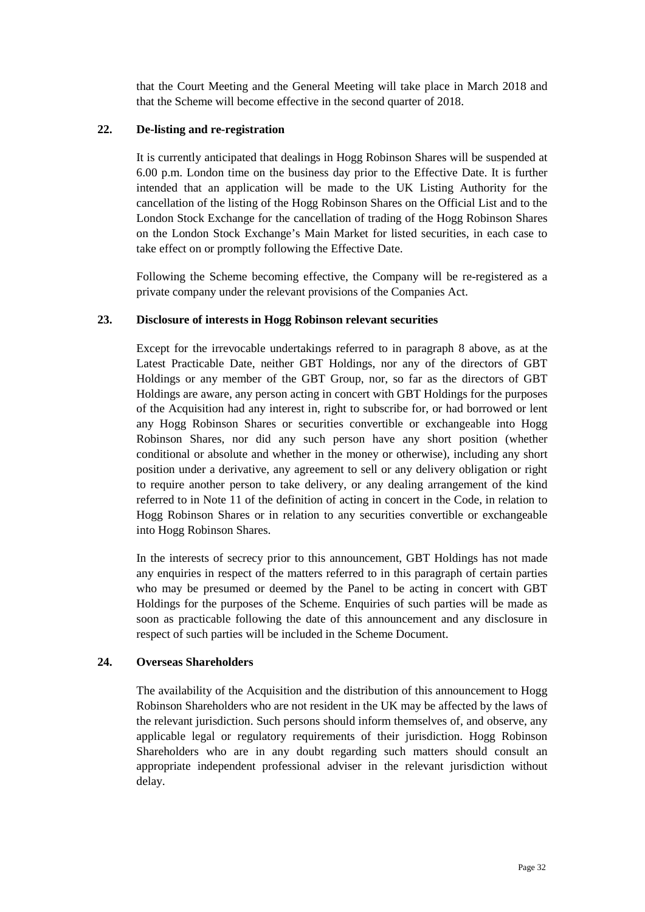that the Court Meeting and the General Meeting will take place in March 2018 and that the Scheme will become effective in the second quarter of 2018.

## 22. De-listing and re-registration

It is currently anticipated that dealings in Hogg Robinson Shares will be suspended at 6.00 p.m. London time on the business day prior to the Effective Date. It is further intended that an application will be made to the UK Listing Authority for the cancellation of the listing of the Hogg Robinson Shares on the Official List and to the London Stock Exchange for the cancellation of trading of the Hogg Robinson Shares on the London Stock Exchange's Main Market for listed securities, in each case to take effect on or promptly following the Effective Date.

Following the Scheme becoming effective, the Company will be re-registered as a private company under the relevant provisions of the Companies Act.

## 23. Disclosure of interests in Hogg Robinson relevant securities

Except for the irrevocable undertakings referred to in paragraph 8 above, as at the Latest Practicable Date, neither GBT Holdings, nor any of the directors of GBT Holdings or any member of the GBT Group, nor, so far as the directors of GBT Holdings are aware, any person acting in concert with GBT Holdings for the purposes of the Acquisition had any interest in, right to subscribe for, or had borrowed or lent any Hogg Robinson Shares or securities convertible or exchangeable into Hogg Robinson Shares, nor did any such person have any short position (whether conditional or absolute and whether in the money or otherwise), including any short position under a derivative, any agreement to sell or any delivery obligation or right to require another person to take delivery, or any dealing arrangement of the kind referred to in Note 11 of the definition of acting in concert in the Code, in relation to Hogg Robinson Shares or in relation to any securities convertible or exchangeable into Hogg Robinson Shares.

In the interests of secrecy prior to this announcement, GBT Holdings has not made any enquiries in respect of the matters referred to in this paragraph of certain parties who may be presumed or deemed by the Panel to be acting in concert with GBT Holdings for the purposes of the Scheme. Enquiries of such parties will be made as soon as practicable following the date of this announcement and any disclosure in respect of such parties will be included in the Scheme Document.

## 24. Overseas Shareholders

The availability of the Acquisition and the distribution of this announcement to Hogg Robinson Shareholders who are not resident in the UK may be affected by the laws of the relevant jurisdiction. Such persons should inform themselves of, and observe, any applicable legal or regulatory requirements of their jurisdiction. Hogg Robinson Shareholders who are in any doubt regarding such matters should consult an appropriate independent professional adviser in the relevant jurisdiction without delay.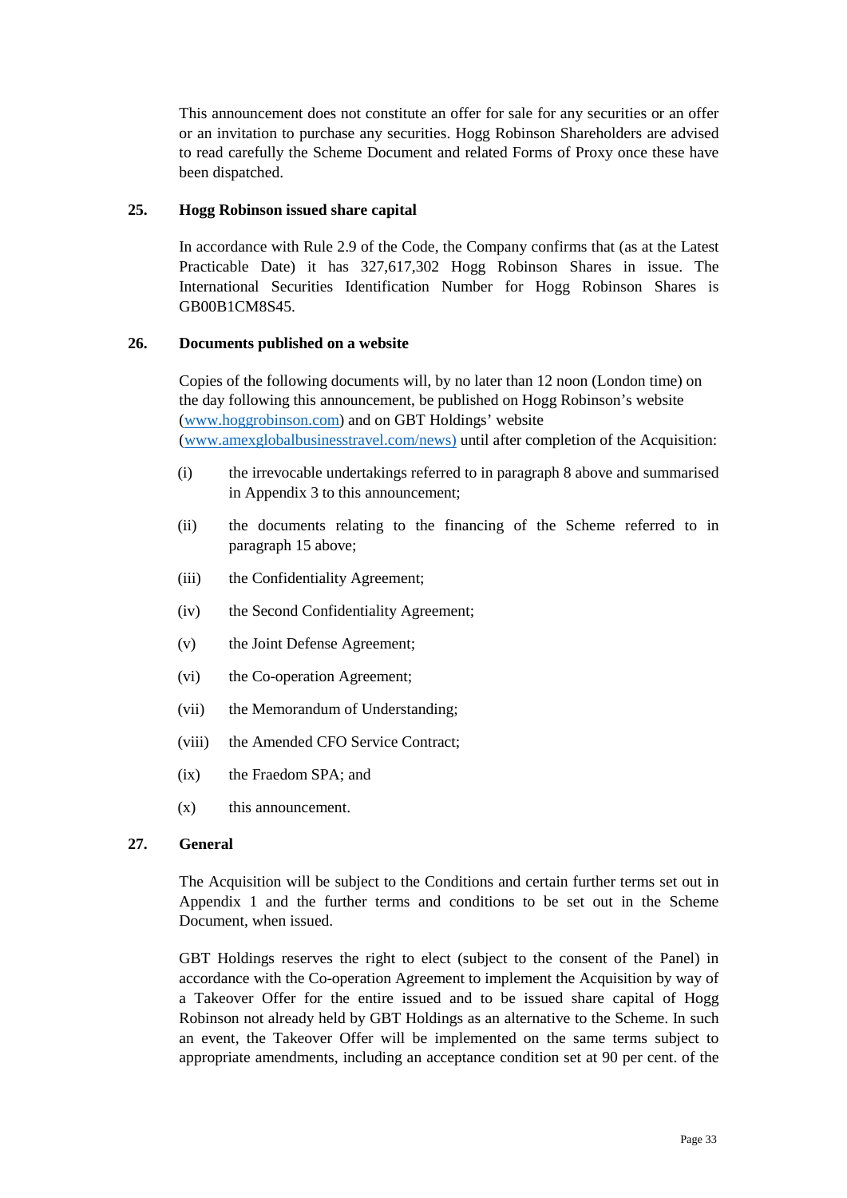This announcement does not constitute an offer for sale for any securities or an offer or an invitation to purchase any securities. Hogg Robinson Shareholders are advised to read carefully the Scheme Document and related Forms of Proxy once these have been dispatched.

## 25. Hogg Robinson issued share capital

In accordance with Rule 2.9 of the Code, the Company confirms that (as at the Latest Practicable Date) it has 327,617,302 Hogg Robinson Shares in issue. The International Securities Identification Number for Hogg Robinson Shares is GB00B1CM8S45.

## 26. Documents published on a website

Copies of the following documents will, by no later than 12 noon (London time) on the day following this announcement, be published on Hogg Robinson's website (www.hoggrobinson.com) and on GBT Holdings' website (www.amexglobalbusinesstravel.com/news) until after completion of the Acquisition:

(i) the irrevocable undertakings referred to in paragraph 8 above and summarised in Appendix 3 to this announcement;

(ii) the documents relating to the financing of the Scheme referred to in paragraph 15 above;

(iii) the Confidentiality Agreement;

(iv) the Second Confidentiality Agreement;

(v) the Joint Defense Agreement;

(vi) the Co-operation Agreement;

(vii) the Memorandum of Understanding;

(viii) the Amended CFO Service Contract;

(ix) the Fraedom SPA; and

(x) this announcement.

## 27. General

The Acquisition will be subject to the Conditions and certain further terms set out in Appendix 1 and the further terms and conditions to be set out in the Scheme Document, when issued.

GBT Holdings reserves the right to elect (subject to the consent of the Panel) in accordance with the Co-operation Agreement to implement the Acquisition by way of a Takeover Offer for the entire issued and to be issued share capital of Hogg Robinson not already held by GBT Holdings as an alternative to the Scheme. In such an event, the Takeover Offer will be implemented on the same terms subject to appropriate amendments, including an acceptance condition set at 90 per cent. of the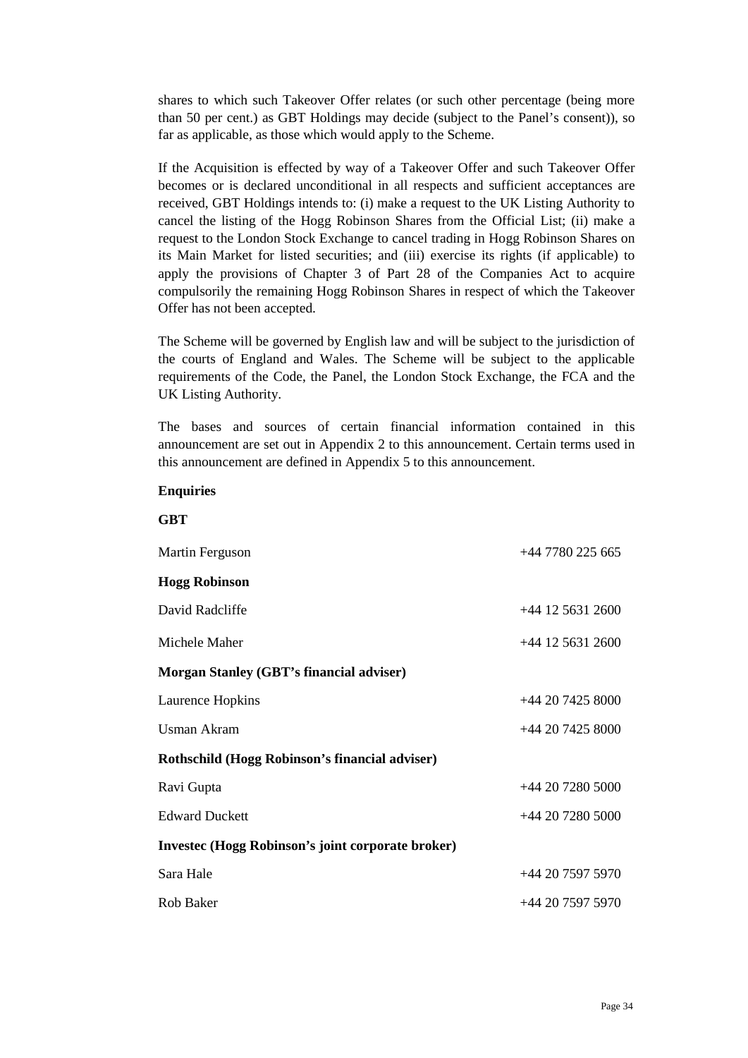shares to which such Takeover Offer relates (or such other percentage (being more than 50 per cent.) as GBT Holdings may decide (subject to the Panel's consent)), so far as applicable, as those which would apply to the Scheme.

If the Acquisition is effected by way of a Takeover Offer and such Takeover Offer becomes or is declared unconditional in all respects and sufficient acceptances are received, GBT Holdings intends to: (i) make a request to the UK Listing Authority to cancel the listing of the Hogg Robinson Shares from the Official List; (ii) make a request to the London Stock Exchange to cancel trading in Hogg Robinson Shares on its Main Market for listed securities; and (iii) exercise its rights (if applicable) to apply the provisions of Chapter 3 of Part 28 of the Companies Act to acquire compulsorily the remaining Hogg Robinson Shares in respect of which the Takeover Offer has not been accepted.

The Scheme will be governed by English law and will be subject to the jurisdiction of the courts of England and Wales. The Scheme will be subject to the applicable requirements of the Code, the Panel, the London Stock Exchange, the FCA and the UK Listing Authority.

The bases and sources of certain financial information contained in this announcement are set out in Appendix 2 to this announcement. Certain terms used in this announcement are defined in Appendix 5 to this announcement.

**Enquiries**

**GBT**

| | |
|---|---|
| Martin Ferguson | +44 7780 225 665 |
| **Hogg Robinson** | |
| David Radcliffe | +44 12 5631 2600 |
| Michele Maher | +44 12 5631 2600 |
| **Morgan Stanley (GBT's financial adviser)** | |
| Laurence Hopkins | +44 20 7425 8000 |
| Usman Akram | +44 20 7425 8000 |
| **Rothschild (Hogg Robinson's financial adviser)** | |
| Ravi Gupta | +44 20 7280 5000 |
| Edward Duckett | +44 20 7280 5000 |
| **Investec (Hogg Robinson's joint corporate broker)** | |
| Sara Hale | +44 20 7597 5970 |
| Rob Baker | +44 20 7597 5970 |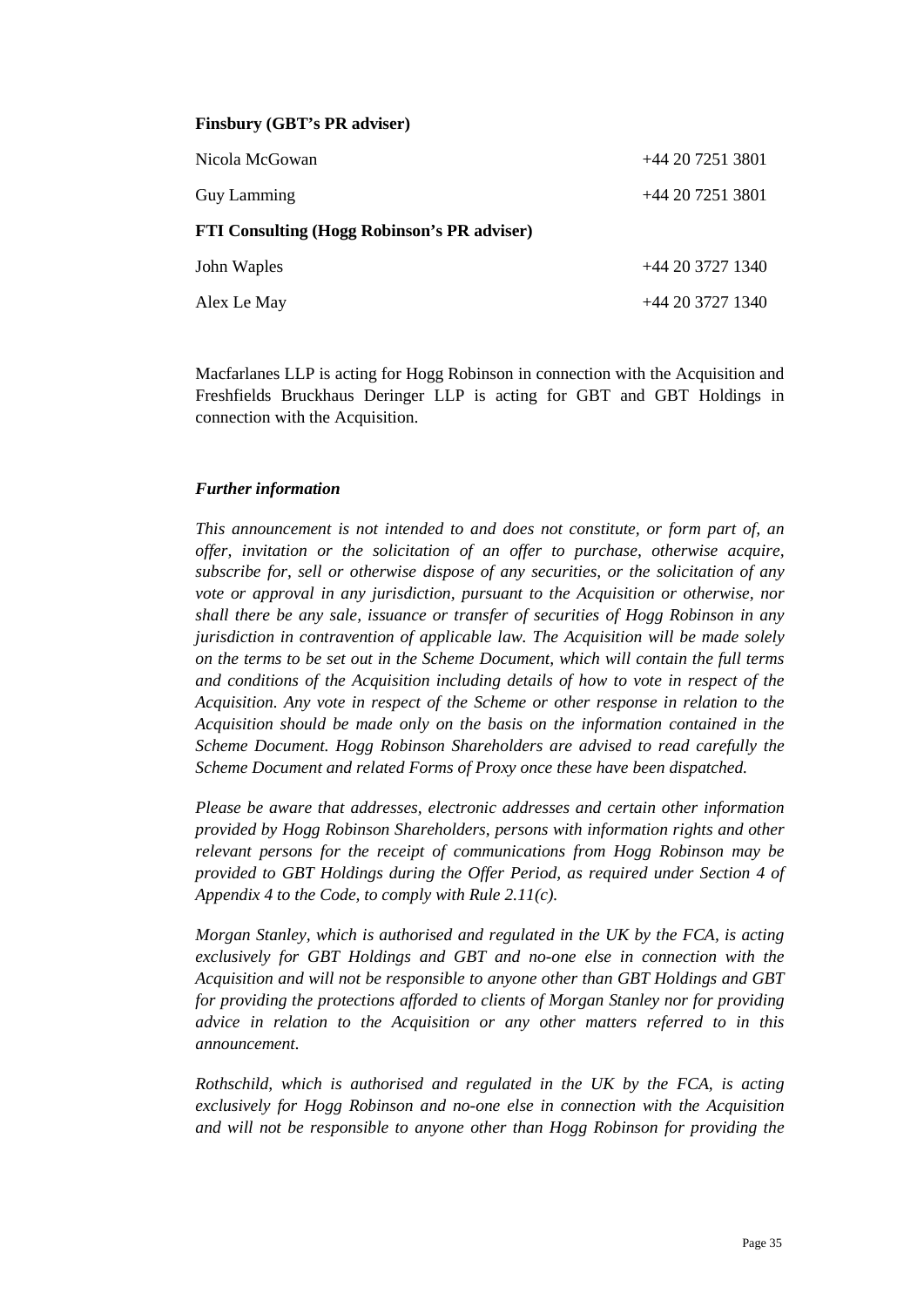**Finsbury (GBT's PR adviser)**

| | |
|---|---|
| Nicola McGowan | +44 20 7251 3801 |
| Guy Lamming | +44 20 7251 3801 |
| **FTI Consulting (Hogg Robinson's PR adviser)** | |
| John Waples | +44 20 3727 1340 |
| Alex Le May | +44 20 3727 1340 |

Macfarlanes LLP is acting for Hogg Robinson in connection with the Acquisition and Freshfields Bruckhaus Deringer LLP is acting for GBT and GBT Holdings in connection with the Acquisition.

***Further information***

*This announcement is not intended to and does not constitute, or form part of, an offer, invitation or the solicitation of an offer to purchase, otherwise acquire, subscribe for, sell or otherwise dispose of any securities, or the solicitation of any vote or approval in any jurisdiction, pursuant to the Acquisition or otherwise, nor shall there be any sale, issuance or transfer of securities of Hogg Robinson in any jurisdiction in contravention of applicable law. The Acquisition will be made solely on the terms to be set out in the Scheme Document, which will contain the full terms and conditions of the Acquisition including details of how to vote in respect of the Acquisition. Any vote in respect of the Scheme or other response in relation to the Acquisition should be made only on the basis on the information contained in the Scheme Document. Hogg Robinson Shareholders are advised to read carefully the Scheme Document and related Forms of Proxy once these have been dispatched.*

*Please be aware that addresses, electronic addresses and certain other information provided by Hogg Robinson Shareholders, persons with information rights and other relevant persons for the receipt of communications from Hogg Robinson may be provided to GBT Holdings during the Offer Period, as required under Section 4 of Appendix 4 to the Code, to comply with Rule 2.11(c).*

*Morgan Stanley, which is authorised and regulated in the UK by the FCA, is acting exclusively for GBT Holdings and GBT and no-one else in connection with the Acquisition and will not be responsible to anyone other than GBT Holdings and GBT for providing the protections afforded to clients of Morgan Stanley nor for providing advice in relation to the Acquisition or any other matters referred to in this announcement.*

*Rothschild, which is authorised and regulated in the UK by the FCA, is acting exclusively for Hogg Robinson and no-one else in connection with the Acquisition and will not be responsible to anyone other than Hogg Robinson for providing the*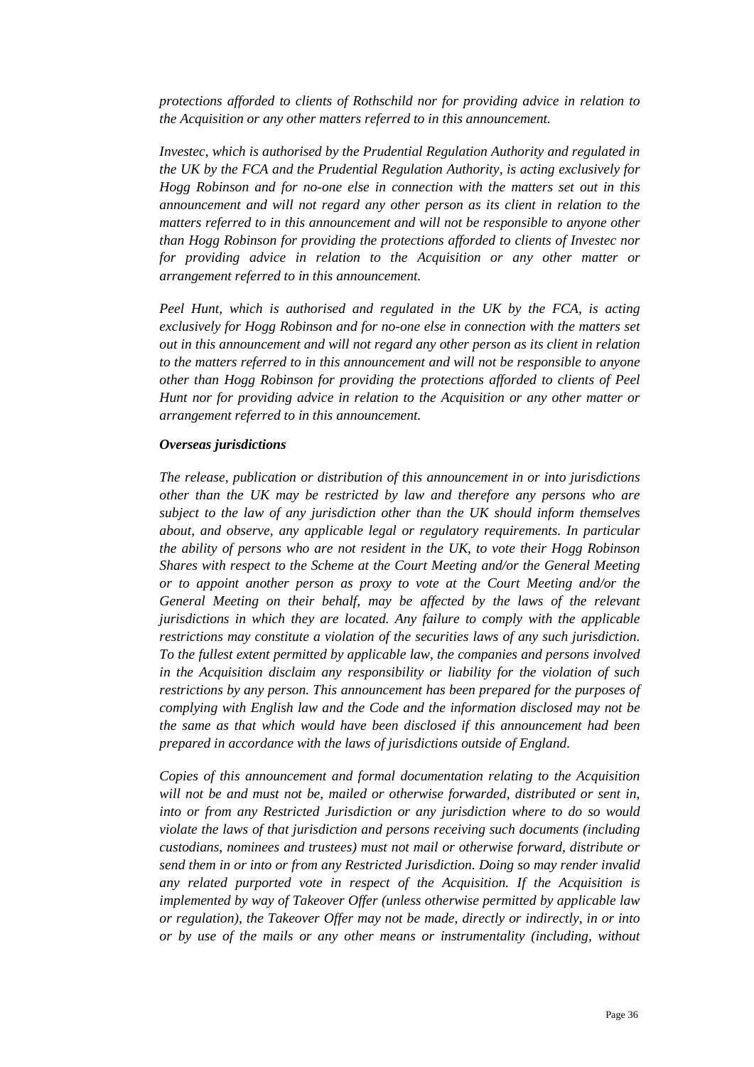*protections afforded to clients of Rothschild nor for providing advice in relation to the Acquisition or any other matters referred to in this announcement.*

*Investec, which is authorised by the Prudential Regulation Authority and regulated in the UK by the FCA and the Prudential Regulation Authority, is acting exclusively for Hogg Robinson and for no-one else in connection with the matters set out in this announcement and will not regard any other person as its client in relation to the matters referred to in this announcement and will not be responsible to anyone other than Hogg Robinson for providing the protections afforded to clients of Investec nor for providing advice in relation to the Acquisition or any other matter or arrangement referred to in this announcement.*

*Peel Hunt, which is authorised and regulated in the UK by the FCA, is acting exclusively for Hogg Robinson and for no-one else in connection with the matters set out in this announcement and will not regard any other person as its client in relation to the matters referred to in this announcement and will not be responsible to anyone other than Hogg Robinson for providing the protections afforded to clients of Peel Hunt nor for providing advice in relation to the Acquisition or any other matter or arrangement referred to in this announcement.*

***Overseas jurisdictions***

*The release, publication or distribution of this announcement in or into jurisdictions other than the UK may be restricted by law and therefore any persons who are subject to the law of any jurisdiction other than the UK should inform themselves about, and observe, any applicable legal or regulatory requirements. In particular the ability of persons who are not resident in the UK, to vote their Hogg Robinson Shares with respect to the Scheme at the Court Meeting and/or the General Meeting or to appoint another person as proxy to vote at the Court Meeting and/or the General Meeting on their behalf, may be affected by the laws of the relevant jurisdictions in which they are located. Any failure to comply with the applicable restrictions may constitute a violation of the securities laws of any such jurisdiction. To the fullest extent permitted by applicable law, the companies and persons involved in the Acquisition disclaim any responsibility or liability for the violation of such restrictions by any person. This announcement has been prepared for the purposes of complying with English law and the Code and the information disclosed may not be the same as that which would have been disclosed if this announcement had been prepared in accordance with the laws of jurisdictions outside of England.*

*Copies of this announcement and formal documentation relating to the Acquisition will not be and must not be, mailed or otherwise forwarded, distributed or sent in, into or from any Restricted Jurisdiction or any jurisdiction where to do so would violate the laws of that jurisdiction and persons receiving such documents (including custodians, nominees and trustees) must not mail or otherwise forward, distribute or send them in or into or from any Restricted Jurisdiction. Doing so may render invalid any related purported vote in respect of the Acquisition. If the Acquisition is implemented by way of Takeover Offer (unless otherwise permitted by applicable law or regulation), the Takeover Offer may not be made, directly or indirectly, in or into or by use of the mails or any other means or instrumentality (including, without*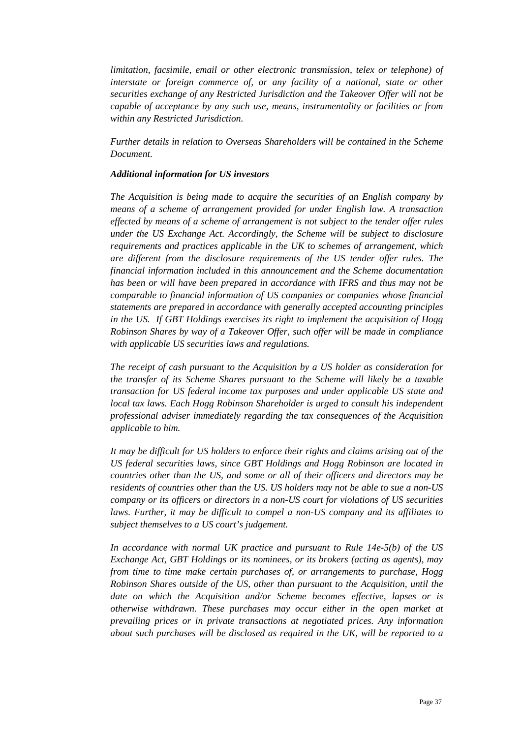*limitation, facsimile, email or other electronic transmission, telex or telephone) of interstate or foreign commerce of, or any facility of a national, state or other securities exchange of any Restricted Jurisdiction and the Takeover Offer will not be capable of acceptance by any such use, means, instrumentality or facilities or from within any Restricted Jurisdiction.*

*Further details in relation to Overseas Shareholders will be contained in the Scheme Document.*

***Additional information for US investors***

*The Acquisition is being made to acquire the securities of an English company by means of a scheme of arrangement provided for under English law. A transaction effected by means of a scheme of arrangement is not subject to the tender offer rules under the US Exchange Act. Accordingly, the Scheme will be subject to disclosure requirements and practices applicable in the UK to schemes of arrangement, which are different from the disclosure requirements of the US tender offer rules. The financial information included in this announcement and the Scheme documentation has been or will have been prepared in accordance with IFRS and thus may not be comparable to financial information of US companies or companies whose financial statements are prepared in accordance with generally accepted accounting principles in the US. If GBT Holdings exercises its right to implement the acquisition of Hogg Robinson Shares by way of a Takeover Offer, such offer will be made in compliance with applicable US securities laws and regulations.*

*The receipt of cash pursuant to the Acquisition by a US holder as consideration for the transfer of its Scheme Shares pursuant to the Scheme will likely be a taxable transaction for US federal income tax purposes and under applicable US state and local tax laws. Each Hogg Robinson Shareholder is urged to consult his independent professional adviser immediately regarding the tax consequences of the Acquisition applicable to him.*

*It may be difficult for US holders to enforce their rights and claims arising out of the US federal securities laws, since GBT Holdings and Hogg Robinson are located in countries other than the US, and some or all of their officers and directors may be residents of countries other than the US. US holders may not be able to sue a non-US company or its officers or directors in a non-US court for violations of US securities laws. Further, it may be difficult to compel a non-US company and its affiliates to subject themselves to a US court's judgement.*

*In accordance with normal UK practice and pursuant to Rule 14e-5(b) of the US Exchange Act, GBT Holdings or its nominees, or its brokers (acting as agents), may from time to time make certain purchases of, or arrangements to purchase, Hogg Robinson Shares outside of the US, other than pursuant to the Acquisition, until the date on which the Acquisition and/or Scheme becomes effective, lapses or is otherwise withdrawn. These purchases may occur either in the open market at prevailing prices or in private transactions at negotiated prices. Any information about such purchases will be disclosed as required in the UK, will be reported to a*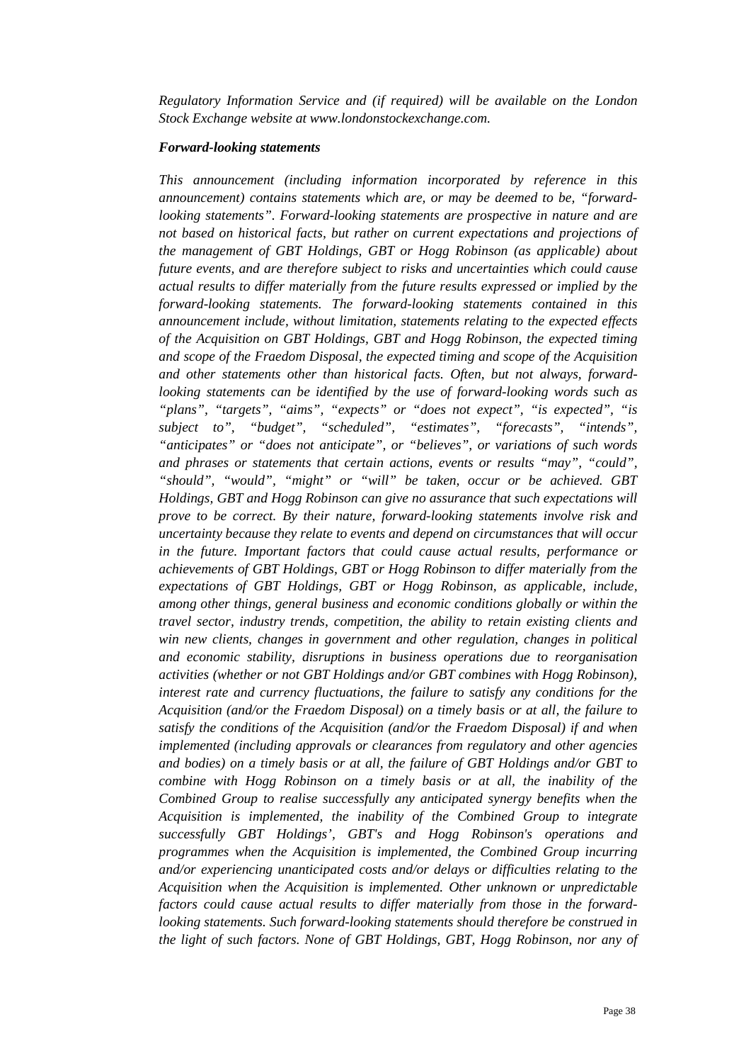*Regulatory Information Service and (if required) will be available on the London Stock Exchange website at www.londonstockexchange.com.*

***Forward-looking statements***

*This announcement (including information incorporated by reference in this announcement) contains statements which are, or may be deemed to be, "forward-looking statements". Forward-looking statements are prospective in nature and are not based on historical facts, but rather on current expectations and projections of the management of GBT Holdings, GBT or Hogg Robinson (as applicable) about future events, and are therefore subject to risks and uncertainties which could cause actual results to differ materially from the future results expressed or implied by the forward-looking statements. The forward-looking statements contained in this announcement include, without limitation, statements relating to the expected effects of the Acquisition on GBT Holdings, GBT and Hogg Robinson, the expected timing and scope of the Fraedom Disposal, the expected timing and scope of the Acquisition and other statements other than historical facts. Often, but not always, forward-looking statements can be identified by the use of forward-looking words such as "plans", "targets", "aims", "expects" or "does not expect", "is expected", "is subject to", "budget", "scheduled", "estimates", "forecasts", "intends", "anticipates" or "does not anticipate", or "believes", or variations of such words and phrases or statements that certain actions, events or results "may", "could", "should", "would", "might" or "will" be taken, occur or be achieved. GBT Holdings, GBT and Hogg Robinson can give no assurance that such expectations will prove to be correct. By their nature, forward-looking statements involve risk and uncertainty because they relate to events and depend on circumstances that will occur in the future. Important factors that could cause actual results, performance or achievements of GBT Holdings, GBT or Hogg Robinson to differ materially from the expectations of GBT Holdings, GBT or Hogg Robinson, as applicable, include, among other things, general business and economic conditions globally or within the travel sector, industry trends, competition, the ability to retain existing clients and win new clients, changes in government and other regulation, changes in political and economic stability, disruptions in business operations due to reorganisation activities (whether or not GBT Holdings and/or GBT combines with Hogg Robinson), interest rate and currency fluctuations, the failure to satisfy any conditions for the Acquisition (and/or the Fraedom Disposal) on a timely basis or at all, the failure to satisfy the conditions of the Acquisition (and/or the Fraedom Disposal) if and when implemented (including approvals or clearances from regulatory and other agencies and bodies) on a timely basis or at all, the failure of GBT Holdings and/or GBT to combine with Hogg Robinson on a timely basis or at all, the inability of the Combined Group to realise successfully any anticipated synergy benefits when the Acquisition is implemented, the inability of the Combined Group to integrate successfully GBT Holdings', GBT's and Hogg Robinson's operations and programmes when the Acquisition is implemented, the Combined Group incurring and/or experiencing unanticipated costs and/or delays or difficulties relating to the Acquisition when the Acquisition is implemented. Other unknown or unpredictable factors could cause actual results to differ materially from those in the forward-looking statements. Such forward-looking statements should therefore be construed in the light of such factors. None of GBT Holdings, GBT, Hogg Robinson, nor any of*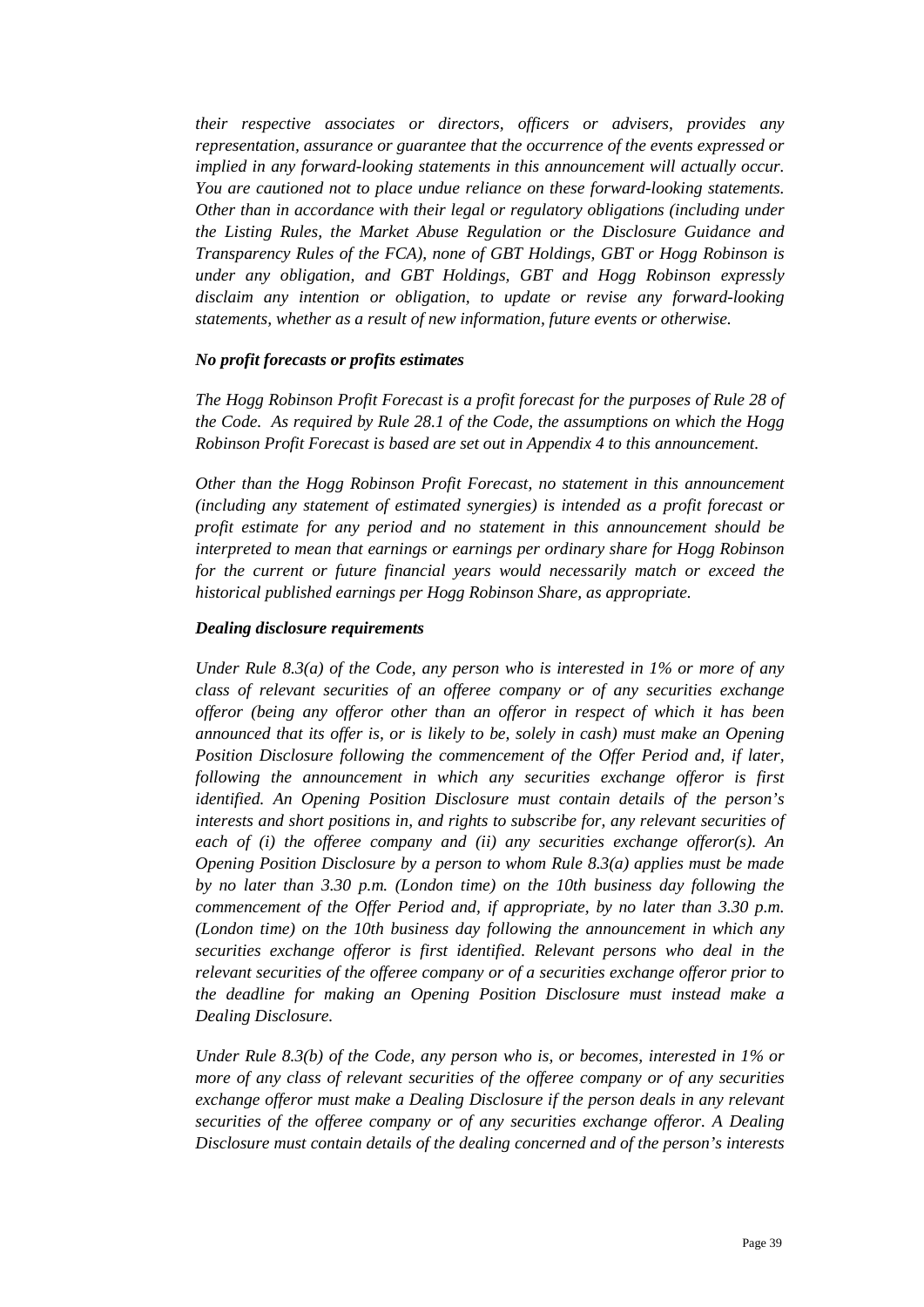*their respective associates or directors, officers or advisers, provides any representation, assurance or guarantee that the occurrence of the events expressed or implied in any forward-looking statements in this announcement will actually occur. You are cautioned not to place undue reliance on these forward-looking statements. Other than in accordance with their legal or regulatory obligations (including under the Listing Rules, the Market Abuse Regulation or the Disclosure Guidance and Transparency Rules of the FCA), none of GBT Holdings, GBT or Hogg Robinson is under any obligation, and GBT Holdings, GBT and Hogg Robinson expressly disclaim any intention or obligation, to update or revise any forward-looking statements, whether as a result of new information, future events or otherwise.*

***No profit forecasts or profits estimates***

*The Hogg Robinson Profit Forecast is a profit forecast for the purposes of Rule 28 of the Code. As required by Rule 28.1 of the Code, the assumptions on which the Hogg Robinson Profit Forecast is based are set out in Appendix 4 to this announcement.*

*Other than the Hogg Robinson Profit Forecast, no statement in this announcement (including any statement of estimated synergies) is intended as a profit forecast or profit estimate for any period and no statement in this announcement should be interpreted to mean that earnings or earnings per ordinary share for Hogg Robinson for the current or future financial years would necessarily match or exceed the historical published earnings per Hogg Robinson Share, as appropriate.*

***Dealing disclosure requirements***

*Under Rule 8.3(a) of the Code, any person who is interested in 1% or more of any class of relevant securities of an offeree company or of any securities exchange offeror (being any offeror other than an offeror in respect of which it has been announced that its offer is, or is likely to be, solely in cash) must make an Opening Position Disclosure following the commencement of the Offer Period and, if later, following the announcement in which any securities exchange offeror is first identified. An Opening Position Disclosure must contain details of the person's interests and short positions in, and rights to subscribe for, any relevant securities of each of (i) the offeree company and (ii) any securities exchange offeror(s). An Opening Position Disclosure by a person to whom Rule 8.3(a) applies must be made by no later than 3.30 p.m. (London time) on the 10th business day following the commencement of the Offer Period and, if appropriate, by no later than 3.30 p.m. (London time) on the 10th business day following the announcement in which any securities exchange offeror is first identified. Relevant persons who deal in the relevant securities of the offeree company or of a securities exchange offeror prior to the deadline for making an Opening Position Disclosure must instead make a Dealing Disclosure.*

*Under Rule 8.3(b) of the Code, any person who is, or becomes, interested in 1% or more of any class of relevant securities of the offeree company or of any securities exchange offeror must make a Dealing Disclosure if the person deals in any relevant securities of the offeree company or of any securities exchange offeror. A Dealing Disclosure must contain details of the dealing concerned and of the person's interests*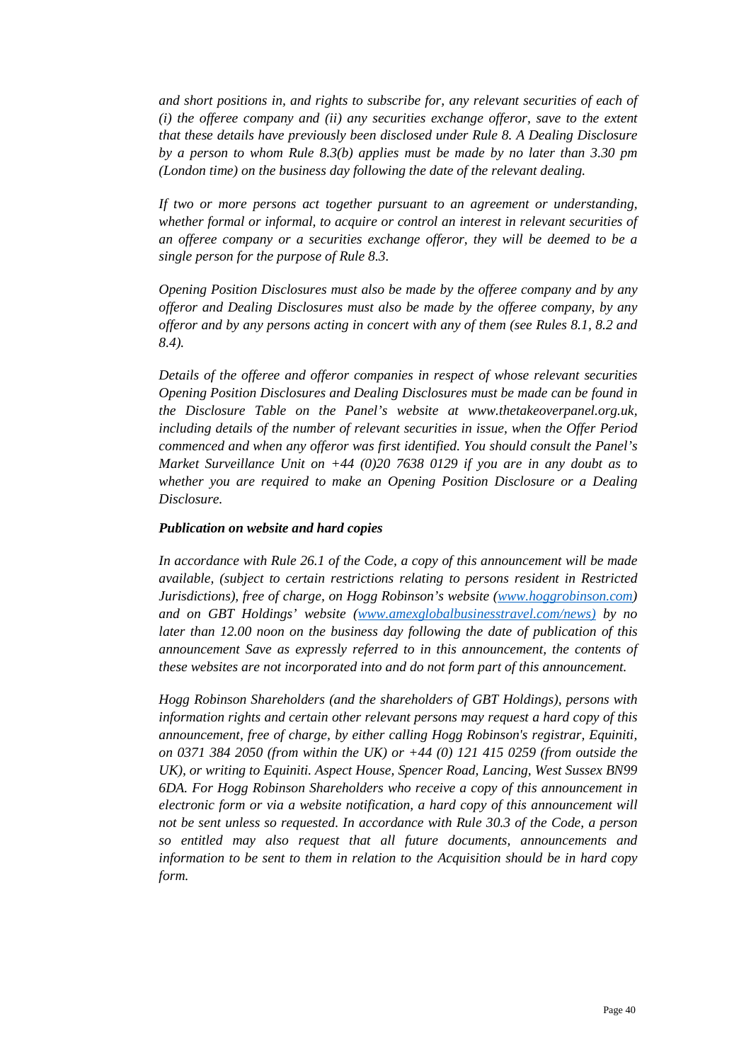*and short positions in, and rights to subscribe for, any relevant securities of each of (i) the offeree company and (ii) any securities exchange offeror, save to the extent that these details have previously been disclosed under Rule 8. A Dealing Disclosure by a person to whom Rule 8.3(b) applies must be made by no later than 3.30 pm (London time) on the business day following the date of the relevant dealing.*

*If two or more persons act together pursuant to an agreement or understanding, whether formal or informal, to acquire or control an interest in relevant securities of an offeree company or a securities exchange offeror, they will be deemed to be a single person for the purpose of Rule 8.3.*

*Opening Position Disclosures must also be made by the offeree company and by any offeror and Dealing Disclosures must also be made by the offeree company, by any offeror and by any persons acting in concert with any of them (see Rules 8.1, 8.2 and 8.4).*

*Details of the offeree and offeror companies in respect of whose relevant securities Opening Position Disclosures and Dealing Disclosures must be made can be found in the Disclosure Table on the Panel's website at www.thetakeoverpanel.org.uk, including details of the number of relevant securities in issue, when the Offer Period commenced and when any offeror was first identified. You should consult the Panel's Market Surveillance Unit on +44 (0)20 7638 0129 if you are in any doubt as to whether you are required to make an Opening Position Disclosure or a Dealing Disclosure.*

***Publication on website and hard copies***

*In accordance with Rule 26.1 of the Code, a copy of this announcement will be made available, (subject to certain restrictions relating to persons resident in Restricted Jurisdictions), free of charge, on Hogg Robinson's website (www.hoggrobinson.com) and on GBT Holdings' website (www.amexglobalbusinesstravel.com/news) by no later than 12.00 noon on the business day following the date of publication of this announcement Save as expressly referred to in this announcement, the contents of these websites are not incorporated into and do not form part of this announcement.*

*Hogg Robinson Shareholders (and the shareholders of GBT Holdings), persons with information rights and certain other relevant persons may request a hard copy of this announcement, free of charge, by either calling Hogg Robinson's registrar, Equiniti, on 0371 384 2050 (from within the UK) or +44 (0) 121 415 0259 (from outside the UK), or writing to Equiniti. Aspect House, Spencer Road, Lancing, West Sussex BN99 6DA. For Hogg Robinson Shareholders who receive a copy of this announcement in electronic form or via a website notification, a hard copy of this announcement will not be sent unless so requested. In accordance with Rule 30.3 of the Code, a person so entitled may also request that all future documents, announcements and information to be sent to them in relation to the Acquisition should be in hard copy form.*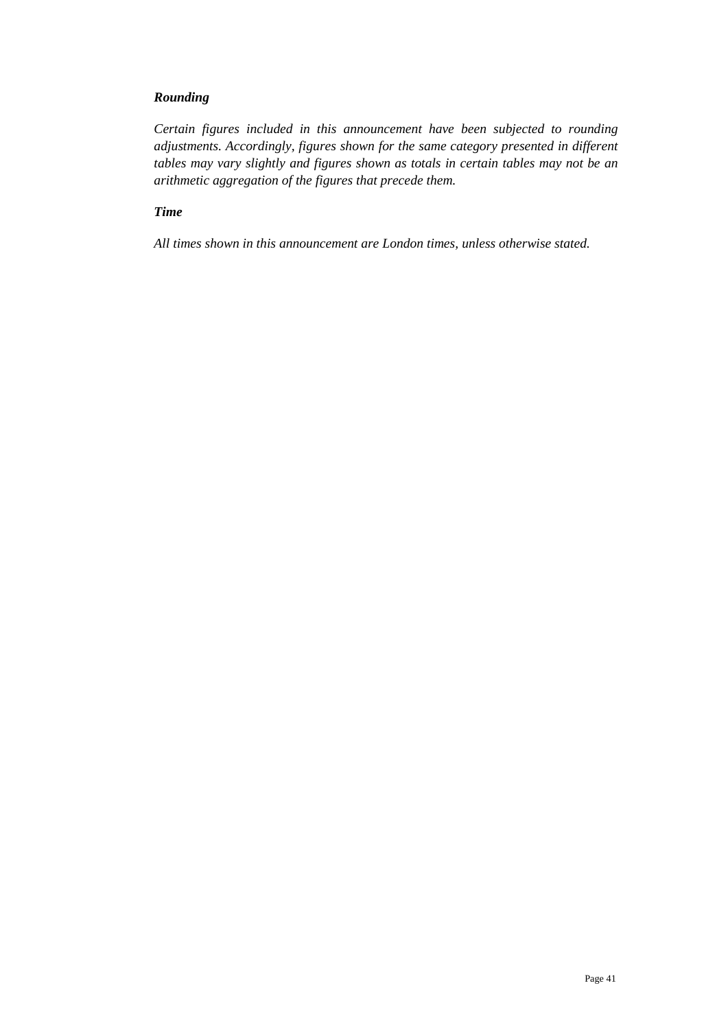***Rounding***

*Certain figures included in this announcement have been subjected to rounding adjustments. Accordingly, figures shown for the same category presented in different tables may vary slightly and figures shown as totals in certain tables may not be an arithmetic aggregation of the figures that precede them.*

***Time***

*All times shown in this announcement are London times, unless otherwise stated.*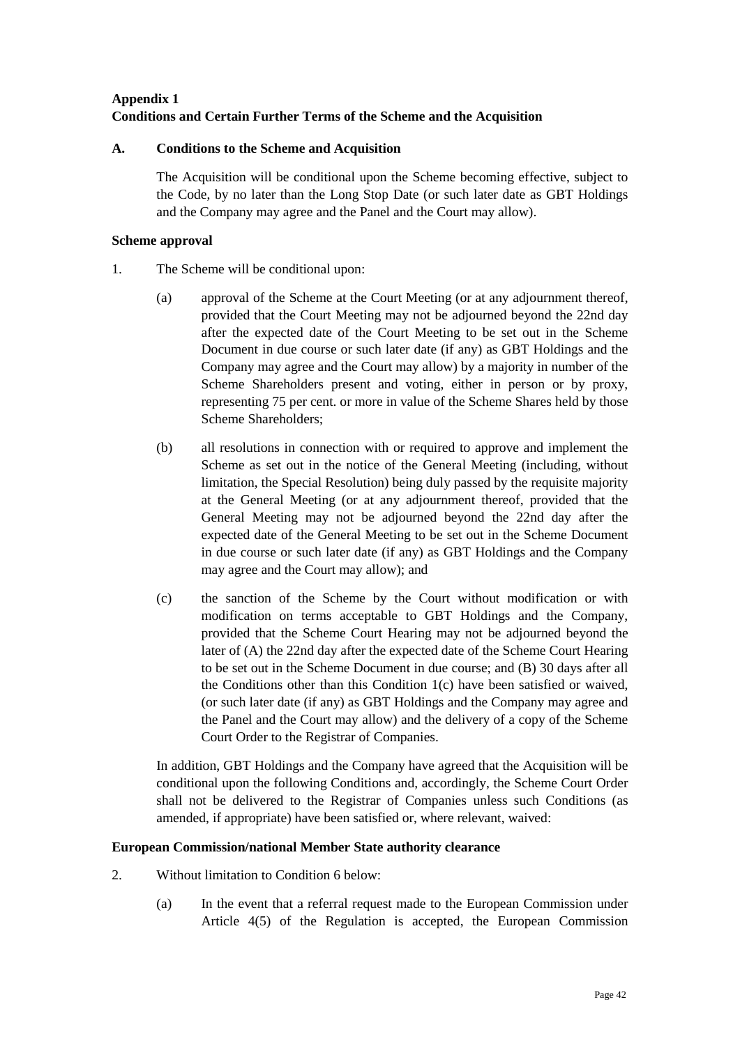# Appendix 1
# Conditions and Certain Further Terms of the Scheme and the Acquisition

## A. Conditions to the Scheme and Acquisition

The Acquisition will be conditional upon the Scheme becoming effective, subject to the Code, by no later than the Long Stop Date (or such later date as GBT Holdings and the Company may agree and the Panel and the Court may allow).

### Scheme approval

1. The Scheme will be conditional upon:

   (a) approval of the Scheme at the Court Meeting (or at any adjournment thereof, provided that the Court Meeting may not be adjourned beyond the 22nd day after the expected date of the Court Meeting to be set out in the Scheme Document in due course or such later date (if any) as GBT Holdings and the Company may agree and the Court may allow) by a majority in number of the Scheme Shareholders present and voting, either in person or by proxy, representing 75 per cent. or more in value of the Scheme Shares held by those Scheme Shareholders;

   (b) all resolutions in connection with or required to approve and implement the Scheme as set out in the notice of the General Meeting (including, without limitation, the Special Resolution) being duly passed by the requisite majority at the General Meeting (or at any adjournment thereof, provided that the General Meeting may not be adjourned beyond the 22nd day after the expected date of the General Meeting to be set out in the Scheme Document in due course or such later date (if any) as GBT Holdings and the Company may agree and the Court may allow); and

   (c) the sanction of the Scheme by the Court without modification or with modification on terms acceptable to GBT Holdings and the Company, provided that the Scheme Court Hearing may not be adjourned beyond the later of (A) the 22nd day after the expected date of the Scheme Court Hearing to be set out in the Scheme Document in due course; and (B) 30 days after all the Conditions other than this Condition 1(c) have been satisfied or waived, (or such later date (if any) as GBT Holdings and the Company may agree and the Panel and the Court may allow) and the delivery of a copy of the Scheme Court Order to the Registrar of Companies.

   In addition, GBT Holdings and the Company have agreed that the Acquisition will be conditional upon the following Conditions and, accordingly, the Scheme Court Order shall not be delivered to the Registrar of Companies unless such Conditions (as amended, if appropriate) have been satisfied or, where relevant, waived:

### European Commission/national Member State authority clearance

2. Without limitation to Condition 6 below:

   (a) In the event that a referral request made to the European Commission under Article 4(5) of the Regulation is accepted, the European Commission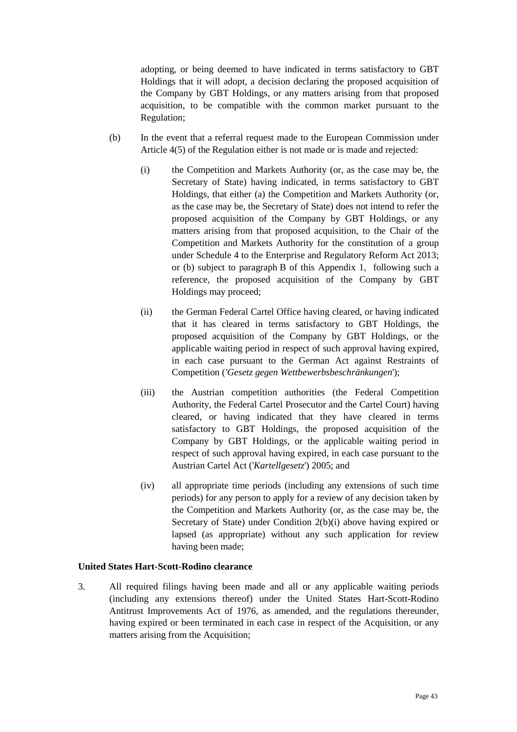adopting, or being deemed to have indicated in terms satisfactory to GBT Holdings that it will adopt, a decision declaring the proposed acquisition of the Company by GBT Holdings, or any matters arising from that proposed acquisition, to be compatible with the common market pursuant to the Regulation;

(b) In the event that a referral request made to the European Commission under Article 4(5) of the Regulation either is not made or is made and rejected:

(i) the Competition and Markets Authority (or, as the case may be, the Secretary of State) having indicated, in terms satisfactory to GBT Holdings, that either (a) the Competition and Markets Authority (or, as the case may be, the Secretary of State) does not intend to refer the proposed acquisition of the Company by GBT Holdings, or any matters arising from that proposed acquisition, to the Chair of the Competition and Markets Authority for the constitution of a group under Schedule 4 to the Enterprise and Regulatory Reform Act 2013; or (b) subject to paragraph B of this Appendix 1, following such a reference, the proposed acquisition of the Company by GBT Holdings may proceed;

(ii) the German Federal Cartel Office having cleared, or having indicated that it has cleared in terms satisfactory to GBT Holdings, the proposed acquisition of the Company by GBT Holdings, or the applicable waiting period in respect of such approval having expired, in each case pursuant to the German Act against Restraints of Competition ('*Gesetz gegen Wettbewerbsbeschränkungen*');

(iii) the Austrian competition authorities (the Federal Competition Authority, the Federal Cartel Prosecutor and the Cartel Court) having cleared, or having indicated that they have cleared in terms satisfactory to GBT Holdings, the proposed acquisition of the Company by GBT Holdings, or the applicable waiting period in respect of such approval having expired, in each case pursuant to the Austrian Cartel Act ('*Kartellgesetz*') 2005; and

(iv) all appropriate time periods (including any extensions of such time periods) for any person to apply for a review of any decision taken by the Competition and Markets Authority (or, as the case may be, the Secretary of State) under Condition 2(b)(i) above having expired or lapsed (as appropriate) without any such application for review having been made;

**United States Hart-Scott-Rodino clearance**

3. All required filings having been made and all or any applicable waiting periods (including any extensions thereof) under the United States Hart-Scott-Rodino Antitrust Improvements Act of 1976, as amended, and the regulations thereunder, having expired or been terminated in each case in respect of the Acquisition, or any matters arising from the Acquisition;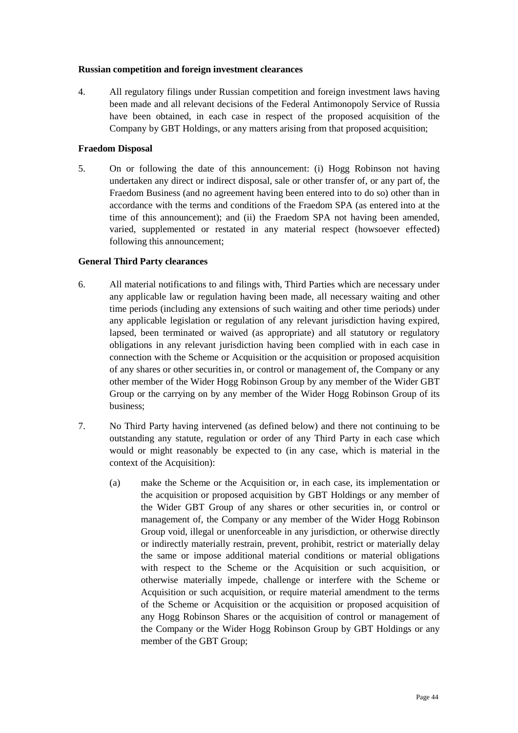**Russian competition and foreign investment clearances**

4. All regulatory filings under Russian competition and foreign investment laws having been made and all relevant decisions of the Federal Antimonopoly Service of Russia have been obtained, in each case in respect of the proposed acquisition of the Company by GBT Holdings, or any matters arising from that proposed acquisition;

**Fraedom Disposal**

5. On or following the date of this announcement: (i) Hogg Robinson not having undertaken any direct or indirect disposal, sale or other transfer of, or any part of, the Fraedom Business (and no agreement having been entered into to do so) other than in accordance with the terms and conditions of the Fraedom SPA (as entered into at the time of this announcement); and (ii) the Fraedom SPA not having been amended, varied, supplemented or restated in any material respect (howsoever effected) following this announcement;

**General Third Party clearances**

6. All material notifications to and filings with, Third Parties which are necessary under any applicable law or regulation having been made, all necessary waiting and other time periods (including any extensions of such waiting and other time periods) under any applicable legislation or regulation of any relevant jurisdiction having expired, lapsed, been terminated or waived (as appropriate) and all statutory or regulatory obligations in any relevant jurisdiction having been complied with in each case in connection with the Scheme or Acquisition or the acquisition or proposed acquisition of any shares or other securities in, or control or management of, the Company or any other member of the Wider Hogg Robinson Group by any member of the Wider GBT Group or the carrying on by any member of the Wider Hogg Robinson Group of its business;

7. No Third Party having intervened (as defined below) and there not continuing to be outstanding any statute, regulation or order of any Third Party in each case which would or might reasonably be expected to (in any case, which is material in the context of the Acquisition):

   (a) make the Scheme or the Acquisition or, in each case, its implementation or the acquisition or proposed acquisition by GBT Holdings or any member of the Wider GBT Group of any shares or other securities in, or control or management of, the Company or any member of the Wider Hogg Robinson Group void, illegal or unenforceable in any jurisdiction, or otherwise directly or indirectly materially restrain, prevent, prohibit, restrict or materially delay the same or impose additional material conditions or material obligations with respect to the Scheme or the Acquisition or such acquisition, or otherwise materially impede, challenge or interfere with the Scheme or Acquisition or such acquisition, or require material amendment to the terms of the Scheme or Acquisition or the acquisition or proposed acquisition of any Hogg Robinson Shares or the acquisition of control or management of the Company or the Wider Hogg Robinson Group by GBT Holdings or any member of the GBT Group;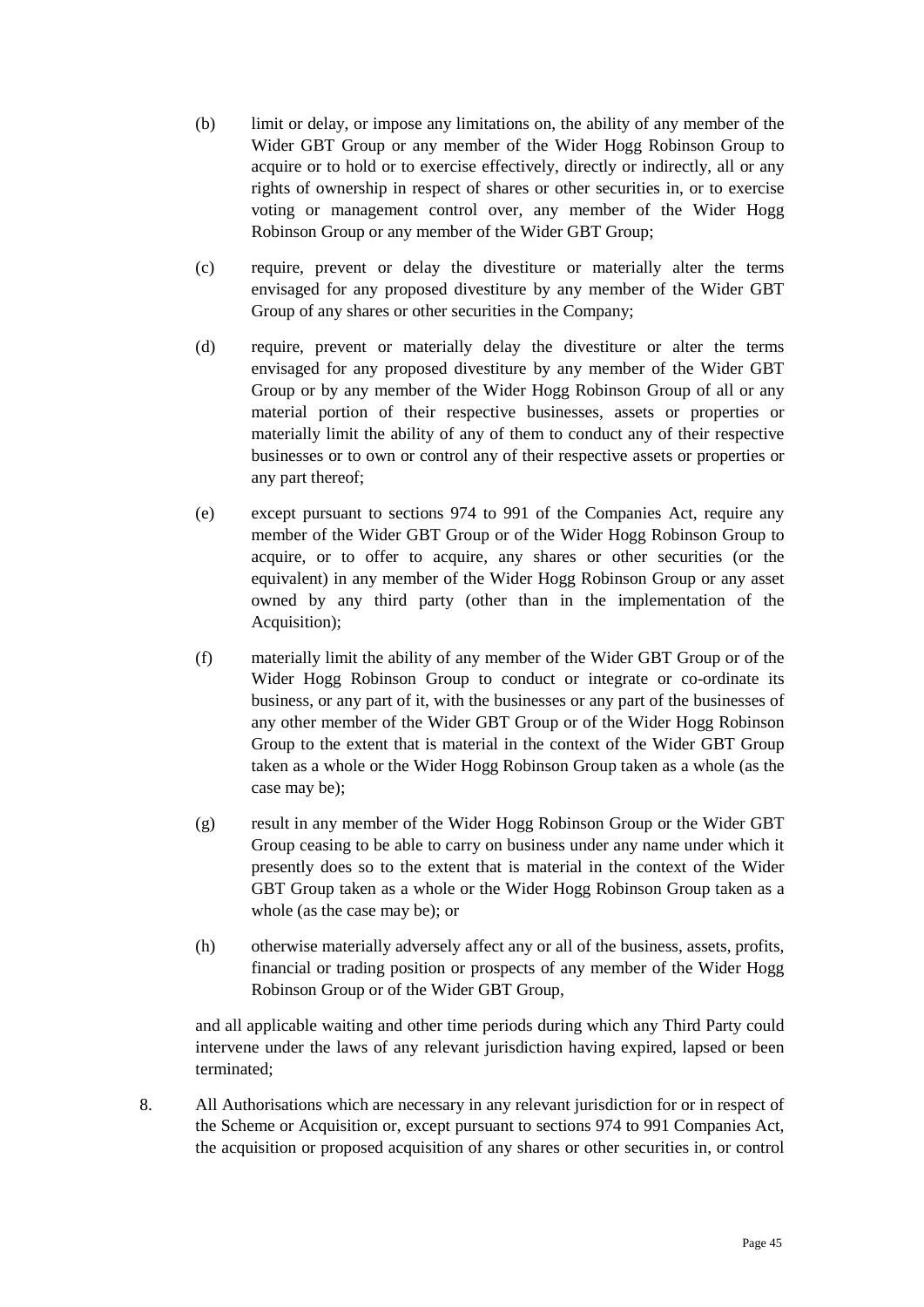(b) limit or delay, or impose any limitations on, the ability of any member of the Wider GBT Group or any member of the Wider Hogg Robinson Group to acquire or to hold or to exercise effectively, directly or indirectly, all or any rights of ownership in respect of shares or other securities in, or to exercise voting or management control over, any member of the Wider Hogg Robinson Group or any member of the Wider GBT Group;

(c) require, prevent or delay the divestiture or materially alter the terms envisaged for any proposed divestiture by any member of the Wider GBT Group of any shares or other securities in the Company;

(d) require, prevent or materially delay the divestiture or alter the terms envisaged for any proposed divestiture by any member of the Wider GBT Group or by any member of the Wider Hogg Robinson Group of all or any material portion of their respective businesses, assets or properties or materially limit the ability of any of them to conduct any of their respective businesses or to own or control any of their respective assets or properties or any part thereof;

(e) except pursuant to sections 974 to 991 of the Companies Act, require any member of the Wider GBT Group or of the Wider Hogg Robinson Group to acquire, or to offer to acquire, any shares or other securities (or the equivalent) in any member of the Wider Hogg Robinson Group or any asset owned by any third party (other than in the implementation of the Acquisition);

(f) materially limit the ability of any member of the Wider GBT Group or of the Wider Hogg Robinson Group to conduct or integrate or co-ordinate its business, or any part of it, with the businesses or any part of the businesses of any other member of the Wider GBT Group or of the Wider Hogg Robinson Group to the extent that is material in the context of the Wider GBT Group taken as a whole or the Wider Hogg Robinson Group taken as a whole (as the case may be);

(g) result in any member of the Wider Hogg Robinson Group or the Wider GBT Group ceasing to be able to carry on business under any name under which it presently does so to the extent that is material in the context of the Wider GBT Group taken as a whole or the Wider Hogg Robinson Group taken as a whole (as the case may be); or

(h) otherwise materially adversely affect any or all of the business, assets, profits, financial or trading position or prospects of any member of the Wider Hogg Robinson Group or of the Wider GBT Group,

and all applicable waiting and other time periods during which any Third Party could intervene under the laws of any relevant jurisdiction having expired, lapsed or been terminated;

8. All Authorisations which are necessary in any relevant jurisdiction for or in respect of the Scheme or Acquisition or, except pursuant to sections 974 to 991 Companies Act, the acquisition or proposed acquisition of any shares or other securities in, or control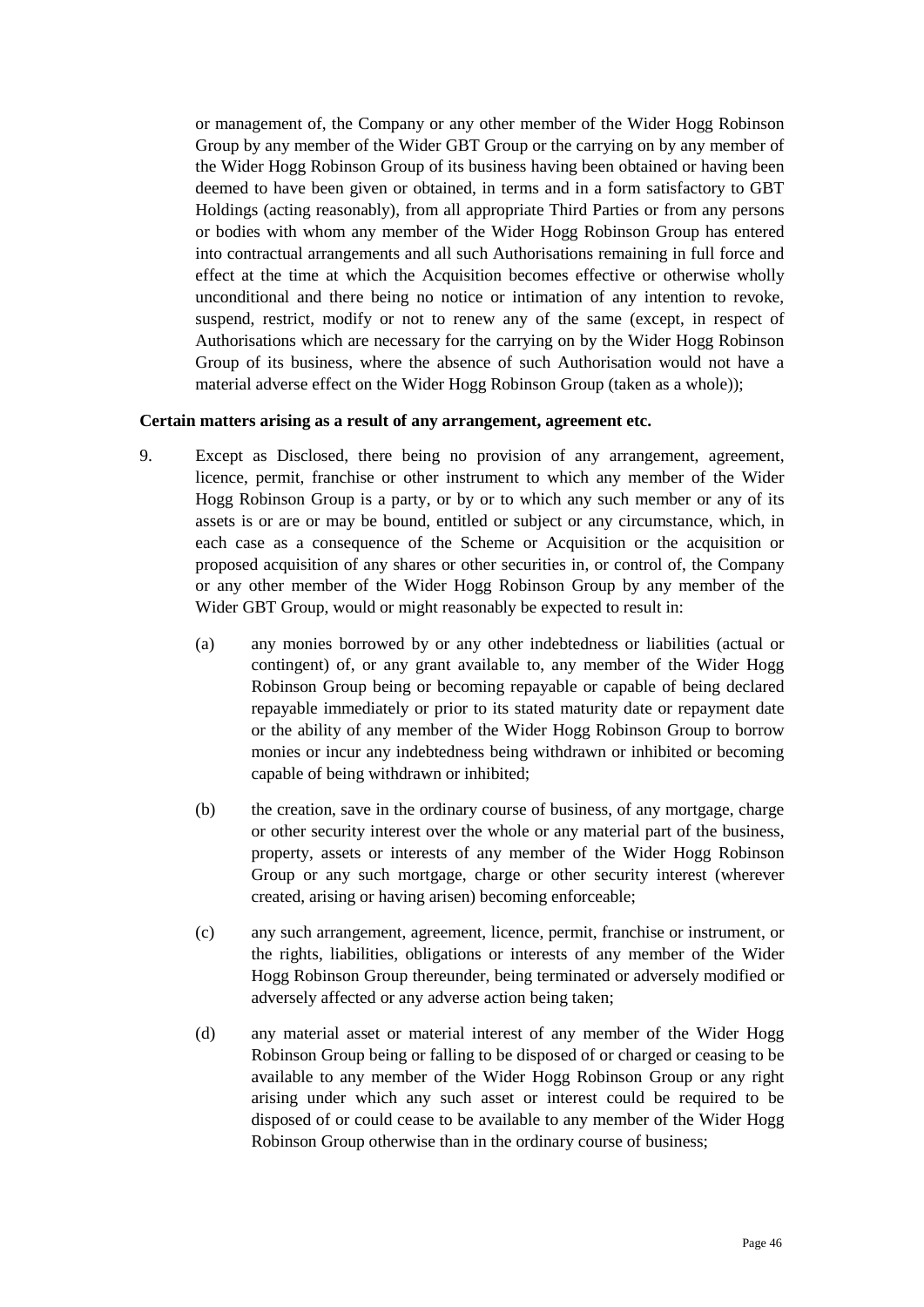or management of, the Company or any other member of the Wider Hogg Robinson Group by any member of the Wider GBT Group or the carrying on by any member of the Wider Hogg Robinson Group of its business having been obtained or having been deemed to have been given or obtained, in terms and in a form satisfactory to GBT Holdings (acting reasonably), from all appropriate Third Parties or from any persons or bodies with whom any member of the Wider Hogg Robinson Group has entered into contractual arrangements and all such Authorisations remaining in full force and effect at the time at which the Acquisition becomes effective or otherwise wholly unconditional and there being no notice or intimation of any intention to revoke, suspend, restrict, modify or not to renew any of the same (except, in respect of Authorisations which are necessary for the carrying on by the Wider Hogg Robinson Group of its business, where the absence of such Authorisation would not have a material adverse effect on the Wider Hogg Robinson Group (taken as a whole));

**Certain matters arising as a result of any arrangement, agreement etc.**

9. Except as Disclosed, there being no provision of any arrangement, agreement, licence, permit, franchise or other instrument to which any member of the Wider Hogg Robinson Group is a party, or by or to which any such member or any of its assets is or are or may be bound, entitled or subject or any circumstance, which, in each case as a consequence of the Scheme or Acquisition or the acquisition or proposed acquisition of any shares or other securities in, or control of, the Company or any other member of the Wider Hogg Robinson Group by any member of the Wider GBT Group, would or might reasonably be expected to result in:

   (a) any monies borrowed by or any other indebtedness or liabilities (actual or contingent) of, or any grant available to, any member of the Wider Hogg Robinson Group being or becoming repayable or capable of being declared repayable immediately or prior to its stated maturity date or repayment date or the ability of any member of the Wider Hogg Robinson Group to borrow monies or incur any indebtedness being withdrawn or inhibited or becoming capable of being withdrawn or inhibited;

   (b) the creation, save in the ordinary course of business, of any mortgage, charge or other security interest over the whole or any material part of the business, property, assets or interests of any member of the Wider Hogg Robinson Group or any such mortgage, charge or other security interest (wherever created, arising or having arisen) becoming enforceable;

   (c) any such arrangement, agreement, licence, permit, franchise or instrument, or the rights, liabilities, obligations or interests of any member of the Wider Hogg Robinson Group thereunder, being terminated or adversely modified or adversely affected or any adverse action being taken;

   (d) any material asset or material interest of any member of the Wider Hogg Robinson Group being or falling to be disposed of or charged or ceasing to be available to any member of the Wider Hogg Robinson Group or any right arising under which any such asset or interest could be required to be disposed of or could cease to be available to any member of the Wider Hogg Robinson Group otherwise than in the ordinary course of business;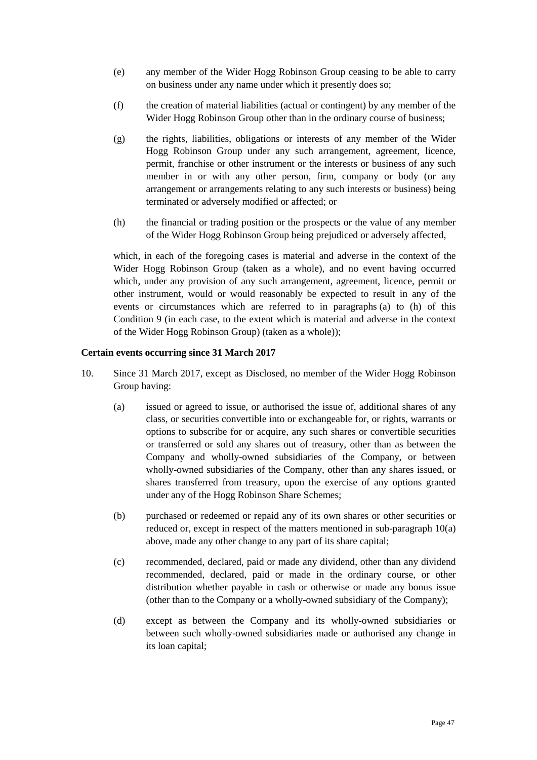(e) any member of the Wider Hogg Robinson Group ceasing to be able to carry on business under any name under which it presently does so;

(f) the creation of material liabilities (actual or contingent) by any member of the Wider Hogg Robinson Group other than in the ordinary course of business;

(g) the rights, liabilities, obligations or interests of any member of the Wider Hogg Robinson Group under any such arrangement, agreement, licence, permit, franchise or other instrument or the interests or business of any such member in or with any other person, firm, company or body (or any arrangement or arrangements relating to any such interests or business) being terminated or adversely modified or affected; or

(h) the financial or trading position or the prospects or the value of any member of the Wider Hogg Robinson Group being prejudiced or adversely affected,

which, in each of the foregoing cases is material and adverse in the context of the Wider Hogg Robinson Group (taken as a whole), and no event having occurred which, under any provision of any such arrangement, agreement, licence, permit or other instrument, would or would reasonably be expected to result in any of the events or circumstances which are referred to in paragraphs (a) to (h) of this Condition 9 (in each case, to the extent which is material and adverse in the context of the Wider Hogg Robinson Group) (taken as a whole));

**Certain events occurring since 31 March 2017**

10. Since 31 March 2017, except as Disclosed, no member of the Wider Hogg Robinson Group having:

(a) issued or agreed to issue, or authorised the issue of, additional shares of any class, or securities convertible into or exchangeable for, or rights, warrants or options to subscribe for or acquire, any such shares or convertible securities or transferred or sold any shares out of treasury, other than as between the Company and wholly-owned subsidiaries of the Company, or between wholly-owned subsidiaries of the Company, other than any shares issued, or shares transferred from treasury, upon the exercise of any options granted under any of the Hogg Robinson Share Schemes;

(b) purchased or redeemed or repaid any of its own shares or other securities or reduced or, except in respect of the matters mentioned in sub-paragraph 10(a) above, made any other change to any part of its share capital;

(c) recommended, declared, paid or made any dividend, other than any dividend recommended, declared, paid or made in the ordinary course, or other distribution whether payable in cash or otherwise or made any bonus issue (other than to the Company or a wholly-owned subsidiary of the Company);

(d) except as between the Company and its wholly-owned subsidiaries or between such wholly-owned subsidiaries made or authorised any change in its loan capital;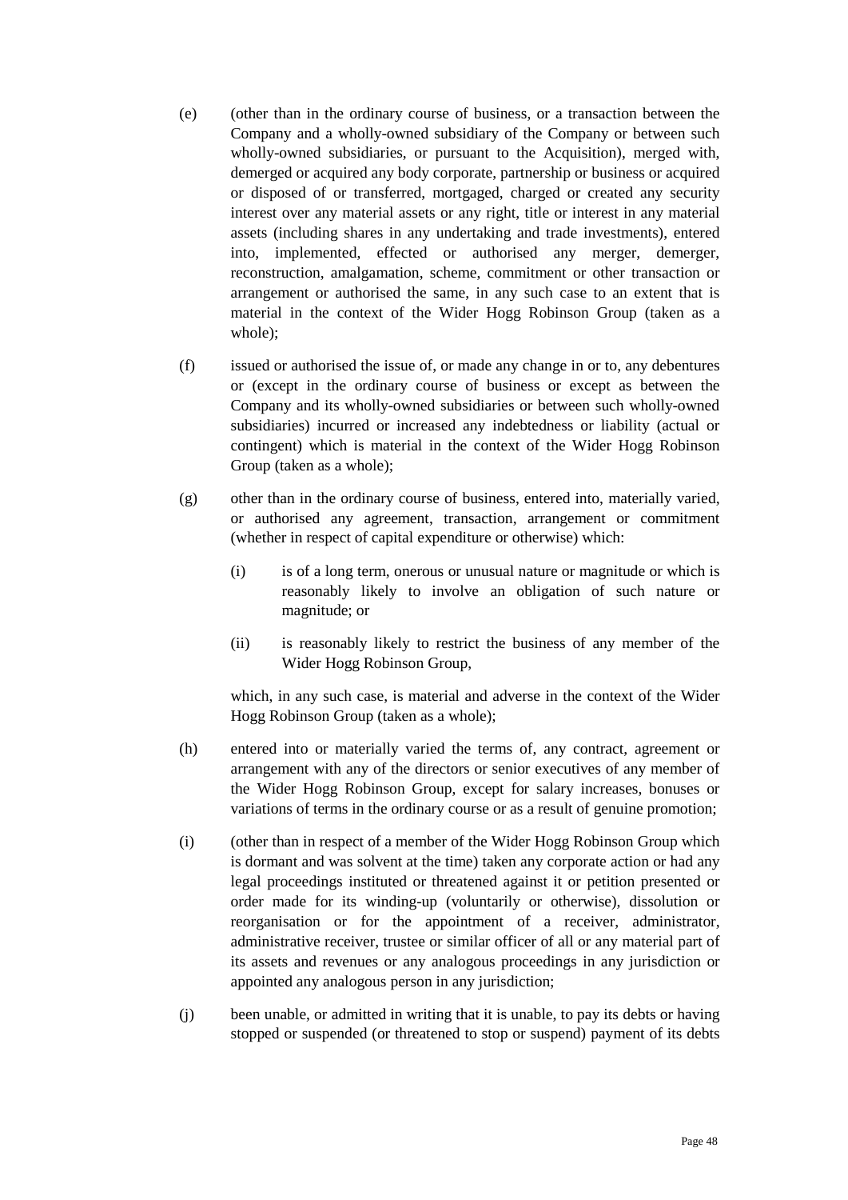(e) (other than in the ordinary course of business, or a transaction between the Company and a wholly-owned subsidiary of the Company or between such wholly-owned subsidiaries, or pursuant to the Acquisition), merged with, demerged or acquired any body corporate, partnership or business or acquired or disposed of or transferred, mortgaged, charged or created any security interest over any material assets or any right, title or interest in any material assets (including shares in any undertaking and trade investments), entered into, implemented, effected or authorised any merger, demerger, reconstruction, amalgamation, scheme, commitment or other transaction or arrangement or authorised the same, in any such case to an extent that is material in the context of the Wider Hogg Robinson Group (taken as a whole);

(f) issued or authorised the issue of, or made any change in or to, any debentures or (except in the ordinary course of business or except as between the Company and its wholly-owned subsidiaries or between such wholly-owned subsidiaries) incurred or increased any indebtedness or liability (actual or contingent) which is material in the context of the Wider Hogg Robinson Group (taken as a whole);

(g) other than in the ordinary course of business, entered into, materially varied, or authorised any agreement, transaction, arrangement or commitment (whether in respect of capital expenditure or otherwise) which:

   (i) is of a long term, onerous or unusual nature or magnitude or which is reasonably likely to involve an obligation of such nature or magnitude; or

   (ii) is reasonably likely to restrict the business of any member of the Wider Hogg Robinson Group,

   which, in any such case, is material and adverse in the context of the Wider Hogg Robinson Group (taken as a whole);

(h) entered into or materially varied the terms of, any contract, agreement or arrangement with any of the directors or senior executives of any member of the Wider Hogg Robinson Group, except for salary increases, bonuses or variations of terms in the ordinary course or as a result of genuine promotion;

(i) (other than in respect of a member of the Wider Hogg Robinson Group which is dormant and was solvent at the time) taken any corporate action or had any legal proceedings instituted or threatened against it or petition presented or order made for its winding-up (voluntarily or otherwise), dissolution or reorganisation or for the appointment of a receiver, administrator, administrative receiver, trustee or similar officer of all or any material part of its assets and revenues or any analogous proceedings in any jurisdiction or appointed any analogous person in any jurisdiction;

(j) been unable, or admitted in writing that it is unable, to pay its debts or having stopped or suspended (or threatened to stop or suspend) payment of its debts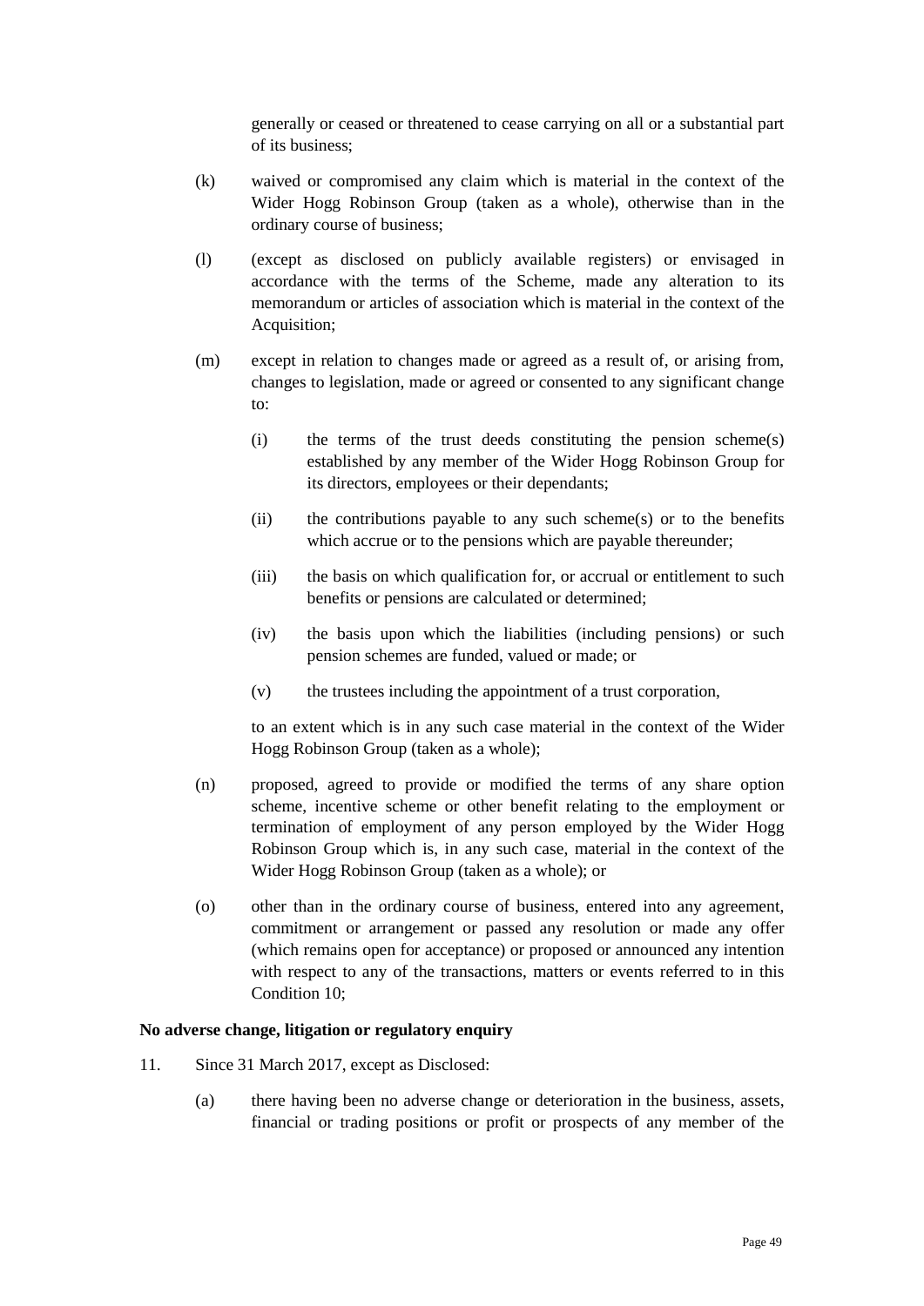generally or ceased or threatened to cease carrying on all or a substantial part of its business;

(k) waived or compromised any claim which is material in the context of the Wider Hogg Robinson Group (taken as a whole), otherwise than in the ordinary course of business;

(l) (except as disclosed on publicly available registers) or envisaged in accordance with the terms of the Scheme, made any alteration to its memorandum or articles of association which is material in the context of the Acquisition;

(m) except in relation to changes made or agreed as a result of, or arising from, changes to legislation, made or agreed or consented to any significant change to:

 (i) the terms of the trust deeds constituting the pension scheme(s) established by any member of the Wider Hogg Robinson Group for its directors, employees or their dependants;

 (ii) the contributions payable to any such scheme(s) or to the benefits which accrue or to the pensions which are payable thereunder;

 (iii) the basis on which qualification for, or accrual or entitlement to such benefits or pensions are calculated or determined;

 (iv) the basis upon which the liabilities (including pensions) or such pension schemes are funded, valued or made; or

 (v) the trustees including the appointment of a trust corporation,

 to an extent which is in any such case material in the context of the Wider Hogg Robinson Group (taken as a whole);

(n) proposed, agreed to provide or modified the terms of any share option scheme, incentive scheme or other benefit relating to the employment or termination of employment of any person employed by the Wider Hogg Robinson Group which is, in any such case, material in the context of the Wider Hogg Robinson Group (taken as a whole); or

(o) other than in the ordinary course of business, entered into any agreement, commitment or arrangement or passed any resolution or made any offer (which remains open for acceptance) or proposed or announced any intention with respect to any of the transactions, matters or events referred to in this Condition 10;

**No adverse change, litigation or regulatory enquiry**

11. Since 31 March 2017, except as Disclosed:

 (a) there having been no adverse change or deterioration in the business, assets, financial or trading positions or profit or prospects of any member of the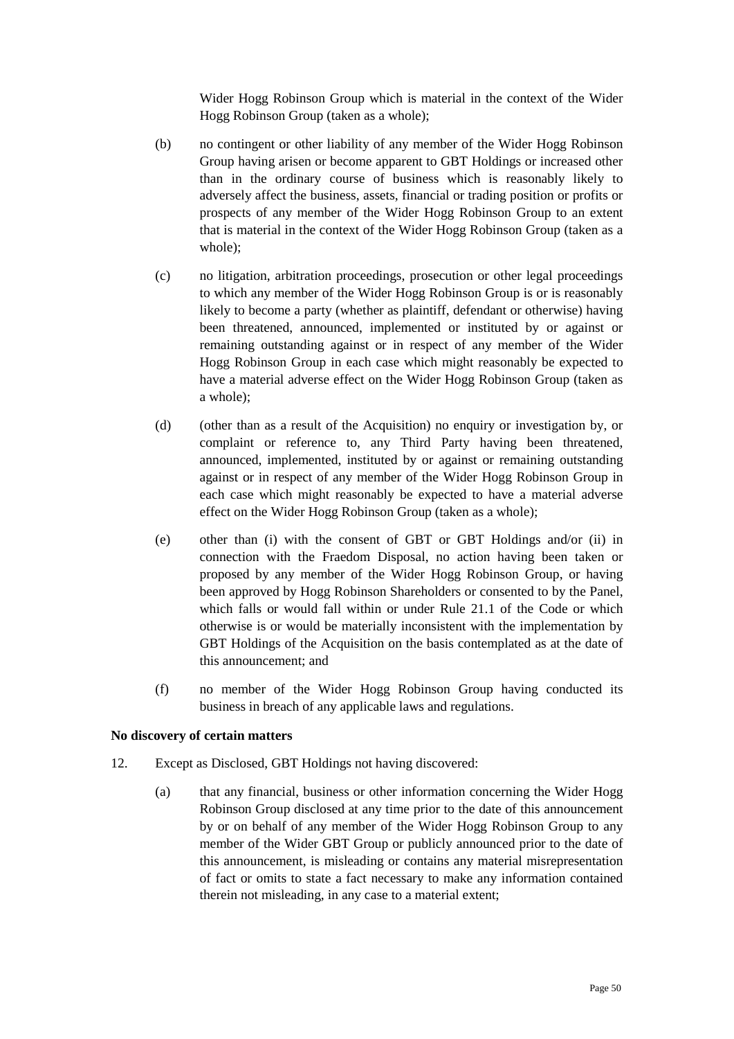Wider Hogg Robinson Group which is material in the context of the Wider Hogg Robinson Group (taken as a whole);

(b) no contingent or other liability of any member of the Wider Hogg Robinson Group having arisen or become apparent to GBT Holdings or increased other than in the ordinary course of business which is reasonably likely to adversely affect the business, assets, financial or trading position or profits or prospects of any member of the Wider Hogg Robinson Group to an extent that is material in the context of the Wider Hogg Robinson Group (taken as a whole);

(c) no litigation, arbitration proceedings, prosecution or other legal proceedings to which any member of the Wider Hogg Robinson Group is or is reasonably likely to become a party (whether as plaintiff, defendant or otherwise) having been threatened, announced, implemented or instituted by or against or remaining outstanding against or in respect of any member of the Wider Hogg Robinson Group in each case which might reasonably be expected to have a material adverse effect on the Wider Hogg Robinson Group (taken as a whole);

(d) (other than as a result of the Acquisition) no enquiry or investigation by, or complaint or reference to, any Third Party having been threatened, announced, implemented, instituted by or against or remaining outstanding against or in respect of any member of the Wider Hogg Robinson Group in each case which might reasonably be expected to have a material adverse effect on the Wider Hogg Robinson Group (taken as a whole);

(e) other than (i) with the consent of GBT or GBT Holdings and/or (ii) in connection with the Fraedom Disposal, no action having been taken or proposed by any member of the Wider Hogg Robinson Group, or having been approved by Hogg Robinson Shareholders or consented to by the Panel, which falls or would fall within or under Rule 21.1 of the Code or which otherwise is or would be materially inconsistent with the implementation by GBT Holdings of the Acquisition on the basis contemplated as at the date of this announcement; and

(f) no member of the Wider Hogg Robinson Group having conducted its business in breach of any applicable laws and regulations.

**No discovery of certain matters**

12. Except as Disclosed, GBT Holdings not having discovered:

(a) that any financial, business or other information concerning the Wider Hogg Robinson Group disclosed at any time prior to the date of this announcement by or on behalf of any member of the Wider Hogg Robinson Group to any member of the Wider GBT Group or publicly announced prior to the date of this announcement, is misleading or contains any material misrepresentation of fact or omits to state a fact necessary to make any information contained therein not misleading, in any case to a material extent;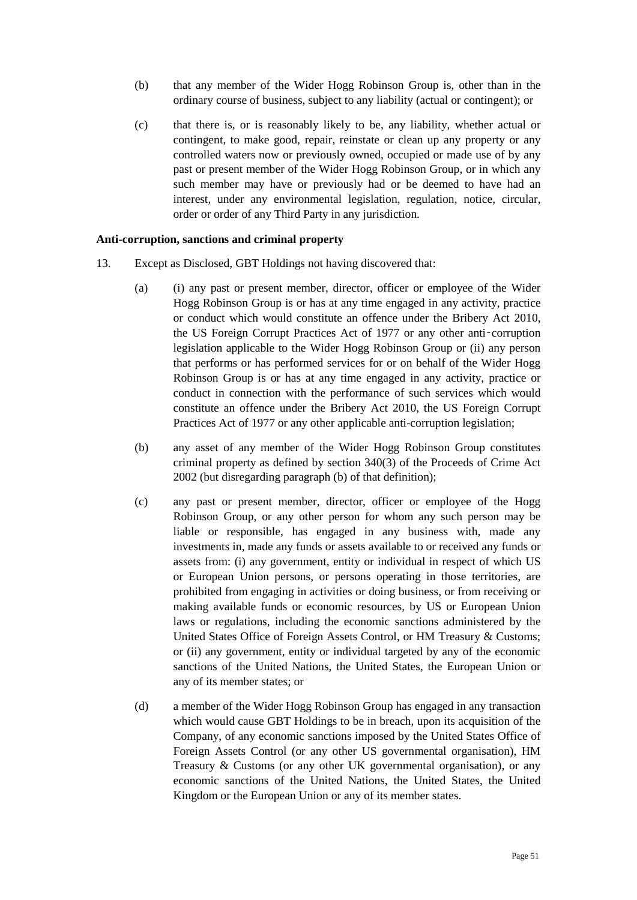(b) that any member of the Wider Hogg Robinson Group is, other than in the ordinary course of business, subject to any liability (actual or contingent); or

(c) that there is, or is reasonably likely to be, any liability, whether actual or contingent, to make good, repair, reinstate or clean up any property or any controlled waters now or previously owned, occupied or made use of by any past or present member of the Wider Hogg Robinson Group, or in which any such member may have or previously had or be deemed to have had an interest, under any environmental legislation, regulation, notice, circular, order or order of any Third Party in any jurisdiction.

**Anti-corruption, sanctions and criminal property**

13. Except as Disclosed, GBT Holdings not having discovered that:

(a) (i) any past or present member, director, officer or employee of the Wider Hogg Robinson Group is or has at any time engaged in any activity, practice or conduct which would constitute an offence under the Bribery Act 2010, the US Foreign Corrupt Practices Act of 1977 or any other anti‑corruption legislation applicable to the Wider Hogg Robinson Group or (ii) any person that performs or has performed services for or on behalf of the Wider Hogg Robinson Group is or has at any time engaged in any activity, practice or conduct in connection with the performance of such services which would constitute an offence under the Bribery Act 2010, the US Foreign Corrupt Practices Act of 1977 or any other applicable anti-corruption legislation;

(b) any asset of any member of the Wider Hogg Robinson Group constitutes criminal property as defined by section 340(3) of the Proceeds of Crime Act 2002 (but disregarding paragraph (b) of that definition);

(c) any past or present member, director, officer or employee of the Hogg Robinson Group, or any other person for whom any such person may be liable or responsible, has engaged in any business with, made any investments in, made any funds or assets available to or received any funds or assets from: (i) any government, entity or individual in respect of which US or European Union persons, or persons operating in those territories, are prohibited from engaging in activities or doing business, or from receiving or making available funds or economic resources, by US or European Union laws or regulations, including the economic sanctions administered by the United States Office of Foreign Assets Control, or HM Treasury & Customs; or (ii) any government, entity or individual targeted by any of the economic sanctions of the United Nations, the United States, the European Union or any of its member states; or

(d) a member of the Wider Hogg Robinson Group has engaged in any transaction which would cause GBT Holdings to be in breach, upon its acquisition of the Company, of any economic sanctions imposed by the United States Office of Foreign Assets Control (or any other US governmental organisation), HM Treasury & Customs (or any other UK governmental organisation), or any economic sanctions of the United Nations, the United States, the United Kingdom or the European Union or any of its member states.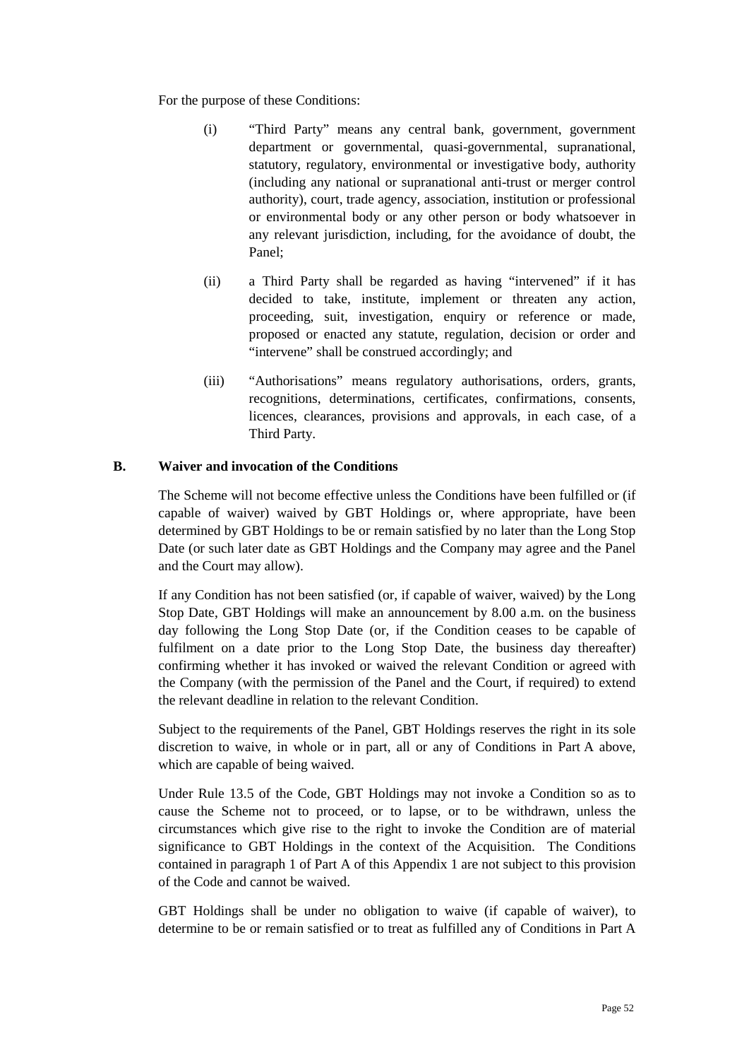For the purpose of these Conditions:

(i) "Third Party" means any central bank, government, government department or governmental, quasi-governmental, supranational, statutory, regulatory, environmental or investigative body, authority (including any national or supranational anti-trust or merger control authority), court, trade agency, association, institution or professional or environmental body or any other person or body whatsoever in any relevant jurisdiction, including, for the avoidance of doubt, the Panel;

(ii) a Third Party shall be regarded as having "intervened" if it has decided to take, institute, implement or threaten any action, proceeding, suit, investigation, enquiry or reference or made, proposed or enacted any statute, regulation, decision or order and "intervene" shall be construed accordingly; and

(iii) "Authorisations" means regulatory authorisations, orders, grants, recognitions, determinations, certificates, confirmations, consents, licences, clearances, provisions and approvals, in each case, of a Third Party.

## B. Waiver and invocation of the Conditions

The Scheme will not become effective unless the Conditions have been fulfilled or (if capable of waiver) waived by GBT Holdings or, where appropriate, have been determined by GBT Holdings to be or remain satisfied by no later than the Long Stop Date (or such later date as GBT Holdings and the Company may agree and the Panel and the Court may allow).

If any Condition has not been satisfied (or, if capable of waiver, waived) by the Long Stop Date, GBT Holdings will make an announcement by 8.00 a.m. on the business day following the Long Stop Date (or, if the Condition ceases to be capable of fulfilment on a date prior to the Long Stop Date, the business day thereafter) confirming whether it has invoked or waived the relevant Condition or agreed with the Company (with the permission of the Panel and the Court, if required) to extend the relevant deadline in relation to the relevant Condition.

Subject to the requirements of the Panel, GBT Holdings reserves the right in its sole discretion to waive, in whole or in part, all or any of Conditions in Part A above, which are capable of being waived.

Under Rule 13.5 of the Code, GBT Holdings may not invoke a Condition so as to cause the Scheme not to proceed, or to lapse, or to be withdrawn, unless the circumstances which give rise to the right to invoke the Condition are of material significance to GBT Holdings in the context of the Acquisition. The Conditions contained in paragraph 1 of Part A of this Appendix 1 are not subject to this provision of the Code and cannot be waived.

GBT Holdings shall be under no obligation to waive (if capable of waiver), to determine to be or remain satisfied or to treat as fulfilled any of Conditions in Part A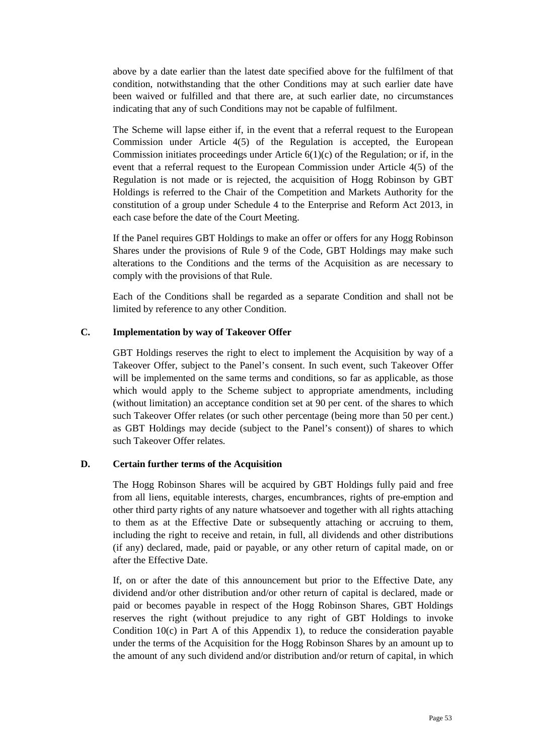above by a date earlier than the latest date specified above for the fulfilment of that condition, notwithstanding that the other Conditions may at such earlier date have been waived or fulfilled and that there are, at such earlier date, no circumstances indicating that any of such Conditions may not be capable of fulfilment.

The Scheme will lapse either if, in the event that a referral request to the European Commission under Article 4(5) of the Regulation is accepted, the European Commission initiates proceedings under Article 6(1)(c) of the Regulation; or if, in the event that a referral request to the European Commission under Article 4(5) of the Regulation is not made or is rejected, the acquisition of Hogg Robinson by GBT Holdings is referred to the Chair of the Competition and Markets Authority for the constitution of a group under Schedule 4 to the Enterprise and Reform Act 2013, in each case before the date of the Court Meeting.

If the Panel requires GBT Holdings to make an offer or offers for any Hogg Robinson Shares under the provisions of Rule 9 of the Code, GBT Holdings may make such alterations to the Conditions and the terms of the Acquisition as are necessary to comply with the provisions of that Rule.

Each of the Conditions shall be regarded as a separate Condition and shall not be limited by reference to any other Condition.

## C. Implementation by way of Takeover Offer

GBT Holdings reserves the right to elect to implement the Acquisition by way of a Takeover Offer, subject to the Panel's consent. In such event, such Takeover Offer will be implemented on the same terms and conditions, so far as applicable, as those which would apply to the Scheme subject to appropriate amendments, including (without limitation) an acceptance condition set at 90 per cent. of the shares to which such Takeover Offer relates (or such other percentage (being more than 50 per cent.) as GBT Holdings may decide (subject to the Panel's consent)) of shares to which such Takeover Offer relates.

## D. Certain further terms of the Acquisition

The Hogg Robinson Shares will be acquired by GBT Holdings fully paid and free from all liens, equitable interests, charges, encumbrances, rights of pre-emption and other third party rights of any nature whatsoever and together with all rights attaching to them as at the Effective Date or subsequently attaching or accruing to them, including the right to receive and retain, in full, all dividends and other distributions (if any) declared, made, paid or payable, or any other return of capital made, on or after the Effective Date.

If, on or after the date of this announcement but prior to the Effective Date, any dividend and/or other distribution and/or other return of capital is declared, made or paid or becomes payable in respect of the Hogg Robinson Shares, GBT Holdings reserves the right (without prejudice to any right of GBT Holdings to invoke Condition 10(c) in Part A of this Appendix 1), to reduce the consideration payable under the terms of the Acquisition for the Hogg Robinson Shares by an amount up to the amount of any such dividend and/or distribution and/or return of capital, in which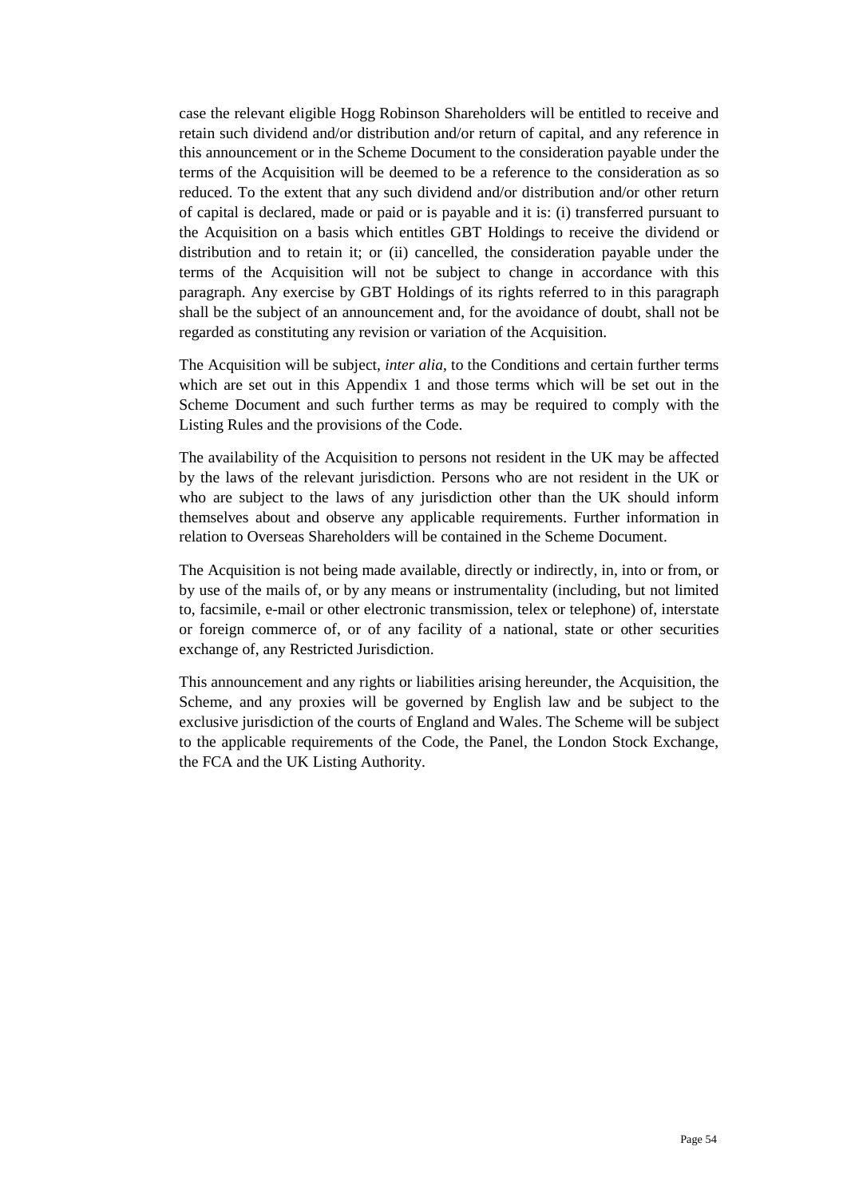case the relevant eligible Hogg Robinson Shareholders will be entitled to receive and retain such dividend and/or distribution and/or return of capital, and any reference in this announcement or in the Scheme Document to the consideration payable under the terms of the Acquisition will be deemed to be a reference to the consideration as so reduced. To the extent that any such dividend and/or distribution and/or other return of capital is declared, made or paid or is payable and it is: (i) transferred pursuant to the Acquisition on a basis which entitles GBT Holdings to receive the dividend or distribution and to retain it; or (ii) cancelled, the consideration payable under the terms of the Acquisition will not be subject to change in accordance with this paragraph. Any exercise by GBT Holdings of its rights referred to in this paragraph shall be the subject of an announcement and, for the avoidance of doubt, shall not be regarded as constituting any revision or variation of the Acquisition.

The Acquisition will be subject, *inter alia*, to the Conditions and certain further terms which are set out in this Appendix 1 and those terms which will be set out in the Scheme Document and such further terms as may be required to comply with the Listing Rules and the provisions of the Code.

The availability of the Acquisition to persons not resident in the UK may be affected by the laws of the relevant jurisdiction. Persons who are not resident in the UK or who are subject to the laws of any jurisdiction other than the UK should inform themselves about and observe any applicable requirements. Further information in relation to Overseas Shareholders will be contained in the Scheme Document.

The Acquisition is not being made available, directly or indirectly, in, into or from, or by use of the mails of, or by any means or instrumentality (including, but not limited to, facsimile, e-mail or other electronic transmission, telex or telephone) of, interstate or foreign commerce of, or of any facility of a national, state or other securities exchange of, any Restricted Jurisdiction.

This announcement and any rights or liabilities arising hereunder, the Acquisition, the Scheme, and any proxies will be governed by English law and be subject to the exclusive jurisdiction of the courts of England and Wales. The Scheme will be subject to the applicable requirements of the Code, the Panel, the London Stock Exchange, the FCA and the UK Listing Authority.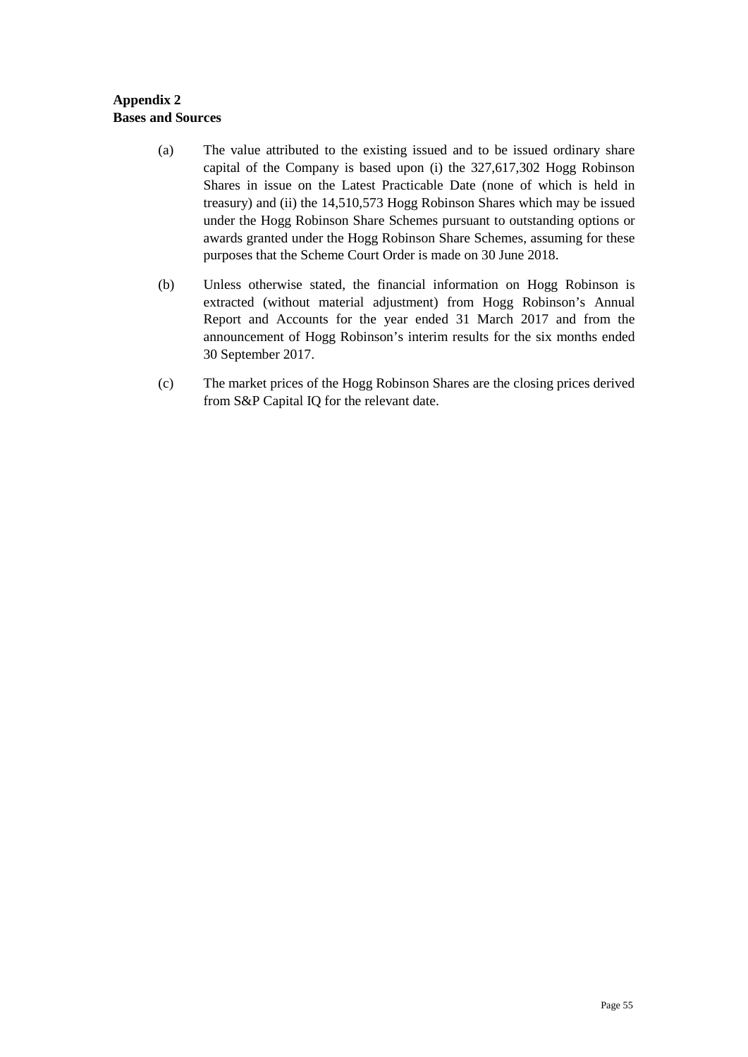**Appendix 2**
**Bases and Sources**

(a) The value attributed to the existing issued and to be issued ordinary share capital of the Company is based upon (i) the 327,617,302 Hogg Robinson Shares in issue on the Latest Practicable Date (none of which is held in treasury) and (ii) the 14,510,573 Hogg Robinson Shares which may be issued under the Hogg Robinson Share Schemes pursuant to outstanding options or awards granted under the Hogg Robinson Share Schemes, assuming for these purposes that the Scheme Court Order is made on 30 June 2018.

(b) Unless otherwise stated, the financial information on Hogg Robinson is extracted (without material adjustment) from Hogg Robinson's Annual Report and Accounts for the year ended 31 March 2017 and from the announcement of Hogg Robinson's interim results for the six months ended 30 September 2017.

(c) The market prices of the Hogg Robinson Shares are the closing prices derived from S&P Capital IQ for the relevant date.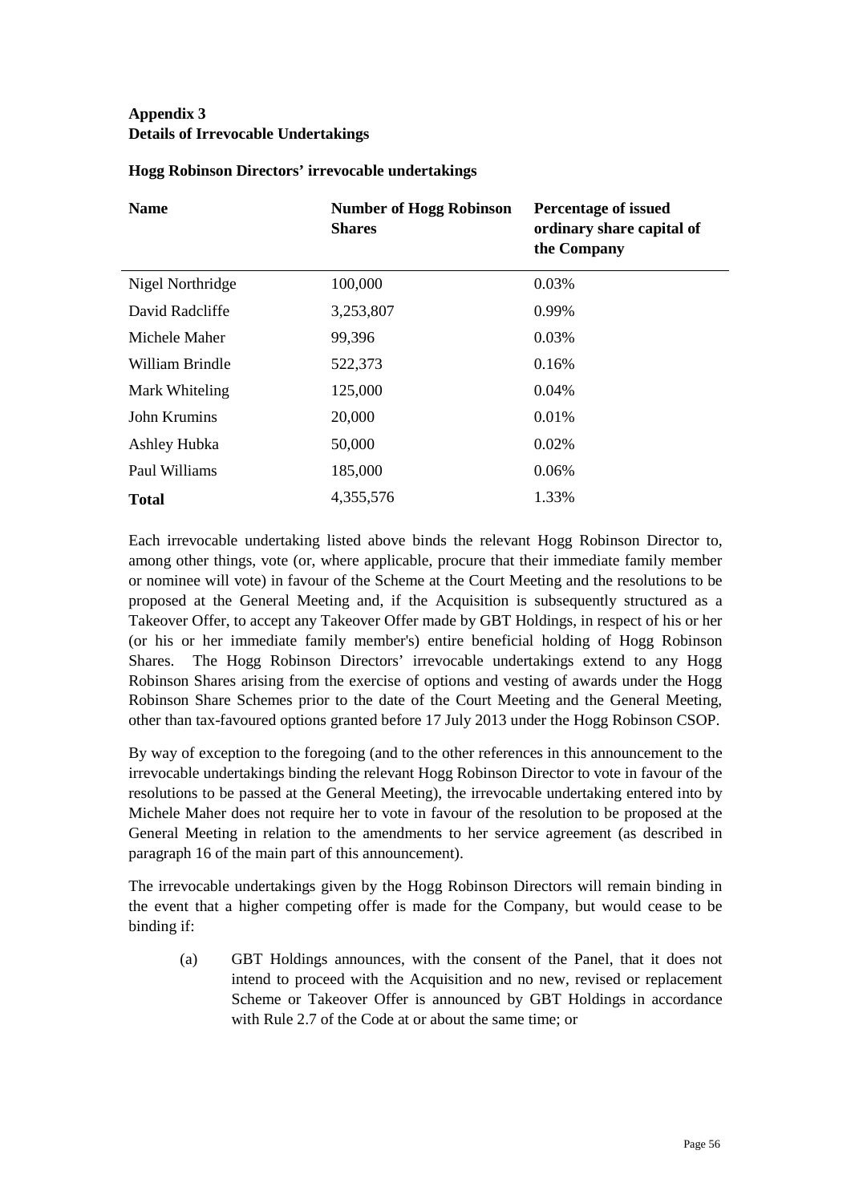**Appendix 3**
**Details of Irrevocable Undertakings**

**Hogg Robinson Directors' irrevocable undertakings**

| Name | Number of Hogg Robinson Shares | Percentage of issued ordinary share capital of the Company |
|---|---|---|
| Nigel Northridge | 100,000 | 0.03% |
| David Radcliffe | 3,253,807 | 0.99% |
| Michele Maher | 99,396 | 0.03% |
| William Brindle | 522,373 | 0.16% |
| Mark Whiteling | 125,000 | 0.04% |
| John Krumins | 20,000 | 0.01% |
| Ashley Hubka | 50,000 | 0.02% |
| Paul Williams | 185,000 | 0.06% |
| **Total** | 4,355,576 | 1.33% |

Each irrevocable undertaking listed above binds the relevant Hogg Robinson Director to, among other things, vote (or, where applicable, procure that their immediate family member or nominee will vote) in favour of the Scheme at the Court Meeting and the resolutions to be proposed at the General Meeting and, if the Acquisition is subsequently structured as a Takeover Offer, to accept any Takeover Offer made by GBT Holdings, in respect of his or her (or his or her immediate family member's) entire beneficial holding of Hogg Robinson Shares. The Hogg Robinson Directors' irrevocable undertakings extend to any Hogg Robinson Shares arising from the exercise of options and vesting of awards under the Hogg Robinson Share Schemes prior to the date of the Court Meeting and the General Meeting, other than tax-favoured options granted before 17 July 2013 under the Hogg Robinson CSOP.

By way of exception to the foregoing (and to the other references in this announcement to the irrevocable undertakings binding the relevant Hogg Robinson Director to vote in favour of the resolutions to be passed at the General Meeting), the irrevocable undertaking entered into by Michele Maher does not require her to vote in favour of the resolution to be proposed at the General Meeting in relation to the amendments to her service agreement (as described in paragraph 16 of the main part of this announcement).

The irrevocable undertakings given by the Hogg Robinson Directors will remain binding in the event that a higher competing offer is made for the Company, but would cease to be binding if:

(a) GBT Holdings announces, with the consent of the Panel, that it does not intend to proceed with the Acquisition and no new, revised or replacement Scheme or Takeover Offer is announced by GBT Holdings in accordance with Rule 2.7 of the Code at or about the same time; or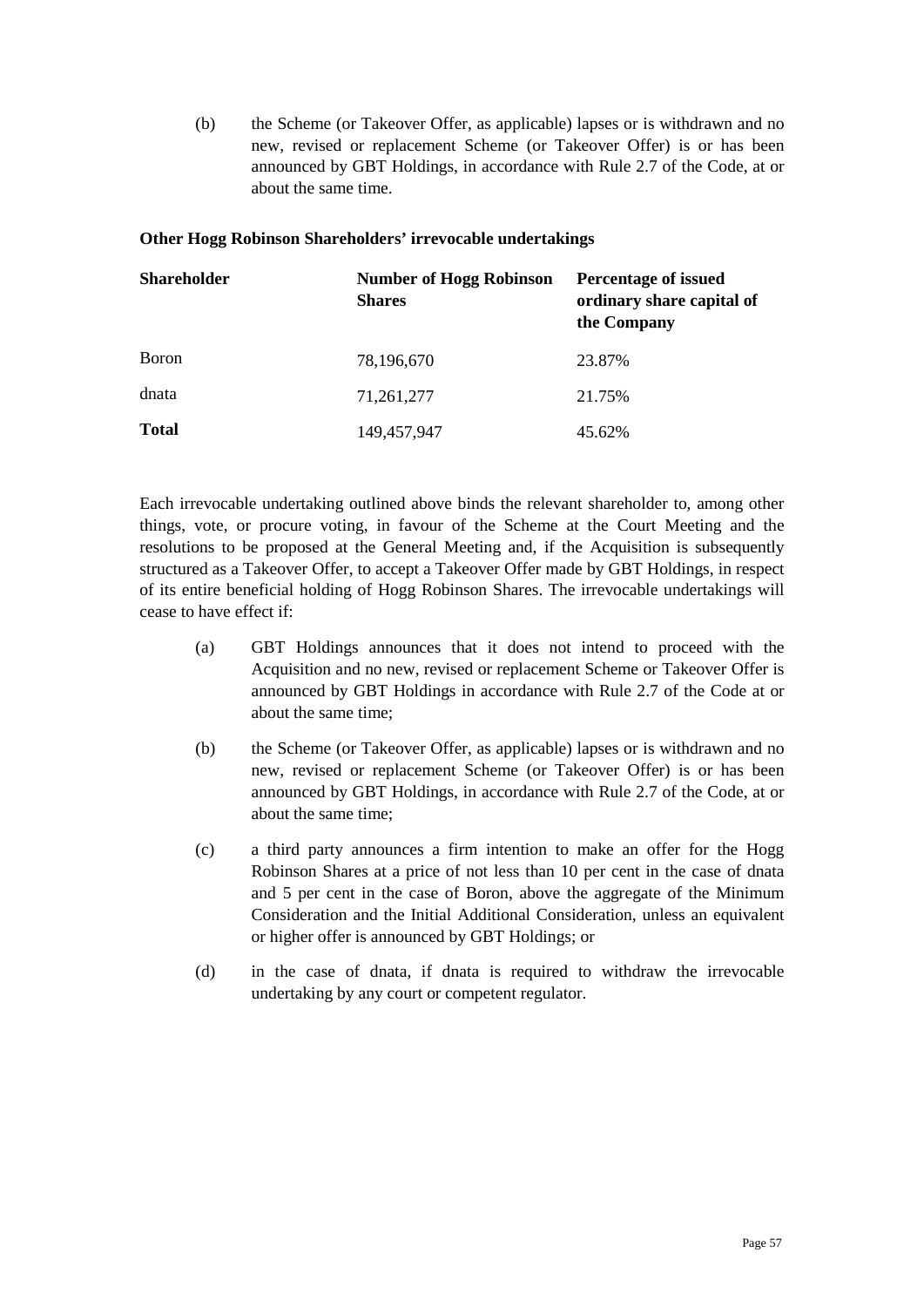(b) the Scheme (or Takeover Offer, as applicable) lapses or is withdrawn and no new, revised or replacement Scheme (or Takeover Offer) is or has been announced by GBT Holdings, in accordance with Rule 2.7 of the Code, at or about the same time.

**Other Hogg Robinson Shareholders' irrevocable undertakings**

| **Shareholder** | **Number of Hogg Robinson Shares** | **Percentage of issued ordinary share capital of the Company** |
|---|---|---|
| Boron | 78,196,670 | 23.87% |
| dnata | 71,261,277 | 21.75% |
| **Total** | 149,457,947 | 45.62% |

Each irrevocable undertaking outlined above binds the relevant shareholder to, among other things, vote, or procure voting, in favour of the Scheme at the Court Meeting and the resolutions to be proposed at the General Meeting and, if the Acquisition is subsequently structured as a Takeover Offer, to accept a Takeover Offer made by GBT Holdings, in respect of its entire beneficial holding of Hogg Robinson Shares. The irrevocable undertakings will cease to have effect if:

(a) GBT Holdings announces that it does not intend to proceed with the Acquisition and no new, revised or replacement Scheme or Takeover Offer is announced by GBT Holdings in accordance with Rule 2.7 of the Code at or about the same time;

(b) the Scheme (or Takeover Offer, as applicable) lapses or is withdrawn and no new, revised or replacement Scheme (or Takeover Offer) is or has been announced by GBT Holdings, in accordance with Rule 2.7 of the Code, at or about the same time;

(c) a third party announces a firm intention to make an offer for the Hogg Robinson Shares at a price of not less than 10 per cent in the case of dnata and 5 per cent in the case of Boron, above the aggregate of the Minimum Consideration and the Initial Additional Consideration, unless an equivalent or higher offer is announced by GBT Holdings; or

(d) in the case of dnata, if dnata is required to withdraw the irrevocable undertaking by any court or competent regulator.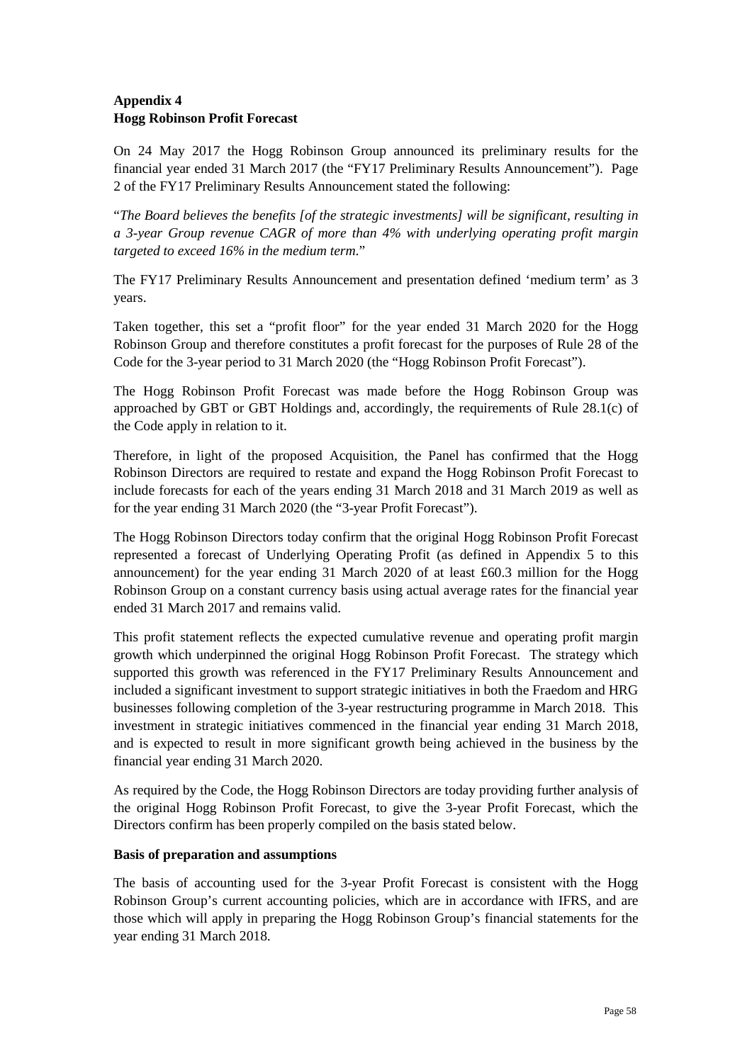**Appendix 4**
**Hogg Robinson Profit Forecast**

On 24 May 2017 the Hogg Robinson Group announced its preliminary results for the financial year ended 31 March 2017 (the "FY17 Preliminary Results Announcement"). Page 2 of the FY17 Preliminary Results Announcement stated the following:

"*The Board believes the benefits [of the strategic investments] will be significant, resulting in a 3-year Group revenue CAGR of more than 4% with underlying operating profit margin targeted to exceed 16% in the medium term.*"

The FY17 Preliminary Results Announcement and presentation defined 'medium term' as 3 years.

Taken together, this set a "profit floor" for the year ended 31 March 2020 for the Hogg Robinson Group and therefore constitutes a profit forecast for the purposes of Rule 28 of the Code for the 3-year period to 31 March 2020 (the "Hogg Robinson Profit Forecast").

The Hogg Robinson Profit Forecast was made before the Hogg Robinson Group was approached by GBT or GBT Holdings and, accordingly, the requirements of Rule 28.1(c) of the Code apply in relation to it.

Therefore, in light of the proposed Acquisition, the Panel has confirmed that the Hogg Robinson Directors are required to restate and expand the Hogg Robinson Profit Forecast to include forecasts for each of the years ending 31 March 2018 and 31 March 2019 as well as for the year ending 31 March 2020 (the "3-year Profit Forecast").

The Hogg Robinson Directors today confirm that the original Hogg Robinson Profit Forecast represented a forecast of Underlying Operating Profit (as defined in Appendix 5 to this announcement) for the year ending 31 March 2020 of at least £60.3 million for the Hogg Robinson Group on a constant currency basis using actual average rates for the financial year ended 31 March 2017 and remains valid.

This profit statement reflects the expected cumulative revenue and operating profit margin growth which underpinned the original Hogg Robinson Profit Forecast. The strategy which supported this growth was referenced in the FY17 Preliminary Results Announcement and included a significant investment to support strategic initiatives in both the Fraedom and HRG businesses following completion of the 3-year restructuring programme in March 2018. This investment in strategic initiatives commenced in the financial year ending 31 March 2018, and is expected to result in more significant growth being achieved in the business by the financial year ending 31 March 2020.

As required by the Code, the Hogg Robinson Directors are today providing further analysis of the original Hogg Robinson Profit Forecast, to give the 3-year Profit Forecast, which the Directors confirm has been properly compiled on the basis stated below.

**Basis of preparation and assumptions**

The basis of accounting used for the 3-year Profit Forecast is consistent with the Hogg Robinson Group's current accounting policies, which are in accordance with IFRS, and are those which will apply in preparing the Hogg Robinson Group's financial statements for the year ending 31 March 2018.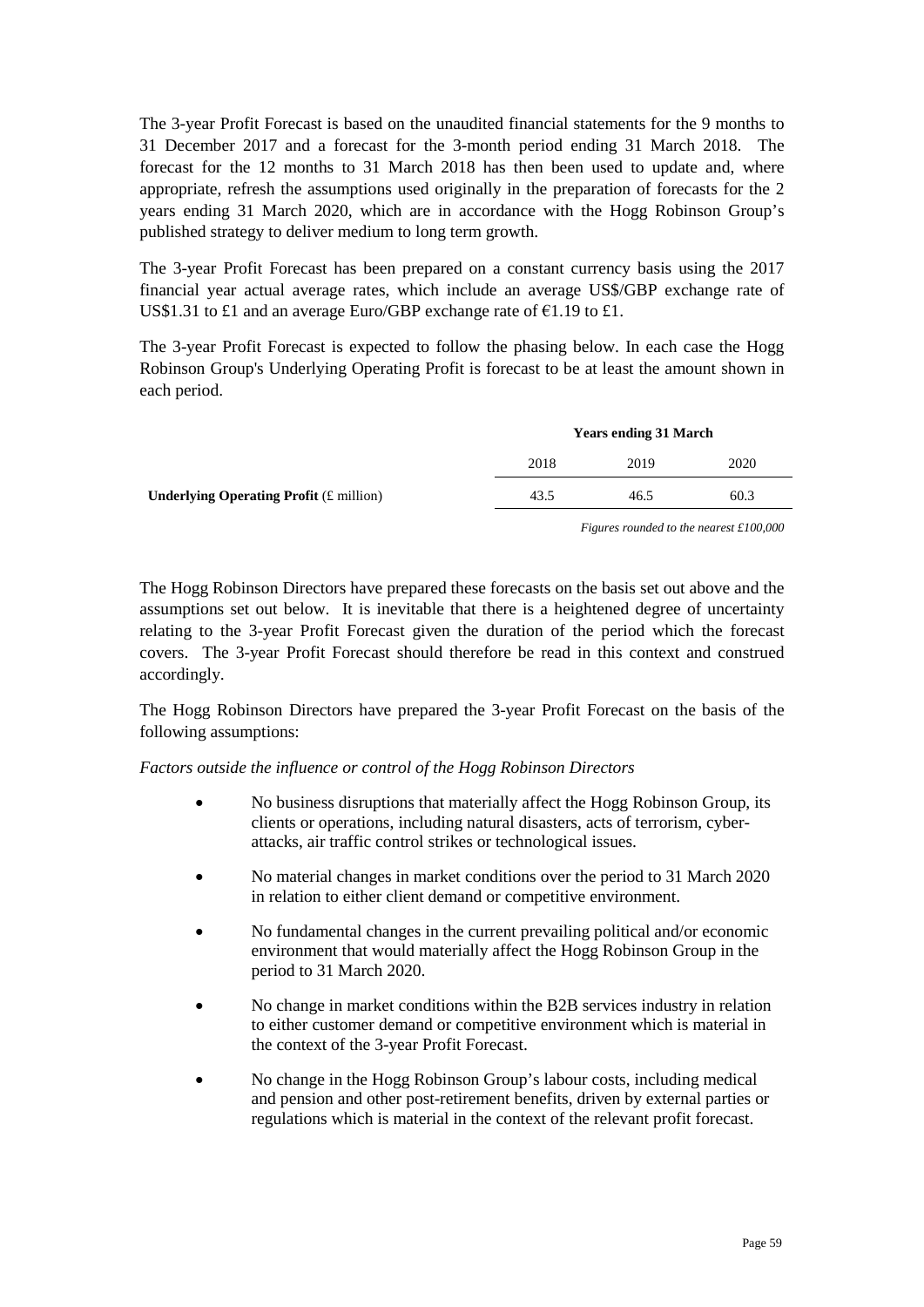The 3-year Profit Forecast is based on the unaudited financial statements for the 9 months to 31 December 2017 and a forecast for the 3-month period ending 31 March 2018. The forecast for the 12 months to 31 March 2018 has then been used to update and, where appropriate, refresh the assumptions used originally in the preparation of forecasts for the 2 years ending 31 March 2020, which are in accordance with the Hogg Robinson Group's published strategy to deliver medium to long term growth.

The 3-year Profit Forecast has been prepared on a constant currency basis using the 2017 financial year actual average rates, which include an average US$/GBP exchange rate of US$1.31 to £1 and an average Euro/GBP exchange rate of €1.19 to £1.

The 3-year Profit Forecast is expected to follow the phasing below. In each case the Hogg Robinson Group's Underlying Operating Profit is forecast to be at least the amount shown in each period.

| | **Years ending 31 March** | | |
|---|---|---|---|
| | 2018 | 2019 | 2020 |
| **Underlying Operating Profit** (£ million) | 43.5 | 46.5 | 60.3 |

*Figures rounded to the nearest £100,000*

The Hogg Robinson Directors have prepared these forecasts on the basis set out above and the assumptions set out below. It is inevitable that there is a heightened degree of uncertainty relating to the 3-year Profit Forecast given the duration of the period which the forecast covers. The 3-year Profit Forecast should therefore be read in this context and construed accordingly.

The Hogg Robinson Directors have prepared the 3-year Profit Forecast on the basis of the following assumptions:

*Factors outside the influence or control of the Hogg Robinson Directors*

- No business disruptions that materially affect the Hogg Robinson Group, its clients or operations, including natural disasters, acts of terrorism, cyber-attacks, air traffic control strikes or technological issues.
- No material changes in market conditions over the period to 31 March 2020 in relation to either client demand or competitive environment.
- No fundamental changes in the current prevailing political and/or economic environment that would materially affect the Hogg Robinson Group in the period to 31 March 2020.
- No change in market conditions within the B2B services industry in relation to either customer demand or competitive environment which is material in the context of the 3-year Profit Forecast.
- No change in the Hogg Robinson Group's labour costs, including medical and pension and other post-retirement benefits, driven by external parties or regulations which is material in the context of the relevant profit forecast.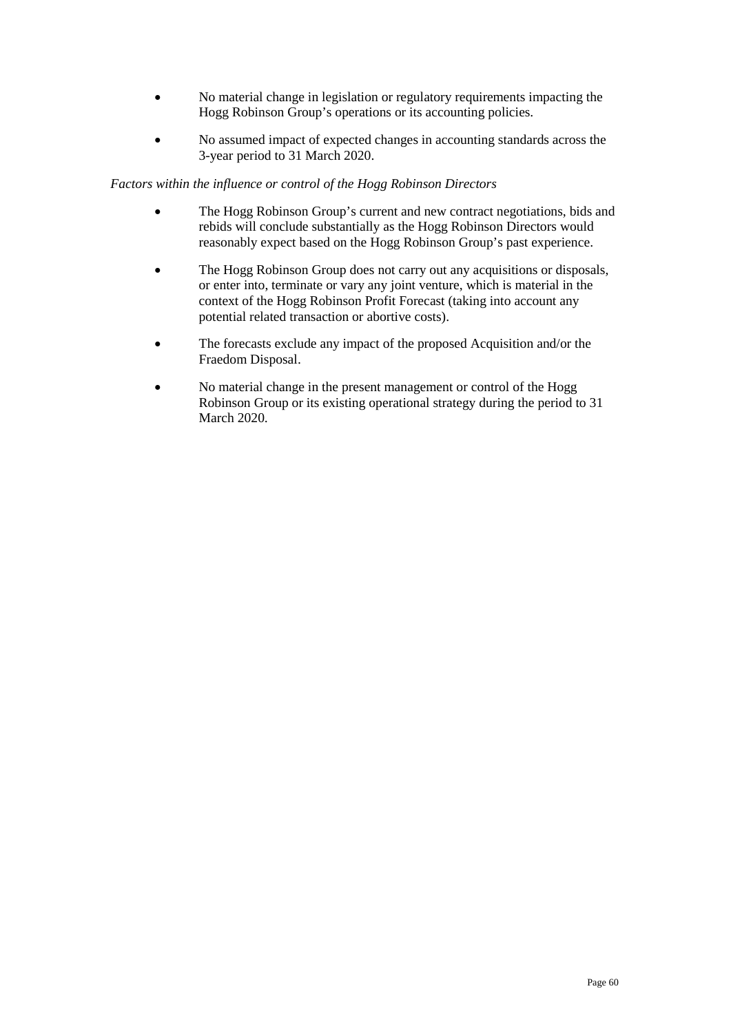- No material change in legislation or regulatory requirements impacting the Hogg Robinson Group's operations or its accounting policies.
- No assumed impact of expected changes in accounting standards across the 3-year period to 31 March 2020.

*Factors within the influence or control of the Hogg Robinson Directors*

- The Hogg Robinson Group's current and new contract negotiations, bids and rebids will conclude substantially as the Hogg Robinson Directors would reasonably expect based on the Hogg Robinson Group's past experience.
- The Hogg Robinson Group does not carry out any acquisitions or disposals, or enter into, terminate or vary any joint venture, which is material in the context of the Hogg Robinson Profit Forecast (taking into account any potential related transaction or abortive costs).
- The forecasts exclude any impact of the proposed Acquisition and/or the Fraedom Disposal.
- No material change in the present management or control of the Hogg Robinson Group or its existing operational strategy during the period to 31 March 2020.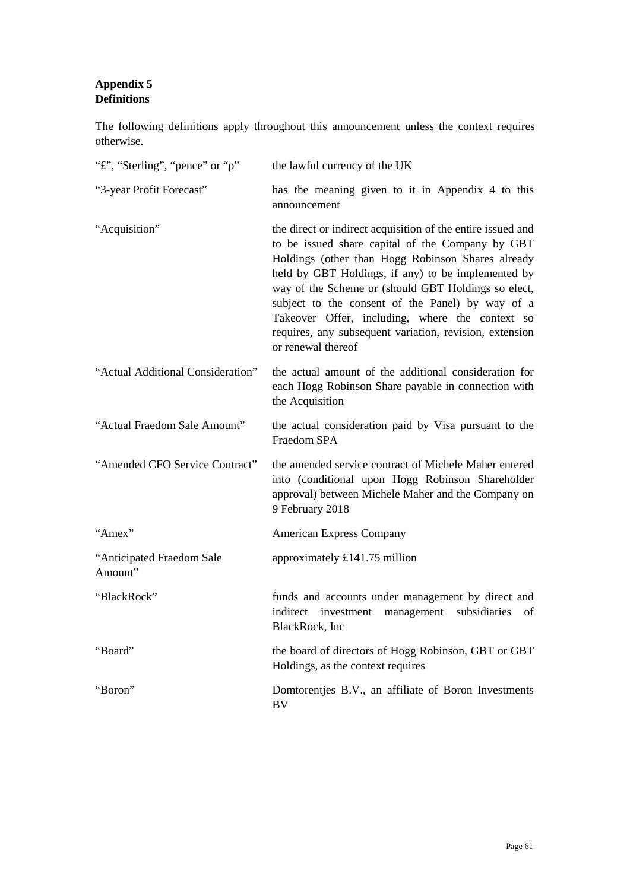**Appendix 5**
**Definitions**

The following definitions apply throughout this announcement unless the context requires otherwise.

| | |
|---|---|
| "£", "Sterling", "pence" or "p" | the lawful currency of the UK |
| "3-year Profit Forecast" | has the meaning given to it in Appendix 4 to this announcement |
| "Acquisition" | the direct or indirect acquisition of the entire issued and to be issued share capital of the Company by GBT Holdings (other than Hogg Robinson Shares already held by GBT Holdings, if any) to be implemented by way of the Scheme or (should GBT Holdings so elect, subject to the consent of the Panel) by way of a Takeover Offer, including, where the context so requires, any subsequent variation, revision, extension or renewal thereof |
| "Actual Additional Consideration" | the actual amount of the additional consideration for each Hogg Robinson Share payable in connection with the Acquisition |
| "Actual Fraedom Sale Amount" | the actual consideration paid by Visa pursuant to the Fraedom SPA |
| "Amended CFO Service Contract" | the amended service contract of Michele Maher entered into (conditional upon Hogg Robinson Shareholder approval) between Michele Maher and the Company on 9 February 2018 |
| "Amex" | American Express Company |
| "Anticipated Fraedom Sale Amount" | approximately £141.75 million |
| "BlackRock" | funds and accounts under management by direct and indirect investment management subsidiaries of BlackRock, Inc |
| "Board" | the board of directors of Hogg Robinson, GBT or GBT Holdings, as the context requires |
| "Boron" | Domtorentjes B.V., an affiliate of Boron Investments BV |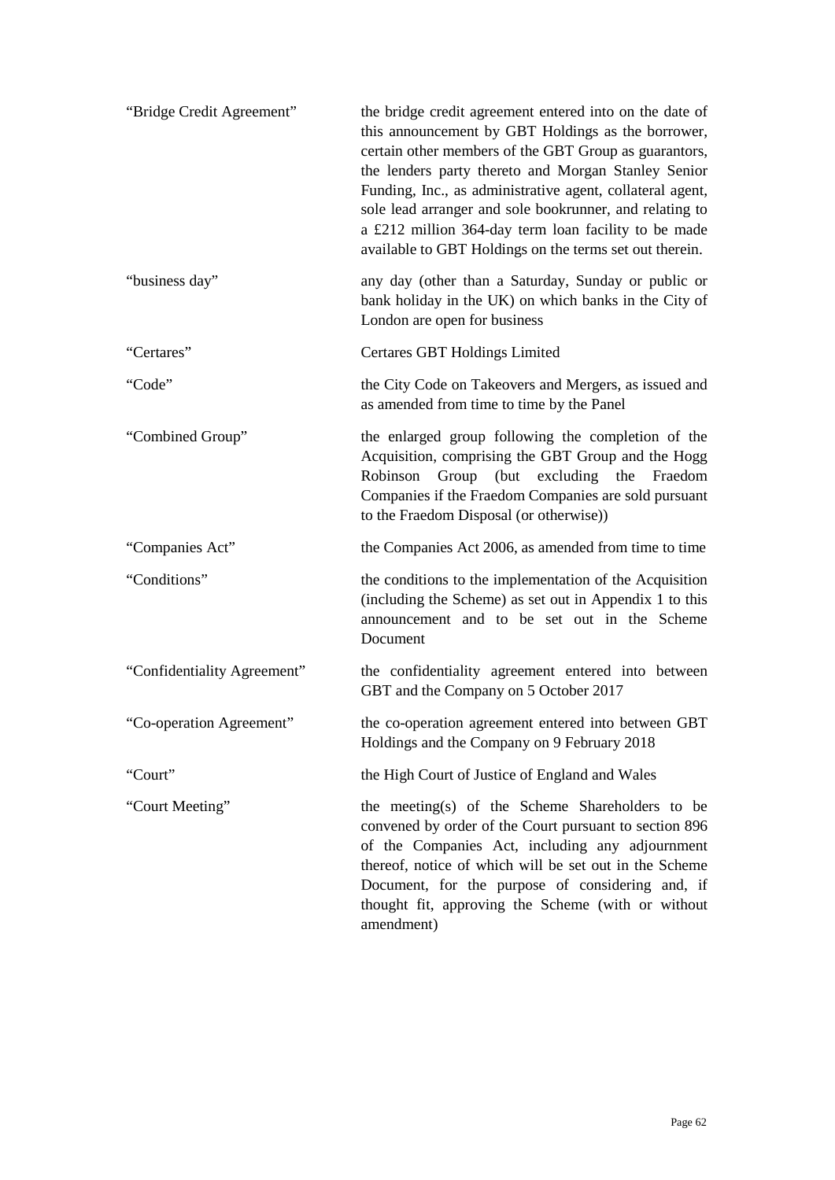| | |
|---|---|
| "Bridge Credit Agreement" | the bridge credit agreement entered into on the date of this announcement by GBT Holdings as the borrower, certain other members of the GBT Group as guarantors, the lenders party thereto and Morgan Stanley Senior Funding, Inc., as administrative agent, collateral agent, sole lead arranger and sole bookrunner, and relating to a £212 million 364-day term loan facility to be made available to GBT Holdings on the terms set out therein. |
| "business day" | any day (other than a Saturday, Sunday or public or bank holiday in the UK) on which banks in the City of London are open for business |
| "Certares" | Certares GBT Holdings Limited |
| "Code" | the City Code on Takeovers and Mergers, as issued and as amended from time to time by the Panel |
| "Combined Group" | the enlarged group following the completion of the Acquisition, comprising the GBT Group and the Hogg Robinson Group (but excluding the Fraedom Companies if the Fraedom Companies are sold pursuant to the Fraedom Disposal (or otherwise)) |
| "Companies Act" | the Companies Act 2006, as amended from time to time |
| "Conditions" | the conditions to the implementation of the Acquisition (including the Scheme) as set out in Appendix 1 to this announcement and to be set out in the Scheme Document |
| "Confidentiality Agreement" | the confidentiality agreement entered into between GBT and the Company on 5 October 2017 |
| "Co-operation Agreement" | the co-operation agreement entered into between GBT Holdings and the Company on 9 February 2018 |
| "Court" | the High Court of Justice of England and Wales |
| "Court Meeting" | the meeting(s) of the Scheme Shareholders to be convened by order of the Court pursuant to section 896 of the Companies Act, including any adjournment thereof, notice of which will be set out in the Scheme Document, for the purpose of considering and, if thought fit, approving the Scheme (with or without amendment) |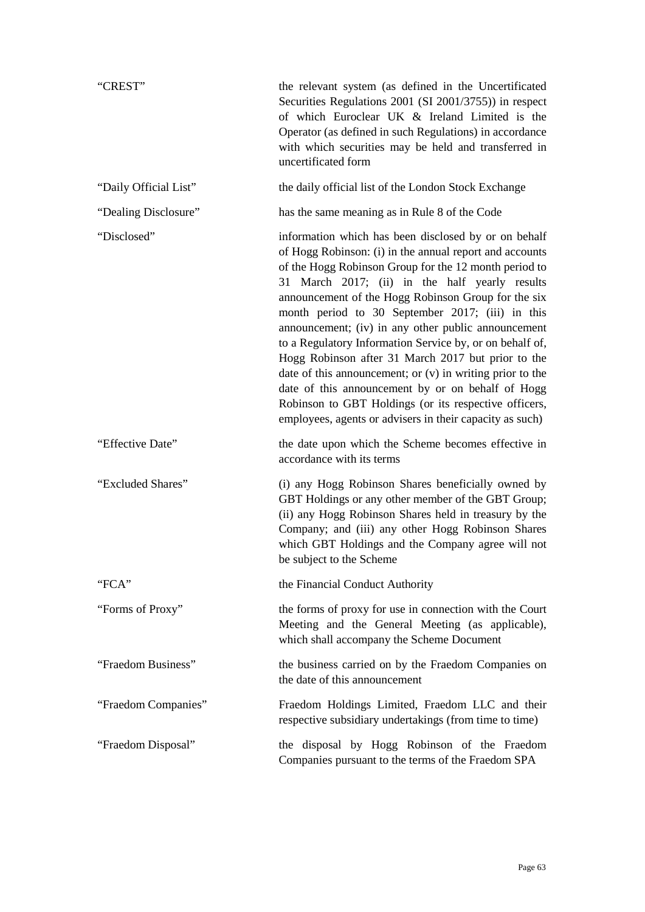| | |
|---|---|
| "CREST" | the relevant system (as defined in the Uncertificated Securities Regulations 2001 (SI 2001/3755)) in respect of which Euroclear UK & Ireland Limited is the Operator (as defined in such Regulations) in accordance with which securities may be held and transferred in uncertificated form |
| "Daily Official List" | the daily official list of the London Stock Exchange |
| "Dealing Disclosure" | has the same meaning as in Rule 8 of the Code |
| "Disclosed" | information which has been disclosed by or on behalf of Hogg Robinson: (i) in the annual report and accounts of the Hogg Robinson Group for the 12 month period to 31 March 2017; (ii) in the half yearly results announcement of the Hogg Robinson Group for the six month period to 30 September 2017; (iii) in this announcement; (iv) in any other public announcement to a Regulatory Information Service by, or on behalf of, Hogg Robinson after 31 March 2017 but prior to the date of this announcement; or (v) in writing prior to the date of this announcement by or on behalf of Hogg Robinson to GBT Holdings (or its respective officers, employees, agents or advisers in their capacity as such) |
| "Effective Date" | the date upon which the Scheme becomes effective in accordance with its terms |
| "Excluded Shares" | (i) any Hogg Robinson Shares beneficially owned by GBT Holdings or any other member of the GBT Group; (ii) any Hogg Robinson Shares held in treasury by the Company; and (iii) any other Hogg Robinson Shares which GBT Holdings and the Company agree will not be subject to the Scheme |
| "FCA" | the Financial Conduct Authority |
| "Forms of Proxy" | the forms of proxy for use in connection with the Court Meeting and the General Meeting (as applicable), which shall accompany the Scheme Document |
| "Fraedom Business" | the business carried on by the Fraedom Companies on the date of this announcement |
| "Fraedom Companies" | Fraedom Holdings Limited, Fraedom LLC and their respective subsidiary undertakings (from time to time) |
| "Fraedom Disposal" | the disposal by Hogg Robinson of the Fraedom Companies pursuant to the terms of the Fraedom SPA |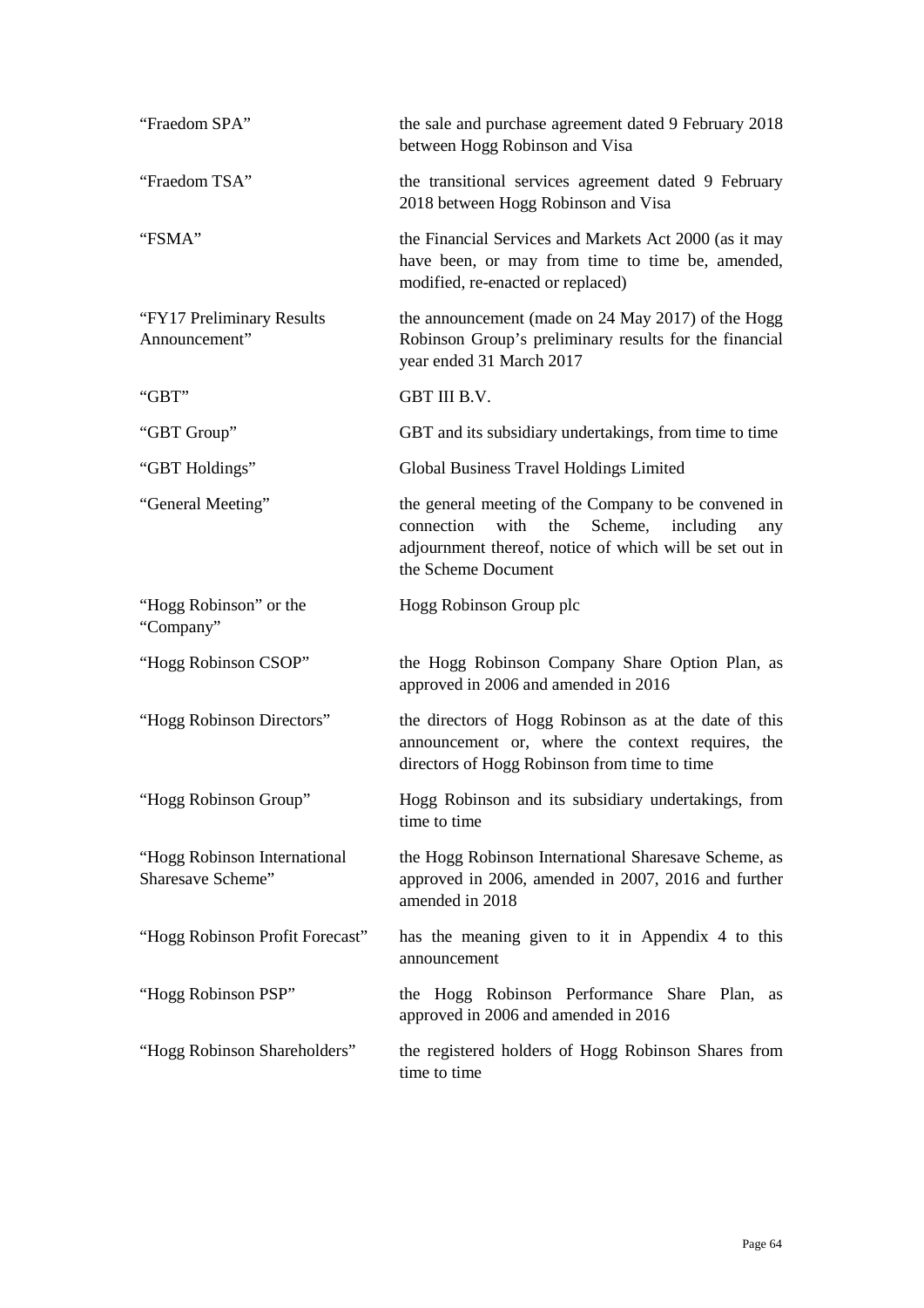| | |
|---|---|
| "Fraedom SPA" | the sale and purchase agreement dated 9 February 2018 between Hogg Robinson and Visa |
| "Fraedom TSA" | the transitional services agreement dated 9 February 2018 between Hogg Robinson and Visa |
| "FSMA" | the Financial Services and Markets Act 2000 (as it may have been, or may from time to time be, amended, modified, re-enacted or replaced) |
| "FY17 Preliminary Results Announcement" | the announcement (made on 24 May 2017) of the Hogg Robinson Group's preliminary results for the financial year ended 31 March 2017 |
| "GBT" | GBT III B.V. |
| "GBT Group" | GBT and its subsidiary undertakings, from time to time |
| "GBT Holdings" | Global Business Travel Holdings Limited |
| "General Meeting" | the general meeting of the Company to be convened in connection with the Scheme, including any adjournment thereof, notice of which will be set out in the Scheme Document |
| "Hogg Robinson" or the "Company" | Hogg Robinson Group plc |
| "Hogg Robinson CSOP" | the Hogg Robinson Company Share Option Plan, as approved in 2006 and amended in 2016 |
| "Hogg Robinson Directors" | the directors of Hogg Robinson as at the date of this announcement or, where the context requires, the directors of Hogg Robinson from time to time |
| "Hogg Robinson Group" | Hogg Robinson and its subsidiary undertakings, from time to time |
| "Hogg Robinson International Sharesave Scheme" | the Hogg Robinson International Sharesave Scheme, as approved in 2006, amended in 2007, 2016 and further amended in 2018 |
| "Hogg Robinson Profit Forecast" | has the meaning given to it in Appendix 4 to this announcement |
| "Hogg Robinson PSP" | the Hogg Robinson Performance Share Plan, as approved in 2006 and amended in 2016 |
| "Hogg Robinson Shareholders" | the registered holders of Hogg Robinson Shares from time to time |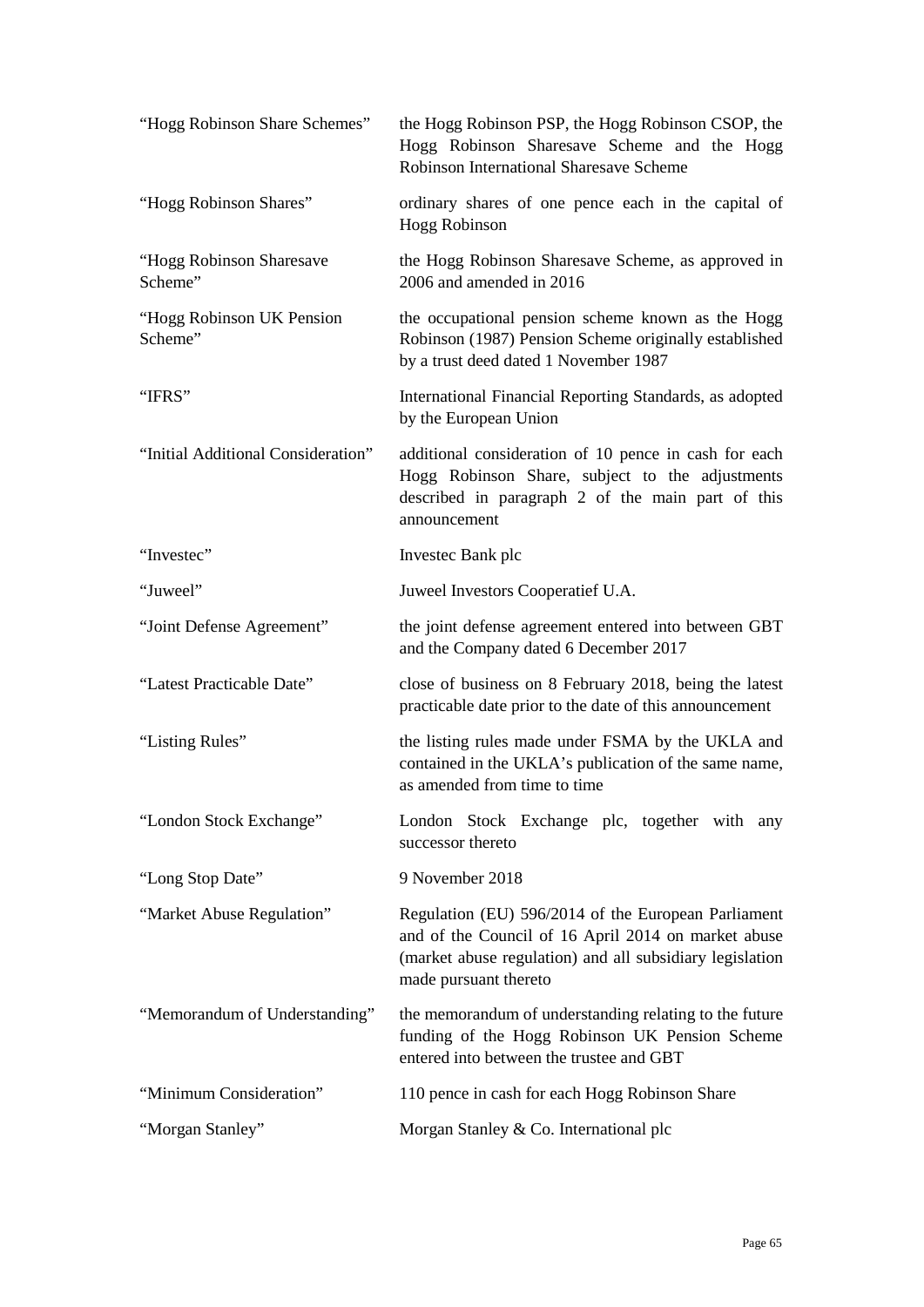| | |
|---|---|
| "Hogg Robinson Share Schemes" | the Hogg Robinson PSP, the Hogg Robinson CSOP, the Hogg Robinson Sharesave Scheme and the Hogg Robinson International Sharesave Scheme |
| "Hogg Robinson Shares" | ordinary shares of one pence each in the capital of Hogg Robinson |
| "Hogg Robinson Sharesave Scheme" | the Hogg Robinson Sharesave Scheme, as approved in 2006 and amended in 2016 |
| "Hogg Robinson UK Pension Scheme" | the occupational pension scheme known as the Hogg Robinson (1987) Pension Scheme originally established by a trust deed dated 1 November 1987 |
| "IFRS" | International Financial Reporting Standards, as adopted by the European Union |
| "Initial Additional Consideration" | additional consideration of 10 pence in cash for each Hogg Robinson Share, subject to the adjustments described in paragraph 2 of the main part of this announcement |
| "Investec" | Investec Bank plc |
| "Juweel" | Juweel Investors Cooperatief U.A. |
| "Joint Defense Agreement" | the joint defense agreement entered into between GBT and the Company dated 6 December 2017 |
| "Latest Practicable Date" | close of business on 8 February 2018, being the latest practicable date prior to the date of this announcement |
| "Listing Rules" | the listing rules made under FSMA by the UKLA and contained in the UKLA's publication of the same name, as amended from time to time |
| "London Stock Exchange" | London Stock Exchange plc, together with any successor thereto |
| "Long Stop Date" | 9 November 2018 |
| "Market Abuse Regulation" | Regulation (EU) 596/2014 of the European Parliament and of the Council of 16 April 2014 on market abuse (market abuse regulation) and all subsidiary legislation made pursuant thereto |
| "Memorandum of Understanding" | the memorandum of understanding relating to the future funding of the Hogg Robinson UK Pension Scheme entered into between the trustee and GBT |
| "Minimum Consideration" | 110 pence in cash for each Hogg Robinson Share |
| "Morgan Stanley" | Morgan Stanley & Co. International plc |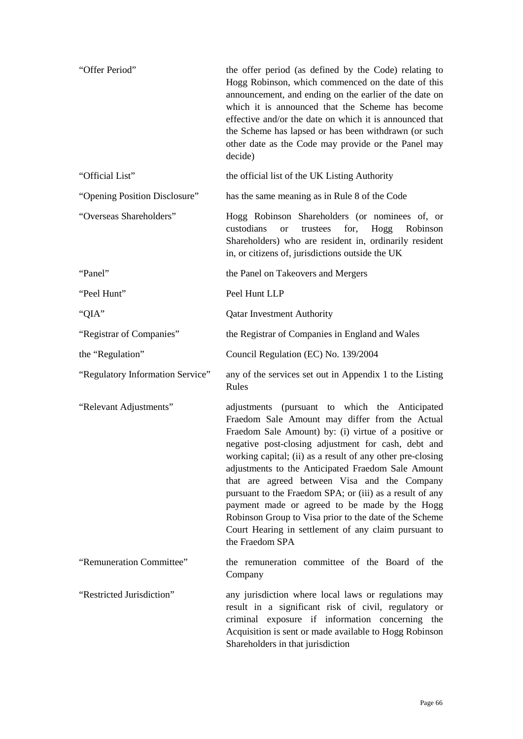| | |
|---|---|
| "Offer Period" | the offer period (as defined by the Code) relating to Hogg Robinson, which commenced on the date of this announcement, and ending on the earlier of the date on which it is announced that the Scheme has become effective and/or the date on which it is announced that the Scheme has lapsed or has been withdrawn (or such other date as the Code may provide or the Panel may decide) |
| "Official List" | the official list of the UK Listing Authority |
| "Opening Position Disclosure" | has the same meaning as in Rule 8 of the Code |
| "Overseas Shareholders" | Hogg Robinson Shareholders (or nominees of, or custodians or trustees for, Hogg Robinson Shareholders) who are resident in, ordinarily resident in, or citizens of, jurisdictions outside the UK |
| "Panel" | the Panel on Takeovers and Mergers |
| "Peel Hunt" | Peel Hunt LLP |
| "QIA" | Qatar Investment Authority |
| "Registrar of Companies" | the Registrar of Companies in England and Wales |
| the "Regulation" | Council Regulation (EC) No. 139/2004 |
| "Regulatory Information Service" | any of the services set out in Appendix 1 to the Listing Rules |
| "Relevant Adjustments" | adjustments (pursuant to which the Anticipated Fraedom Sale Amount may differ from the Actual Fraedom Sale Amount) by: (i) virtue of a positive or negative post-closing adjustment for cash, debt and working capital; (ii) as a result of any other pre-closing adjustments to the Anticipated Fraedom Sale Amount that are agreed between Visa and the Company pursuant to the Fraedom SPA; or (iii) as a result of any payment made or agreed to be made by the Hogg Robinson Group to Visa prior to the date of the Scheme Court Hearing in settlement of any claim pursuant to the Fraedom SPA |
| "Remuneration Committee" | the remuneration committee of the Board of the Company |
| "Restricted Jurisdiction" | any jurisdiction where local laws or regulations may result in a significant risk of civil, regulatory or criminal exposure if information concerning the Acquisition is sent or made available to Hogg Robinson Shareholders in that jurisdiction |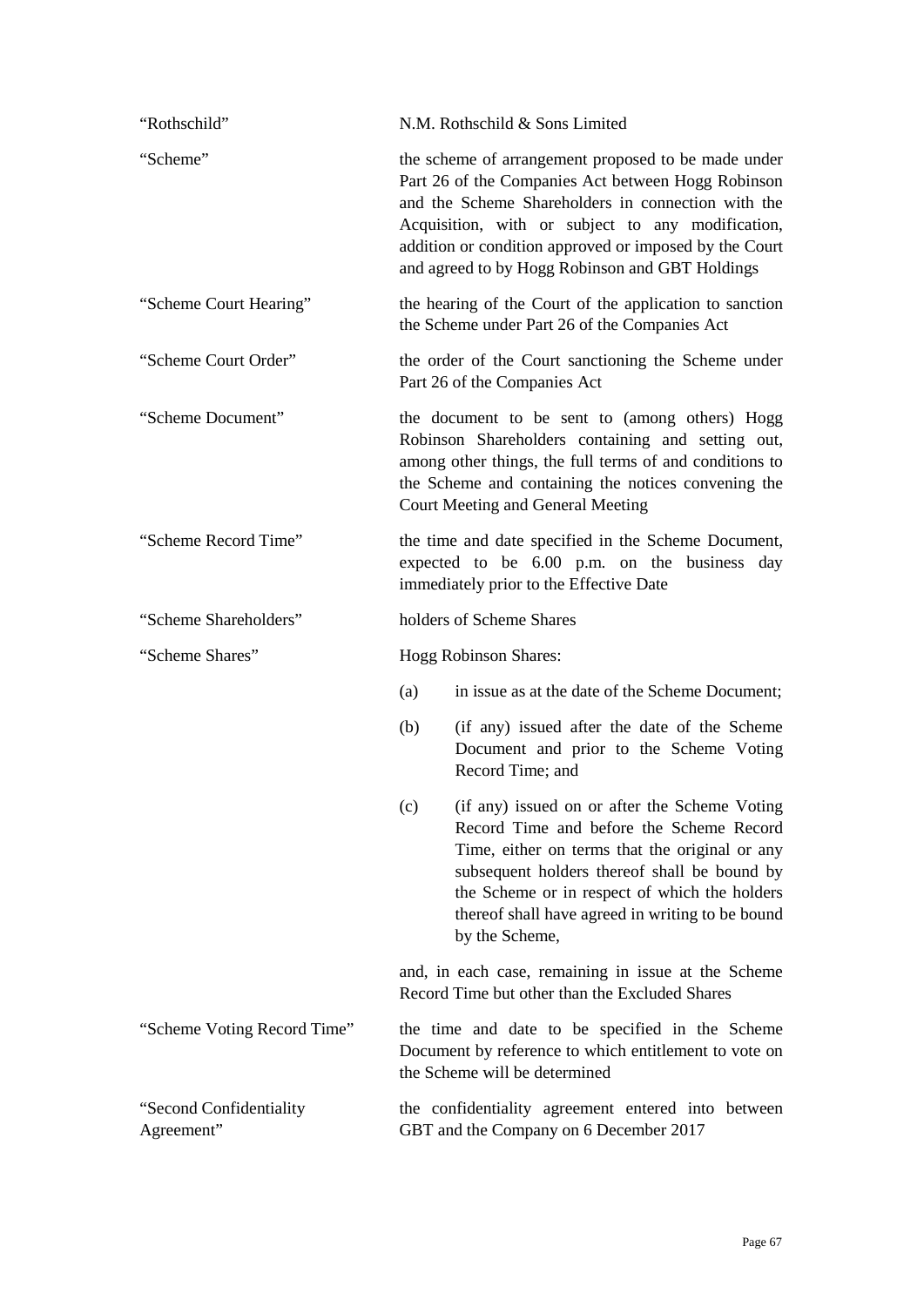| | |
|---|---|
| "Rothschild" | N.M. Rothschild & Sons Limited |
| "Scheme" | the scheme of arrangement proposed to be made under Part 26 of the Companies Act between Hogg Robinson and the Scheme Shareholders in connection with the Acquisition, with or subject to any modification, addition or condition approved or imposed by the Court and agreed to by Hogg Robinson and GBT Holdings |
| "Scheme Court Hearing" | the hearing of the Court of the application to sanction the Scheme under Part 26 of the Companies Act |
| "Scheme Court Order" | the order of the Court sanctioning the Scheme under Part 26 of the Companies Act |
| "Scheme Document" | the document to be sent to (among others) Hogg Robinson Shareholders containing and setting out, among other things, the full terms of and conditions to the Scheme and containing the notices convening the Court Meeting and General Meeting |
| "Scheme Record Time" | the time and date specified in the Scheme Document, expected to be 6.00 p.m. on the business day immediately prior to the Effective Date |
| "Scheme Shareholders" | holders of Scheme Shares |
| "Scheme Shares" | Hogg Robinson Shares:<br>(a) in issue as at the date of the Scheme Document;<br>(b) (if any) issued after the date of the Scheme Document and prior to the Scheme Voting Record Time; and<br>(c) (if any) issued on or after the Scheme Voting Record Time and before the Scheme Record Time, either on terms that the original or any subsequent holders thereof shall be bound by the Scheme or in respect of which the holders thereof shall have agreed in writing to be bound by the Scheme,<br>and, in each case, remaining in issue at the Scheme Record Time but other than the Excluded Shares |
| "Scheme Voting Record Time" | the time and date to be specified in the Scheme Document by reference to which entitlement to vote on the Scheme will be determined |
| "Second Confidentiality Agreement" | the confidentiality agreement entered into between GBT and the Company on 6 December 2017 |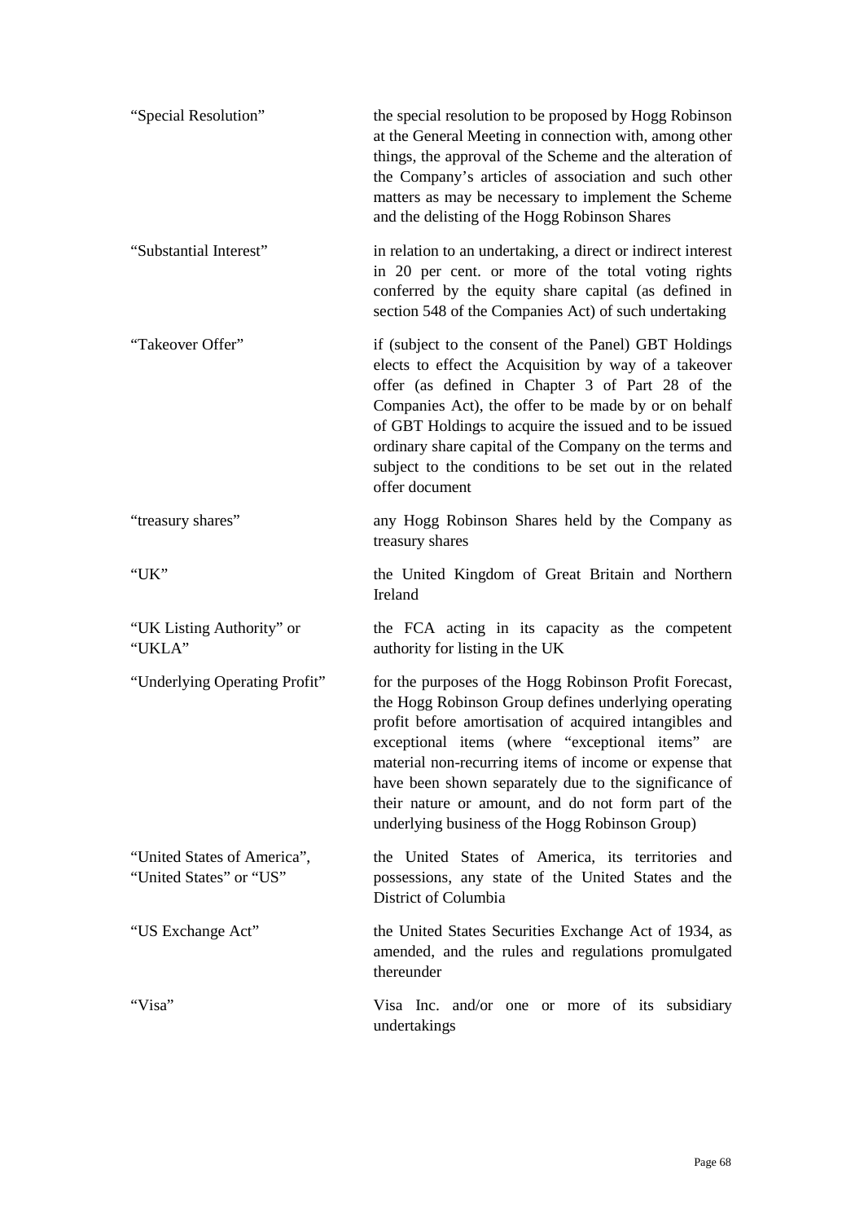| | |
|---|---|
| "Special Resolution" | the special resolution to be proposed by Hogg Robinson at the General Meeting in connection with, among other things, the approval of the Scheme and the alteration of the Company's articles of association and such other matters as may be necessary to implement the Scheme and the delisting of the Hogg Robinson Shares |
| "Substantial Interest" | in relation to an undertaking, a direct or indirect interest in 20 per cent. or more of the total voting rights conferred by the equity share capital (as defined in section 548 of the Companies Act) of such undertaking |
| "Takeover Offer" | if (subject to the consent of the Panel) GBT Holdings elects to effect the Acquisition by way of a takeover offer (as defined in Chapter 3 of Part 28 of the Companies Act), the offer to be made by or on behalf of GBT Holdings to acquire the issued and to be issued ordinary share capital of the Company on the terms and subject to the conditions to be set out in the related offer document |
| "treasury shares" | any Hogg Robinson Shares held by the Company as treasury shares |
| "UK" | the United Kingdom of Great Britain and Northern Ireland |
| "UK Listing Authority" or "UKLA" | the FCA acting in its capacity as the competent authority for listing in the UK |
| "Underlying Operating Profit" | for the purposes of the Hogg Robinson Profit Forecast, the Hogg Robinson Group defines underlying operating profit before amortisation of acquired intangibles and exceptional items (where "exceptional items" are material non-recurring items of income or expense that have been shown separately due to the significance of their nature or amount, and do not form part of the underlying business of the Hogg Robinson Group) |
| "United States of America", "United States" or "US" | the United States of America, its territories and possessions, any state of the United States and the District of Columbia |
| "US Exchange Act" | the United States Securities Exchange Act of 1934, as amended, and the rules and regulations promulgated thereunder |
| "Visa" | Visa Inc. and/or one or more of its subsidiary undertakings |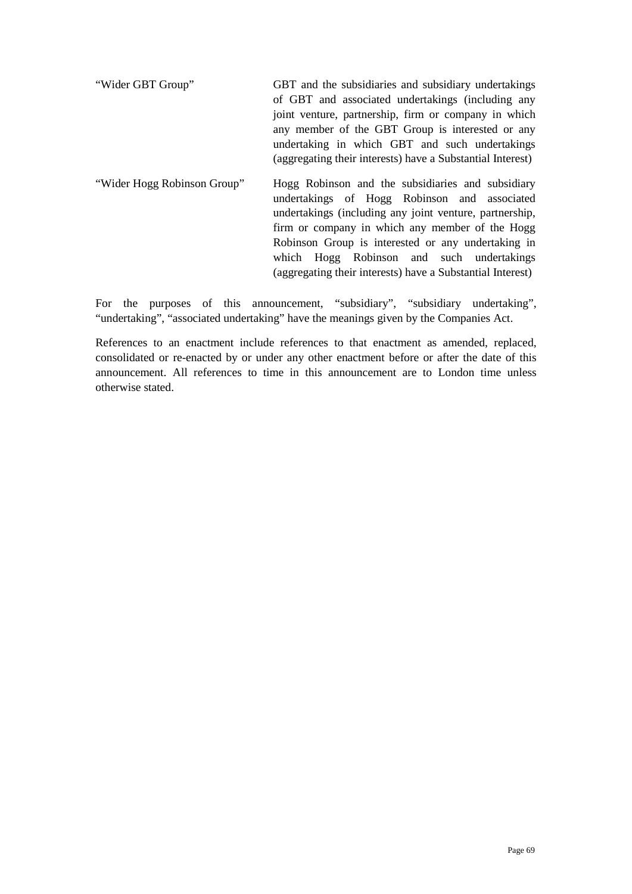| | |
|---|---|
| "Wider GBT Group" | GBT and the subsidiaries and subsidiary undertakings of GBT and associated undertakings (including any joint venture, partnership, firm or company in which any member of the GBT Group is interested or any undertaking in which GBT and such undertakings (aggregating their interests) have a Substantial Interest) |
| "Wider Hogg Robinson Group" | Hogg Robinson and the subsidiaries and subsidiary undertakings of Hogg Robinson and associated undertakings (including any joint venture, partnership, firm or company in which any member of the Hogg Robinson Group is interested or any undertaking in which Hogg Robinson and such undertakings (aggregating their interests) have a Substantial Interest) |

For the purposes of this announcement, "subsidiary", "subsidiary undertaking", "undertaking", "associated undertaking" have the meanings given by the Companies Act.

References to an enactment include references to that enactment as amended, replaced, consolidated or re-enacted by or under any other enactment before or after the date of this announcement. All references to time in this announcement are to London time unless otherwise stated.